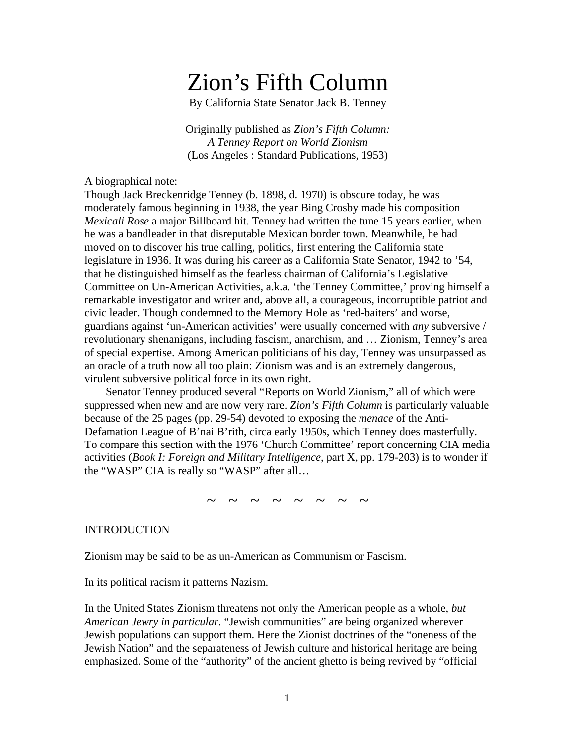# Zion's Fifth Column

By California State Senator Jack B. Tenney

Originally published as *Zion's Fifth Column: A Tenney Report on World Zionism*
(Los Angeles : Standard Publications, 1953)

A biographical note:
Though Jack Breckenridge Tenney (b. 1898, d. 1970) is obscure today, he was moderately famous beginning in 1938, the year Bing Crosby made his composition *Mexicali Rose* a major Billboard hit. Tenney had written the tune 15 years earlier, when he was a bandleader in that disreputable Mexican border town. Meanwhile, he had moved on to discover his true calling, politics, first entering the California state legislature in 1936. It was during his career as a California State Senator, 1942 to '54, that he distinguished himself as the fearless chairman of California's Legislative Committee on Un-American Activities, a.k.a. 'the Tenney Committee,' proving himself a remarkable investigator and writer and, above all, a courageous, incorruptible patriot and civic leader. Though condemned to the Memory Hole as 'red-baiters' and worse, guardians against 'un-American activities' were usually concerned with *any* subversive / revolutionary shenanigans, including fascism, anarchism, and … Zionism, Tenney's area of special expertise. Among American politicians of his day, Tenney was unsurpassed as an oracle of a truth now all too plain: Zionism was and is an extremely dangerous, virulent subversive political force in its own right.

Senator Tenney produced several "Reports on World Zionism," all of which were suppressed when new and are now very rare. *Zion's Fifth Column* is particularly valuable because of the 25 pages (pp. 29-54) devoted to exposing the *menace* of the Anti-Defamation League of B'nai B'rith, circa early 1950s, which Tenney does masterfully. To compare this section with the 1976 'Church Committee' report concerning CIA media activities (*Book I: Foreign and Military Intelligence*, part X, pp. 179-203) is to wonder if the "WASP" CIA is really so "WASP" after all…

~ ~ ~ ~ ~ ~ ~ ~

## INTRODUCTION

Zionism may be said to be as un-American as Communism or Fascism.

In its political racism it patterns Nazism.

In the United States Zionism threatens not only the American people as a whole, *but American Jewry in particular.* "Jewish communities" are being organized wherever Jewish populations can support them. Here the Zionist doctrines of the "oneness of the Jewish Nation" and the separateness of Jewish culture and historical heritage are being emphasized. Some of the "authority" of the ancient ghetto is being revived by "official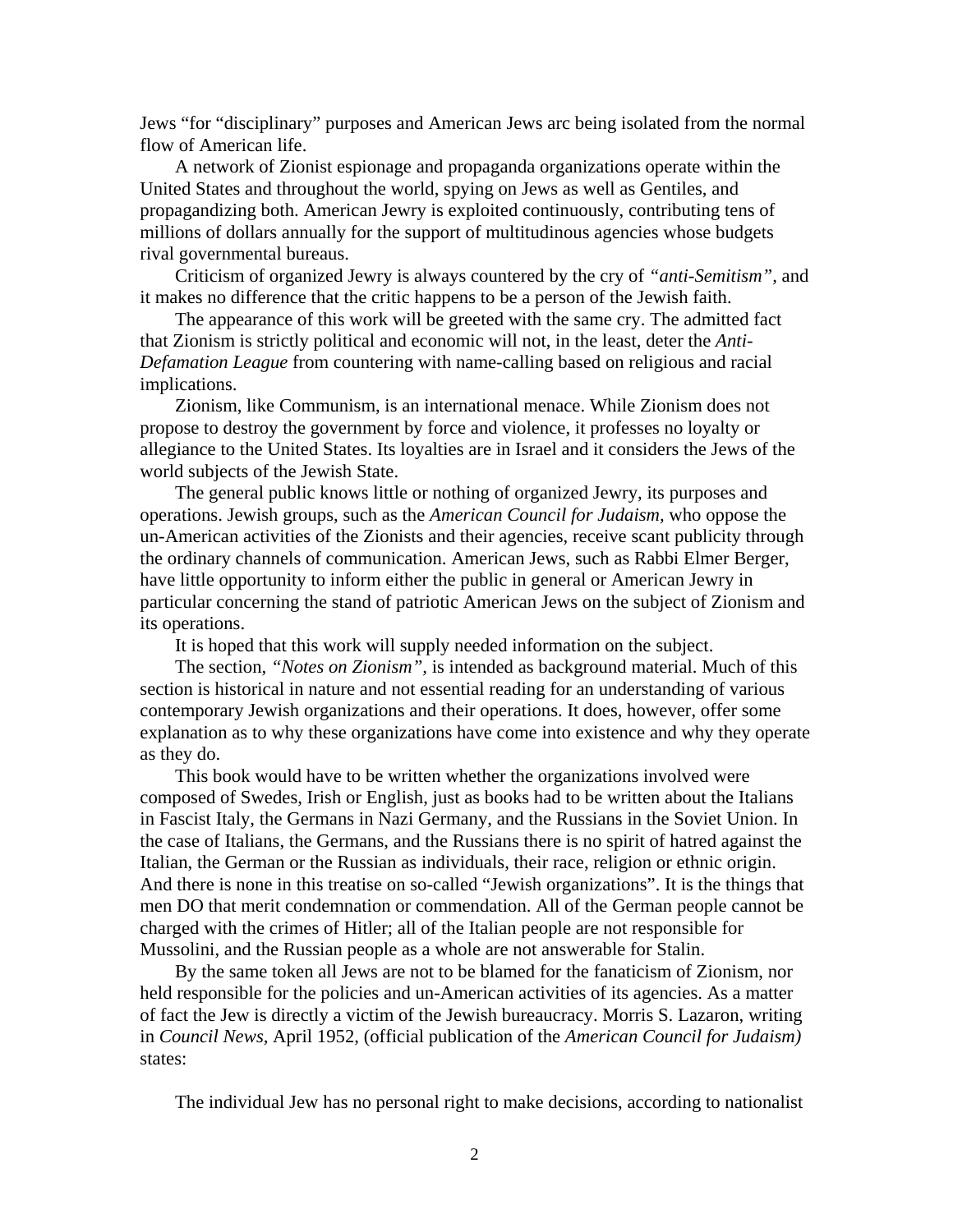Jews "for "disciplinary" purposes and American Jews arc being isolated from the normal flow of American life.

A network of Zionist espionage and propaganda organizations operate within the United States and throughout the world, spying on Jews as well as Gentiles, and propagandizing both. American Jewry is exploited continuously, contributing tens of millions of dollars annually for the support of multitudinous agencies whose budgets rival governmental bureaus.

Criticism of organized Jewry is always countered by the cry of *"anti-Semitism",* and it makes no difference that the critic happens to be a person of the Jewish faith.

The appearance of this work will be greeted with the same cry. The admitted fact that Zionism is strictly political and economic will not, in the least, deter the *Anti-Defamation League* from countering with name-calling based on religious and racial implications.

Zionism, like Communism, is an international menace. While Zionism does not propose to destroy the government by force and violence, it professes no loyalty or allegiance to the United States. Its loyalties are in Israel and it considers the Jews of the world subjects of the Jewish State.

The general public knows little or nothing of organized Jewry, its purposes and operations. Jewish groups, such as the *American Council for Judaism,* who oppose the un-American activities of the Zionists and their agencies, receive scant publicity through the ordinary channels of communication. American Jews, such as Rabbi Elmer Berger, have little opportunity to inform either the public in general or American Jewry in particular concerning the stand of patriotic American Jews on the subject of Zionism and its operations.

It is hoped that this work will supply needed information on the subject.

The section, *"Notes on Zionism",* is intended as background material. Much of this section is historical in nature and not essential reading for an understanding of various contemporary Jewish organizations and their operations. It does, however, offer some explanation as to why these organizations have come into existence and why they operate as they do.

This book would have to be written whether the organizations involved were composed of Swedes, Irish or English, just as books had to be written about the Italians in Fascist Italy, the Germans in Nazi Germany, and the Russians in the Soviet Union. In the case of Italians, the Germans, and the Russians there is no spirit of hatred against the Italian, the German or the Russian as individuals, their race, religion or ethnic origin. And there is none in this treatise on so-called "Jewish organizations". It is the things that men DO that merit condemnation or commendation. All of the German people cannot be charged with the crimes of Hitler; all of the Italian people are not responsible for Mussolini, and the Russian people as a whole are not answerable for Stalin.

By the same token all Jews are not to be blamed for the fanaticism of Zionism, nor held responsible for the policies and un-American activities of its agencies. As a matter of fact the Jew is directly a victim of the Jewish bureaucracy. Morris S. Lazaron, writing in *Council News,* April 1952, (official publication of the *American Council for Judaism)* states:

The individual Jew has no personal right to make decisions, according to nationalist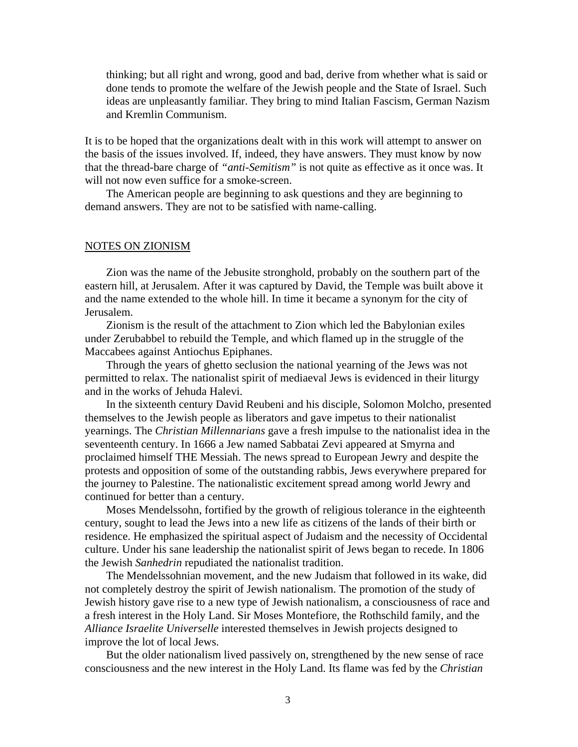thinking; but all right and wrong, good and bad, derive from whether what is said or done tends to promote the welfare of the Jewish people and the State of Israel. Such ideas are unpleasantly familiar. They bring to mind Italian Fascism, German Nazism and Kremlin Communism.

It is to be hoped that the organizations dealt with in this work will attempt to answer on the basis of the issues involved. If, indeed, they have answers. They must know by now that the thread-bare charge of *"anti-Semitism"* is not quite as effective as it once was. It will not now even suffice for a smoke-screen.

The American people are beginning to ask questions and they are beginning to demand answers. They are not to be satisfied with name-calling.

## NOTES ON ZIONISM

Zion was the name of the Jebusite stronghold, probably on the southern part of the eastern hill, at Jerusalem. After it was captured by David, the Temple was built above it and the name extended to the whole hill. In time it became a synonym for the city of Jerusalem.

Zionism is the result of the attachment to Zion which led the Babylonian exiles under Zerubabbel to rebuild the Temple, and which flamed up in the struggle of the Maccabees against Antiochus Epiphanes.

Through the years of ghetto seclusion the national yearning of the Jews was not permitted to relax. The nationalist spirit of mediaeval Jews is evidenced in their liturgy and in the works of Jehuda Halevi.

In the sixteenth century David Reubeni and his disciple, Solomon Molcho, presented themselves to the Jewish people as liberators and gave impetus to their nationalist yearnings. The *Christian Millennarians* gave a fresh impulse to the nationalist idea in the seventeenth century. In 1666 a Jew named Sabbatai Zevi appeared at Smyrna and proclaimed himself THE Messiah. The news spread to European Jewry and despite the protests and opposition of some of the outstanding rabbis, Jews everywhere prepared for the journey to Palestine. The nationalistic excitement spread among world Jewry and continued for better than a century.

Moses Mendelssohn, fortified by the growth of religious tolerance in the eighteenth century, sought to lead the Jews into a new life as citizens of the lands of their birth or residence. He emphasized the spiritual aspect of Judaism and the necessity of Occidental culture. Under his sane leadership the nationalist spirit of Jews began to recede. In 1806 the Jewish *Sanhedrin* repudiated the nationalist tradition.

The Mendelssohnian movement, and the new Judaism that followed in its wake, did not completely destroy the spirit of Jewish nationalism. The promotion of the study of Jewish history gave rise to a new type of Jewish nationalism, a consciousness of race and a fresh interest in the Holy Land. Sir Moses Montefiore, the Rothschild family, and the *Alliance Israelite Universelle* interested themselves in Jewish projects designed to improve the lot of local Jews.

But the older nationalism lived passively on, strengthened by the new sense of race consciousness and the new interest in the Holy Land. Its flame was fed by the *Christian*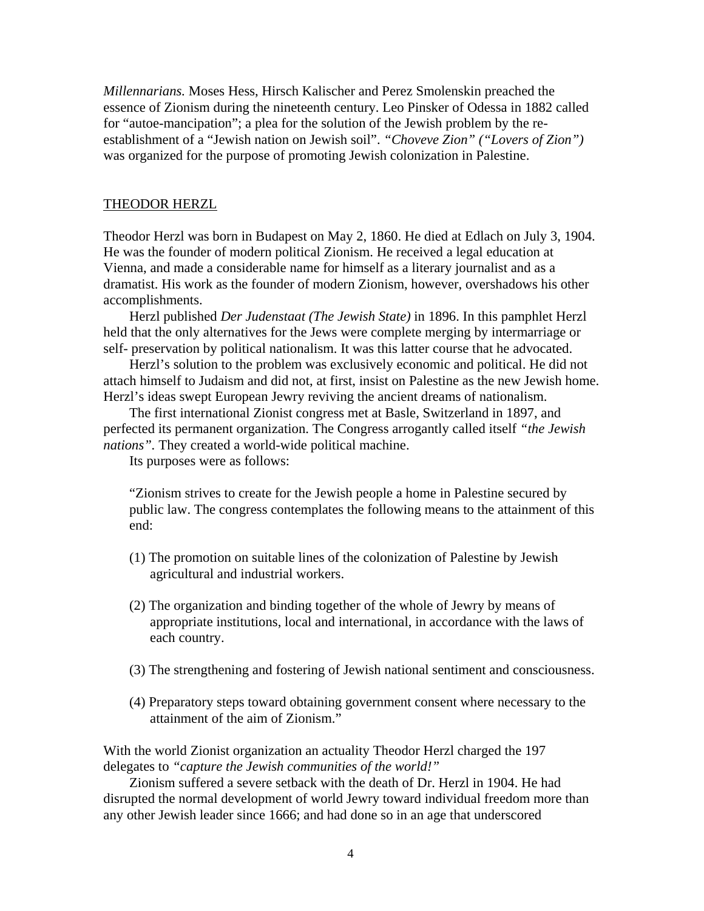*Millennarians.* Moses Hess, Hirsch Kalischer and Perez Smolenskin preached the essence of Zionism during the nineteenth century. Leo Pinsker of Odessa in 1882 called for "autoe-mancipation"; a plea for the solution of the Jewish problem by the re-establishment of a "Jewish nation on Jewish soil". *"Choveve Zion" ("Lovers of Zion")* was organized for the purpose of promoting Jewish colonization in Palestine.

## THEODOR HERZL

Theodor Herzl was born in Budapest on May 2, 1860. He died at Edlach on July 3, 1904. He was the founder of modern political Zionism. He received a legal education at Vienna, and made a considerable name for himself as a literary journalist and as a dramatist. His work as the founder of modern Zionism, however, overshadows his other accomplishments.

Herzl published *Der Judenstaat (The Jewish State)* in 1896. In this pamphlet Herzl held that the only alternatives for the Jews were complete merging by intermarriage or self- preservation by political nationalism. It was this latter course that he advocated.

Herzl's solution to the problem was exclusively economic and political. He did not attach himself to Judaism and did not, at first, insist on Palestine as the new Jewish home. Herzl's ideas swept European Jewry reviving the ancient dreams of nationalism.

The first international Zionist congress met at Basle, Switzerland in 1897, and perfected its permanent organization. The Congress arrogantly called itself *"the Jewish nations".* They created a world-wide political machine.

Its purposes were as follows:

> "Zionism strives to create for the Jewish people a home in Palestine secured by public law. The congress contemplates the following means to the attainment of this end:
>
> (1) The promotion on suitable lines of the colonization of Palestine by Jewish agricultural and industrial workers.
>
> (2) The organization and binding together of the whole of Jewry by means of appropriate institutions, local and international, in accordance with the laws of each country.
>
> (3) The strengthening and fostering of Jewish national sentiment and consciousness.
>
> (4) Preparatory steps toward obtaining government consent where necessary to the attainment of the aim of Zionism."

With the world Zionist organization an actuality Theodor Herzl charged the 197 delegates to *"capture the Jewish communities of the world!"*

Zionism suffered a severe setback with the death of Dr. Herzl in 1904. He had disrupted the normal development of world Jewry toward individual freedom more than any other Jewish leader since 1666; and had done so in an age that underscored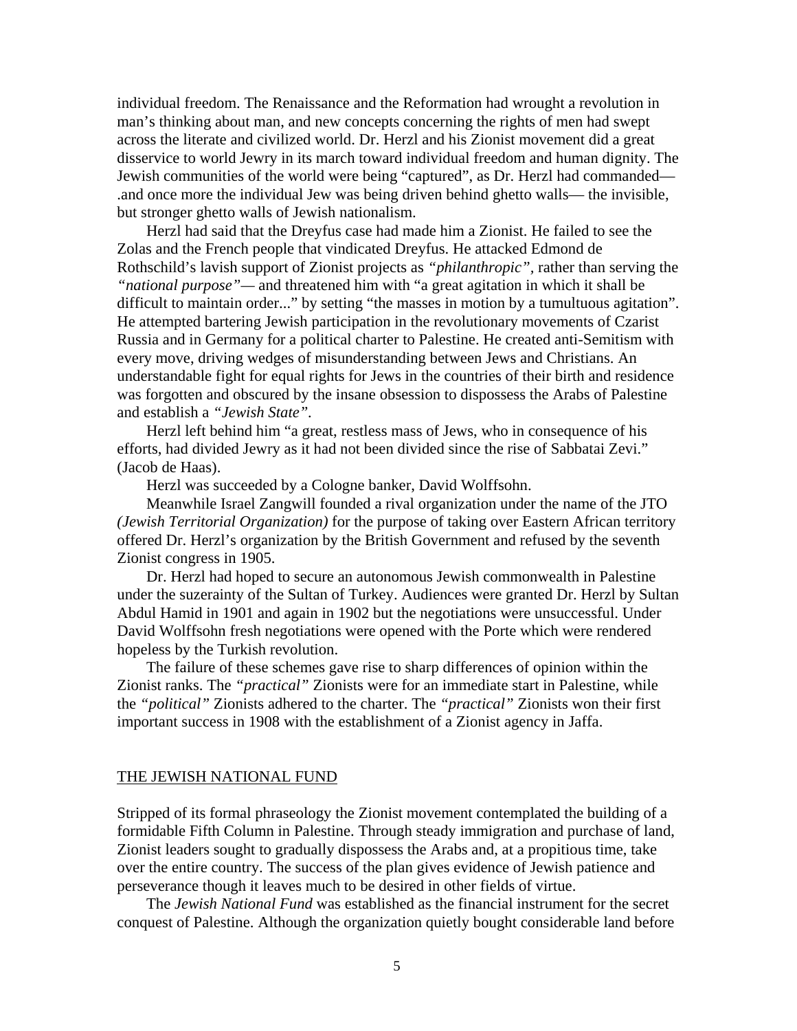individual freedom. The Renaissance and the Reformation had wrought a revolution in man's thinking about man, and new concepts concerning the rights of men had swept across the literate and civilized world. Dr. Herzl and his Zionist movement did a great disservice to world Jewry in its march toward individual freedom and human dignity. The Jewish communities of the world were being "captured", as Dr. Herzl had commanded— .and once more the individual Jew was being driven behind ghetto walls— the invisible, but stronger ghetto walls of Jewish nationalism.

Herzl had said that the Dreyfus case had made him a Zionist. He failed to see the Zolas and the French people that vindicated Dreyfus. He attacked Edmond de Rothschild's lavish support of Zionist projects as *"philanthropic"*, rather than serving the *"national purpose"*— and threatened him with "a great agitation in which it shall be difficult to maintain order..." by setting "the masses in motion by a tumultuous agitation". He attempted bartering Jewish participation in the revolutionary movements of Czarist Russia and in Germany for a political charter to Palestine. He created anti-Semitism with every move, driving wedges of misunderstanding between Jews and Christians. An understandable fight for equal rights for Jews in the countries of their birth and residence was forgotten and obscured by the insane obsession to dispossess the Arabs of Palestine and establish a *"Jewish State"*.

Herzl left behind him "a great, restless mass of Jews, who in consequence of his efforts, had divided Jewry as it had not been divided since the rise of Sabbatai Zevi." (Jacob de Haas).

Herzl was succeeded by a Cologne banker, David Wolffsohn.

Meanwhile Israel Zangwill founded a rival organization under the name of the JTO *(Jewish Territorial Organization)* for the purpose of taking over Eastern African territory offered Dr. Herzl's organization by the British Government and refused by the seventh Zionist congress in 1905.

Dr. Herzl had hoped to secure an autonomous Jewish commonwealth in Palestine under the suzeraintry of the Sultan of Turkey. Audiences were granted Dr. Herzl by Sultan Abdul Hamid in 1901 and again in 1902 but the negotiations were unsuccessful. Under David Wolffsohn fresh negotiations were opened with the Porte which were rendered hopeless by the Turkish revolution.

The failure of these schemes gave rise to sharp differences of opinion within the Zionist ranks. The *"practical"* Zionists were for an immediate start in Palestine, while the *"political"* Zionists adhered to the charter. The *"practical"* Zionists won their first important success in 1908 with the establishment of a Zionist agency in Jaffa.

## THE JEWISH NATIONAL FUND

Stripped of its formal phraseology the Zionist movement contemplated the building of a formidable Fifth Column in Palestine. Through steady immigration and purchase of land, Zionist leaders sought to gradually dispossess the Arabs and, at a propitious time, take over the entire country. The success of the plan gives evidence of Jewish patience and perseverance though it leaves much to be desired in other fields of virtue.

The *Jewish National Fund* was established as the financial instrument for the secret conquest of Palestine. Although the organization quietly bought considerable land before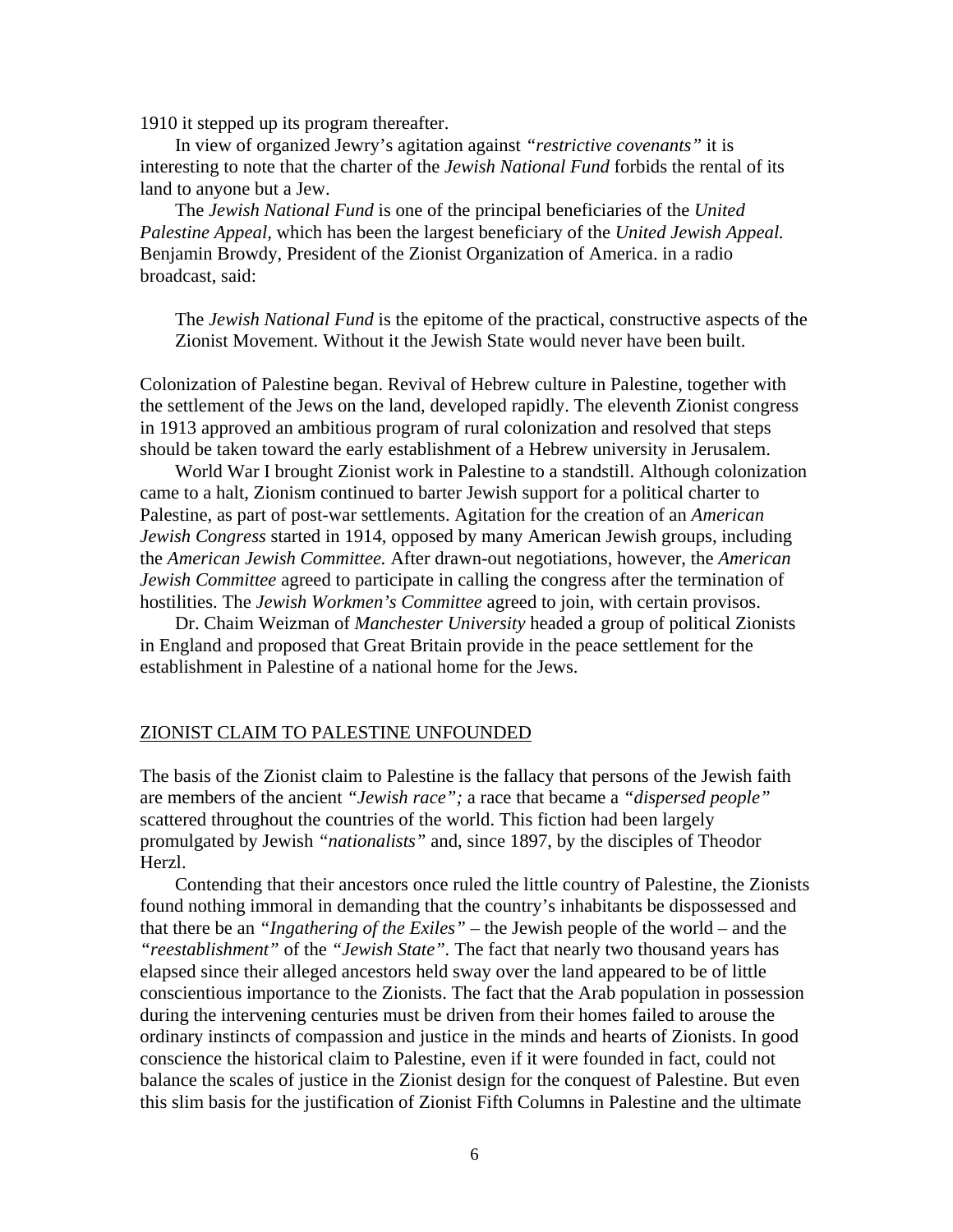1910 it stepped up its program thereafter.

In view of organized Jewry's agitation against *"restrictive covenants"* it is interesting to note that the charter of the *Jewish National Fund* forbids the rental of its land to anyone but a Jew.

The *Jewish National Fund* is one of the principal beneficiaries of the *United Palestine Appeal*, which has been the largest beneficiary of the *United Jewish Appeal.* Benjamin Browdy, President of the Zionist Organization of America. in a radio broadcast, said:

> The *Jewish National Fund* is the epitome of the practical, constructive aspects of the Zionist Movement. Without it the Jewish State would never have been built.

Colonization of Palestine began. Revival of Hebrew culture in Palestine, together with the settlement of the Jews on the land, developed rapidly. The eleventh Zionist congress in 1913 approved an ambitious program of rural colonization and resolved that steps should be taken toward the early establishment of a Hebrew university in Jerusalem.

World War I brought Zionist work in Palestine to a standstill. Although colonization came to a halt, Zionism continued to barter Jewish support for a political charter to Palestine, as part of post-war settlements. Agitation for the creation of an *American Jewish Congress* started in 1914, opposed by many American Jewish groups, including the *American Jewish Committee.* After drawn-out negotiations, however, the *American Jewish Committee* agreed to participate in calling the congress after the termination of hostilities. The *Jewish Workmen's Committee* agreed to join, with certain provisos.

Dr. Chaim Weizman of *Manchester University* headed a group of political Zionists in England and proposed that Great Britain provide in the peace settlement for the establishment in Palestine of a national home for the Jews.

## ZIONIST CLAIM TO PALESTINE UNFOUNDED

The basis of the Zionist claim to Palestine is the fallacy that persons of the Jewish faith are members of the ancient *"Jewish race";* a race that became a *"dispersed people"* scattered throughout the countries of the world. This fiction had been largely promulgated by Jewish *"nationalists"* and, since 1897, by the disciples of Theodor Herzl.

Contending that their ancestors once ruled the little country of Palestine, the Zionists found nothing immoral in demanding that the country's inhabitants be dispossessed and that there be an *"Ingathering of the Exiles"* – the Jewish people of the world – and the *"reestablishment"* of the *"Jewish State".* The fact that nearly two thousand years has elapsed since their alleged ancestors held sway over the land appeared to be of little conscientious importance to the Zionists. The fact that the Arab population in possession during the intervening centuries must be driven from their homes failed to arouse the ordinary instincts of compassion and justice in the minds and hearts of Zionists. In good conscience the historical claim to Palestine, even if it were founded in fact, could not balance the scales of justice in the Zionist design for the conquest of Palestine. But even this slim basis for the justification of Zionist Fifth Columns in Palestine and the ultimate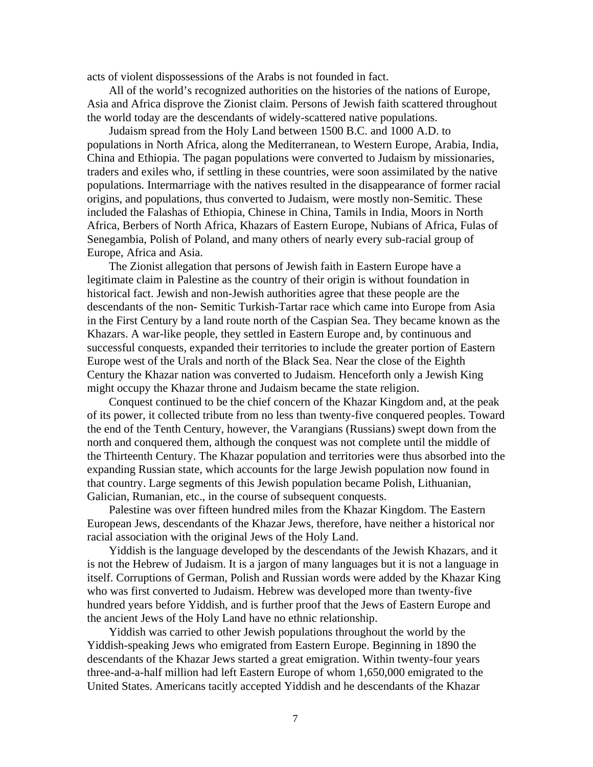acts of violent dispossessions of the Arabs is not founded in fact.

All of the world's recognized authorities on the histories of the nations of Europe, Asia and Africa disprove the Zionist claim. Persons of Jewish faith scattered throughout the world today are the descendants of widely-scattered native populations.

Judaism spread from the Holy Land between 1500 B.C. and 1000 A.D. to populations in North Africa, along the Mediterranean, to Western Europe, Arabia, India, China and Ethiopia. The pagan populations were converted to Judaism by missionaries, traders and exiles who, if settling in these countries, were soon assimilated by the native populations. Intermarriage with the natives resulted in the disappearance of former racial origins, and populations, thus converted to Judaism, were mostly non-Semitic. These included the Falashas of Ethiopia, Chinese in China, Tamils in India, Moors in North Africa, Berbers of North Africa, Khazars of Eastern Europe, Nubians of Africa, Fulas of Senegambia, Polish of Poland, and many others of nearly every sub-racial group of Europe, Africa and Asia.

The Zionist allegation that persons of Jewish faith in Eastern Europe have a legitimate claim in Palestine as the country of their origin is without foundation in historical fact. Jewish and non-Jewish authorities agree that these people are the descendants of the non- Semitic Turkish-Tartar race which came into Europe from Asia in the First Century by a land route north of the Caspian Sea. They became known as the Khazars. A war-like people, they settled in Eastern Europe and, by continuous and successful conquests, expanded their territories to include the greater portion of Eastern Europe west of the Urals and north of the Black Sea. Near the close of the Eighth Century the Khazar nation was converted to Judaism. Henceforth only a Jewish King might occupy the Khazar throne and Judaism became the state religion.

Conquest continued to be the chief concern of the Khazar Kingdom and, at the peak of its power, it collected tribute from no less than twenty-five conquered peoples. Toward the end of the Tenth Century, however, the Varangians (Russians) swept down from the north and conquered them, although the conquest was not complete until the middle of the Thirteenth Century. The Khazar population and territories were thus absorbed into the expanding Russian state, which accounts for the large Jewish population now found in that country. Large segments of this Jewish population became Polish, Lithuanian, Galician, Rumanian, etc., in the course of subsequent conquests.

Palestine was over fifteen hundred miles from the Khazar Kingdom. The Eastern European Jews, descendants of the Khazar Jews, therefore, have neither a historical nor racial association with the original Jews of the Holy Land.

Yiddish is the language developed by the descendants of the Jewish Khazars, and it is not the Hebrew of Judaism. It is a jargon of many languages but it is not a language in itself. Corruptions of German, Polish and Russian words were added by the Khazar King who was first converted to Judaism. Hebrew was developed more than twenty-five hundred years before Yiddish, and is further proof that the Jews of Eastern Europe and the ancient Jews of the Holy Land have no ethnic relationship.

Yiddish was carried to other Jewish populations throughout the world by the Yiddish-speaking Jews who emigrated from Eastern Europe. Beginning in 1890 the descendants of the Khazar Jews started a great emigration. Within twenty-four years three-and-a-half million had left Eastern Europe of whom 1,650,000 emigrated to the United States. Americans tacitly accepted Yiddish and he descendants of the Khazar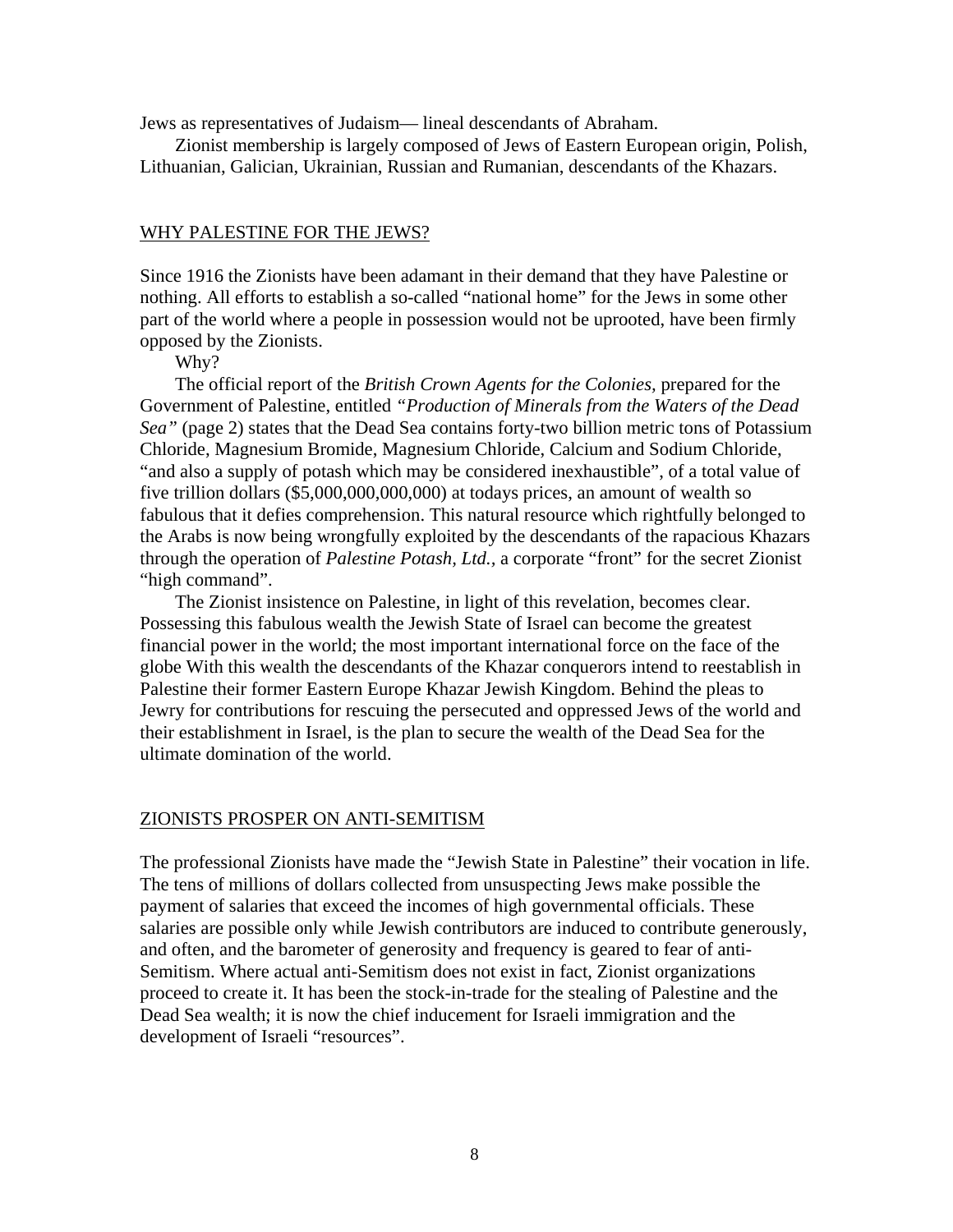Jews as representatives of Judaism— lineal descendants of Abraham.

Zionist membership is largely composed of Jews of Eastern European origin, Polish, Lithuanian, Galician, Ukrainian, Russian and Rumanian, descendants of the Khazars.

## WHY PALESTINE FOR THE JEWS?

Since 1916 the Zionists have been adamant in their demand that they have Palestine or nothing. All efforts to establish a so-called "national home" for the Jews in some other part of the world where a people in possession would not be uprooted, have been firmly opposed by the Zionists.

Why?

The official report of the *British Crown Agents for the Colonies*, prepared for the Government of Palestine, entitled *"Production of Minerals from the Waters of the Dead Sea"* (page 2) states that the Dead Sea contains forty-two billion metric tons of Potassium Chloride, Magnesium Bromide, Magnesium Chloride, Calcium and Sodium Chloride, "and also a supply of potash which may be considered inexhaustible", of a total value of five trillion dollars ($5,000,000,000,000) at todays prices, an amount of wealth so fabulous that it defies comprehension. This natural resource which rightfully belonged to the Arabs is now being wrongfully exploited by the descendants of the rapacious Khazars through the operation of *Palestine Potash, Ltd.*, a corporate "front" for the secret Zionist "high command".

The Zionist insistence on Palestine, in light of this revelation, becomes clear. Possessing this fabulous wealth the Jewish State of Israel can become the greatest financial power in the world; the most important international force on the face of the globe With this wealth the descendants of the Khazar conquerors intend to reestablish in Palestine their former Eastern Europe Khazar Jewish Kingdom. Behind the pleas to Jewry for contributions for rescuing the persecuted and oppressed Jews of the world and their establishment in Israel, is the plan to secure the wealth of the Dead Sea for the ultimate domination of the world.

## ZIONISTS PROSPER ON ANTI-SEMITISM

The professional Zionists have made the "Jewish State in Palestine" their vocation in life. The tens of millions of dollars collected from unsuspecting Jews make possible the payment of salaries that exceed the incomes of high governmental officials. These salaries are possible only while Jewish contributors are induced to contribute generously, and often, and the barometer of generosity and frequency is geared to fear of anti-Semitism. Where actual anti-Semitism does not exist in fact, Zionist organizations proceed to create it. It has been the stock-in-trade for the stealing of Palestine and the Dead Sea wealth; it is now the chief inducement for Israeli immigration and the development of Israeli "resources".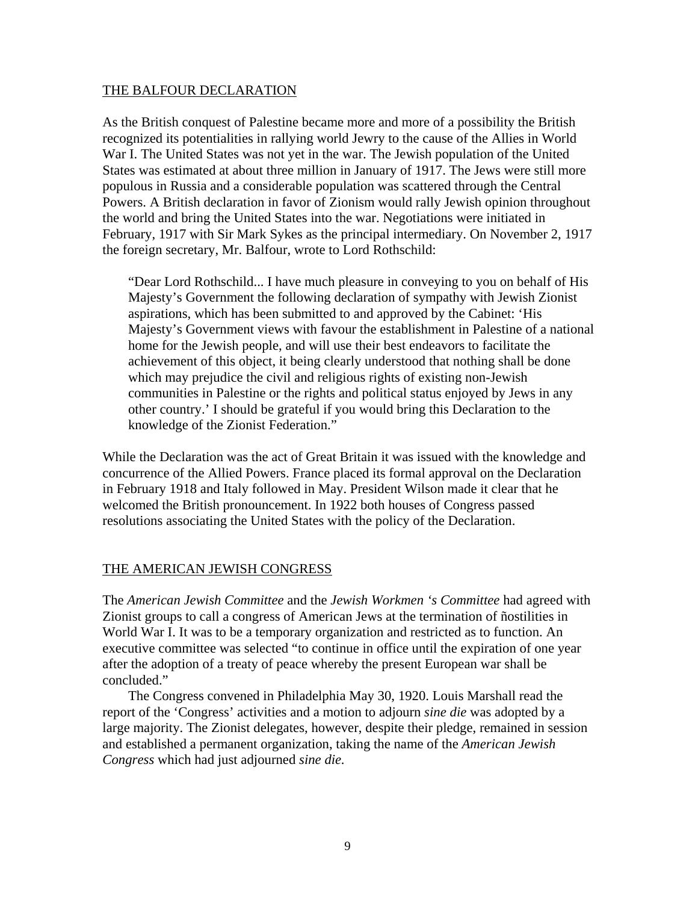## THE BALFOUR DECLARATION

As the British conquest of Palestine became more and more of a possibility the British recognized its potentialities in rallying world Jewry to the cause of the Allies in World War I. The United States was not yet in the war. The Jewish population of the United States was estimated at about three million in January of 1917. The Jews were still more populous in Russia and a considerable population was scattered through the Central Powers. A British declaration in favor of Zionism would rally Jewish opinion throughout the world and bring the United States into the war. Negotiations were initiated in February, 1917 with Sir Mark Sykes as the principal intermediary. On November 2, 1917 the foreign secretary, Mr. Balfour, wrote to Lord Rothschild:

> "Dear Lord Rothschild... I have much pleasure in conveying to you on behalf of His Majesty's Government the following declaration of sympathy with Jewish Zionist aspirations, which has been submitted to and approved by the Cabinet: 'His Majesty's Government views with favour the establishment in Palestine of a national home for the Jewish people, and will use their best endeavors to facilitate the achievement of this object, it being clearly understood that nothing shall be done which may prejudice the civil and religious rights of existing non-Jewish communities in Palestine or the rights and political status enjoyed by Jews in any other country.' I should be grateful if you would bring this Declaration to the knowledge of the Zionist Federation."

While the Declaration was the act of Great Britain it was issued with the knowledge and concurrence of the Allied Powers. France placed its formal approval on the Declaration in February 1918 and Italy followed in May. President Wilson made it clear that he welcomed the British pronouncement. In 1922 both houses of Congress passed resolutions associating the United States with the policy of the Declaration.

## THE AMERICAN JEWISH CONGRESS

The *American Jewish Committee* and the *Jewish Workmen 's Committee* had agreed with Zionist groups to call a congress of American Jews at the termination of ñostilities in World War I. It was to be a temporary organization and restricted as to function. An executive committee was selected "to continue in office until the expiration of one year after the adoption of a treaty of peace whereby the present European war shall be concluded."

The Congress convened in Philadelphia May 30, 1920. Louis Marshall read the report of the 'Congress' activities and a motion to adjourn *sine die* was adopted by a large majority. The Zionist delegates, however, despite their pledge, remained in session and established a permanent organization, taking the name of the *American Jewish Congress* which had just adjourned *sine die.*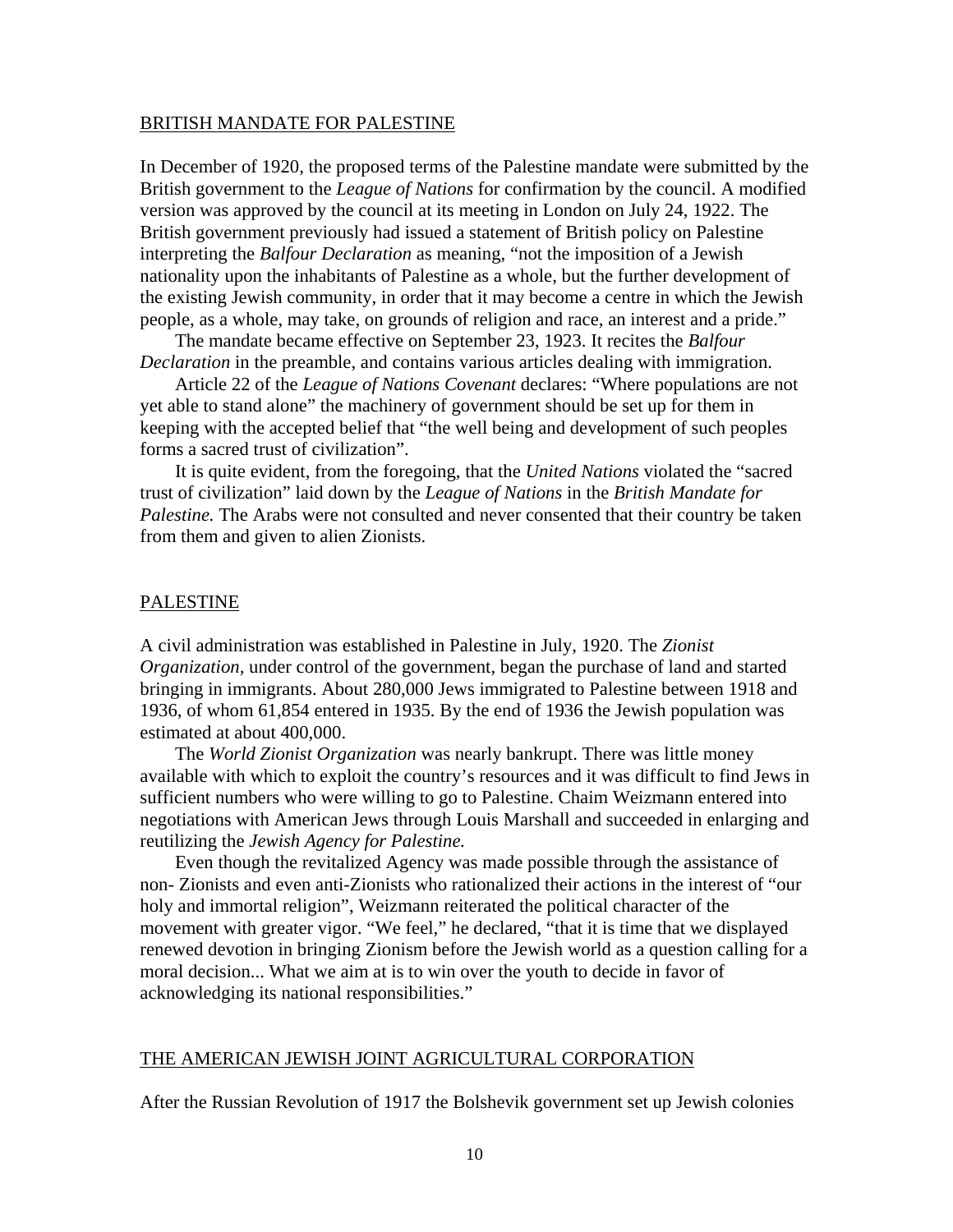BRITISH MANDATE FOR PALESTINE

In December of 1920, the proposed terms of the Palestine mandate were submitted by the British government to the *League of Nations* for confirmation by the council. A modified version was approved by the council at its meeting in London on July 24, 1922. The British government previously had issued a statement of British policy on Palestine interpreting the *Balfour Declaration* as meaning, "not the imposition of a Jewish nationality upon the inhabitants of Palestine as a whole, but the further development of the existing Jewish community, in order that it may become a centre in which the Jewish people, as a whole, may take, on grounds of religion and race, an interest and a pride."

The mandate became effective on September 23, 1923. It recites the *Balfour Declaration* in the preamble, and contains various articles dealing with immigration.

Article 22 of the *League of Nations Covenant* declares: "Where populations are not yet able to stand alone" the machinery of government should be set up for them in keeping with the accepted belief that "the well being and development of such peoples forms a sacred trust of civilization".

It is quite evident, from the foregoing, that the *United Nations* violated the "sacred trust of civilization" laid down by the *League of Nations* in the *British Mandate for Palestine.* The Arabs were not consulted and never consented that their country be taken from them and given to alien Zionists.

PALESTINE

A civil administration was established in Palestine in July, 1920. The *Zionist Organization,* under control of the government, began the purchase of land and started bringing in immigrants. About 280,000 Jews immigrated to Palestine between 1918 and 1936, of whom 61,854 entered in 1935. By the end of 1936 the Jewish population was estimated at about 400,000.

The *World Zionist Organization* was nearly bankrupt. There was little money available with which to exploit the country's resources and it was difficult to find Jews in sufficient numbers who were willing to go to Palestine. Chaim Weizmann entered into negotiations with American Jews through Louis Marshall and succeeded in enlarging and reutilizing the *Jewish Agency for Palestine.*

Even though the revitalized Agency was made possible through the assistance of non- Zionists and even anti-Zionists who rationalized their actions in the interest of "our holy and immortal religion", Weizmann reiterated the political character of the movement with greater vigor. "We feel," he declared, "that it is time that we displayed renewed devotion in bringing Zionism before the Jewish world as a question calling for a moral decision... What we aim at is to win over the youth to decide in favor of acknowledging its national responsibilities."

THE AMERICAN JEWISH JOINT AGRICULTURAL CORPORATION

After the Russian Revolution of 1917 the Bolshevik government set up Jewish colonies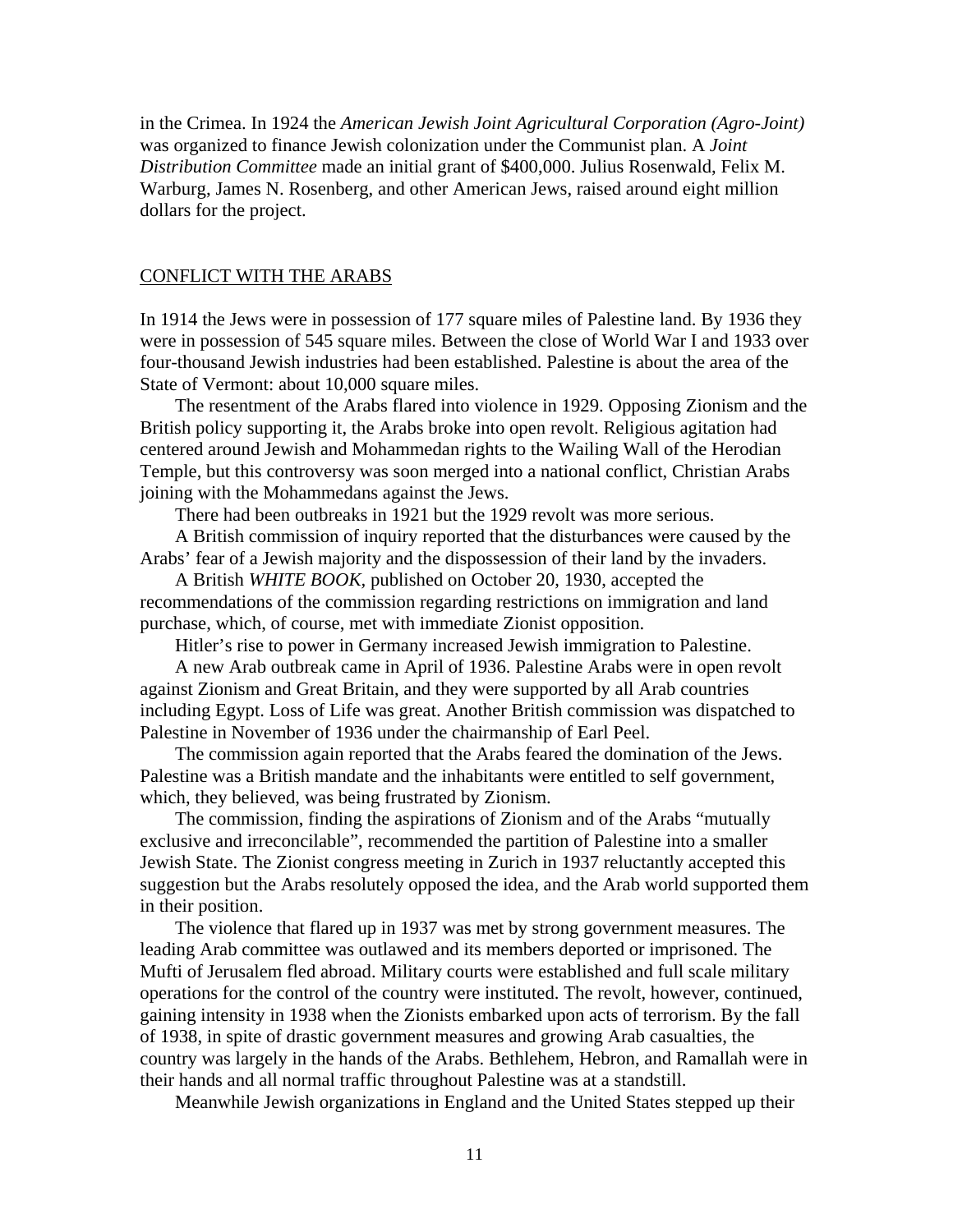in the Crimea. In 1924 the *American Jewish Joint Agricultural Corporation (Agro-Joint)* was organized to finance Jewish colonization under the Communist plan. A *Joint Distribution Committee* made an initial grant of $400,000. Julius Rosenwald, Felix M. Warburg, James N. Rosenberg, and other American Jews, raised around eight million dollars for the project.

## CONFLICT WITH THE ARABS

In 1914 the Jews were in possession of 177 square miles of Palestine land. By 1936 they were in possession of 545 square miles. Between the close of World War I and 1933 over four-thousand Jewish industries had been established. Palestine is about the area of the State of Vermont: about 10,000 square miles.

The resentment of the Arabs flared into violence in 1929. Opposing Zionism and the British policy supporting it, the Arabs broke into open revolt. Religious agitation had centered around Jewish and Mohammedan rights to the Wailing Wall of the Herodian Temple, but this controversy was soon merged into a national conflict, Christian Arabs joining with the Mohammedans against the Jews.

There had been outbreaks in 1921 but the 1929 revolt was more serious.

A British commission of inquiry reported that the disturbances were caused by the Arabs' fear of a Jewish majority and the dispossession of their land by the invaders.

A British *WHITE BOOK*, published on October 20, 1930, accepted the recommendations of the commission regarding restrictions on immigration and land purchase, which, of course, met with immediate Zionist opposition.

Hitler's rise to power in Germany increased Jewish immigration to Palestine.

A new Arab outbreak came in April of 1936. Palestine Arabs were in open revolt against Zionism and Great Britain, and they were supported by all Arab countries including Egypt. Loss of Life was great. Another British commission was dispatched to Palestine in November of 1936 under the chairmanship of Earl Peel.

The commission again reported that the Arabs feared the domination of the Jews. Palestine was a British mandate and the inhabitants were entitled to self government, which, they believed, was being frustrated by Zionism.

The commission, finding the aspirations of Zionism and of the Arabs "mutually exclusive and irreconcilable", recommended the partition of Palestine into a smaller Jewish State. The Zionist congress meeting in Zurich in 1937 reluctantly accepted this suggestion but the Arabs resolutely opposed the idea, and the Arab world supported them in their position.

The violence that flared up in 1937 was met by strong government measures. The leading Arab committee was outlawed and its members deported or imprisoned. The Mufti of Jerusalem fled abroad. Military courts were established and full scale military operations for the control of the country were instituted. The revolt, however, continued, gaining intensity in 1938 when the Zionists embarked upon acts of terrorism. By the fall of 1938, in spite of drastic government measures and growing Arab casualties, the country was largely in the hands of the Arabs. Bethlehem, Hebron, and Ramallah were in their hands and all normal traffic throughout Palestine was at a standstill.

Meanwhile Jewish organizations in England and the United States stepped up their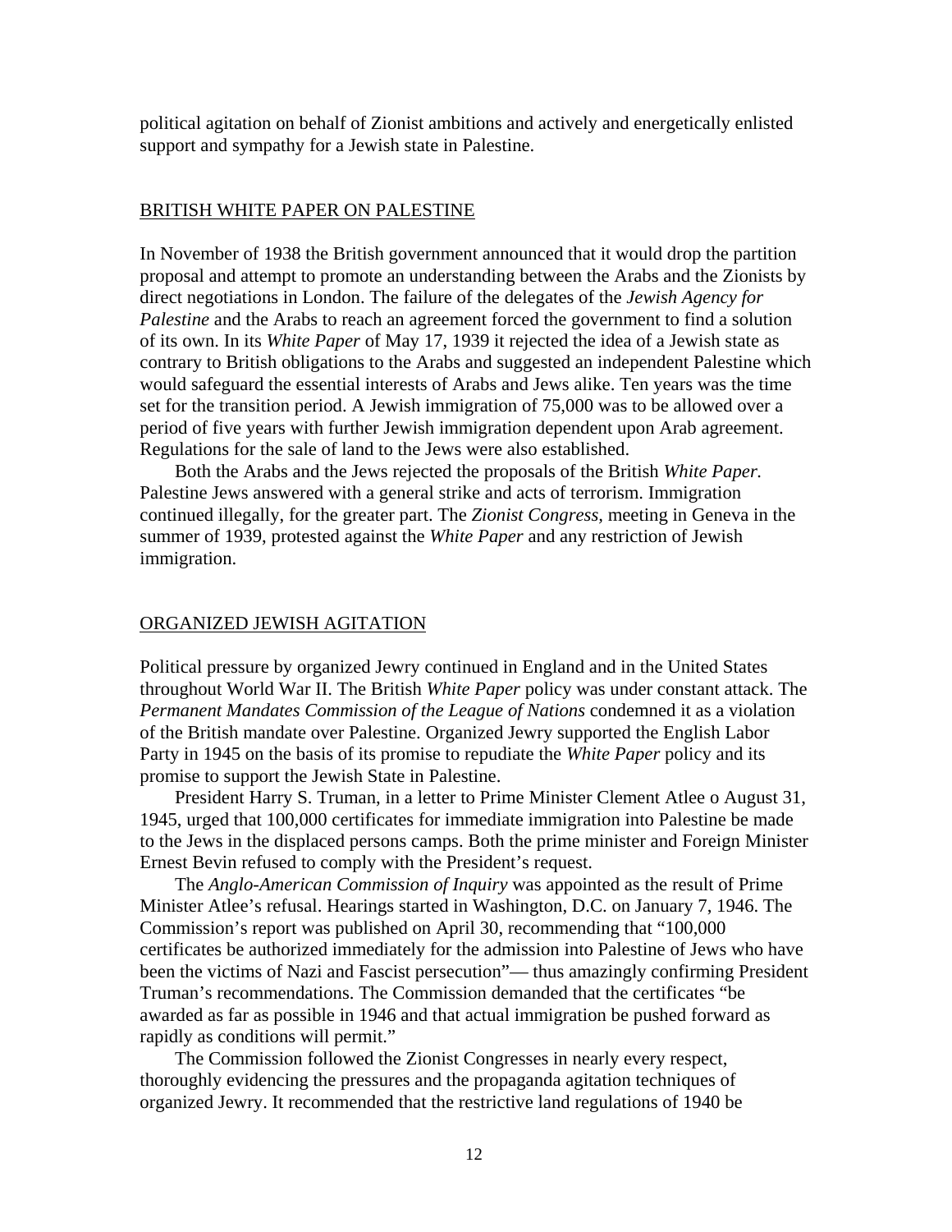political agitation on behalf of Zionist ambitions and actively and energetically enlisted support and sympathy for a Jewish state in Palestine.

## BRITISH WHITE PAPER ON PALESTINE

In November of 1938 the British government announced that it would drop the partition proposal and attempt to promote an understanding between the Arabs and the Zionists by direct negotiations in London. The failure of the delegates of the *Jewish Agency for Palestine* and the Arabs to reach an agreement forced the government to find a solution of its own. In its *White Paper* of May 17, 1939 it rejected the idea of a Jewish state as contrary to British obligations to the Arabs and suggested an independent Palestine which would safeguard the essential interests of Arabs and Jews alike. Ten years was the time set for the transition period. A Jewish immigration of 75,000 was to be allowed over a period of five years with further Jewish immigration dependent upon Arab agreement. Regulations for the sale of land to the Jews were also established.

Both the Arabs and the Jews rejected the proposals of the British *White Paper.* Palestine Jews answered with a general strike and acts of terrorism. Immigration continued illegally, for the greater part. The *Zionist Congress,* meeting in Geneva in the summer of 1939, protested against the *White Paper* and any restriction of Jewish immigration.

## ORGANIZED JEWISH AGITATION

Political pressure by organized Jewry continued in England and in the United States throughout World War II. The British *White Paper* policy was under constant attack. The *Permanent Mandates Commission of the League of Nations* condemned it as a violation of the British mandate over Palestine. Organized Jewry supported the English Labor Party in 1945 on the basis of its promise to repudiate the *White Paper* policy and its promise to support the Jewish State in Palestine.

President Harry S. Truman, in a letter to Prime Minister Clement Atlee o August 31, 1945, urged that 100,000 certificates for immediate immigration into Palestine be made to the Jews in the displaced persons camps. Both the prime minister and Foreign Minister Ernest Bevin refused to comply with the President's request.

The *Anglo-American Commission of Inquiry* was appointed as the result of Prime Minister Atlee's refusal. Hearings started in Washington, D.C. on January 7, 1946. The Commission's report was published on April 30, recommending that "100,000 certificates be authorized immediately for the admission into Palestine of Jews who have been the victims of Nazi and Fascist persecution"— thus amazingly confirming President Truman's recommendations. The Commission demanded that the certificates "be awarded as far as possible in 1946 and that actual immigration be pushed forward as rapidly as conditions will permit."

The Commission followed the Zionist Congresses in nearly every respect, thoroughly evidencing the pressures and the propaganda agitation techniques of organized Jewry. It recommended that the restrictive land regulations of 1940 be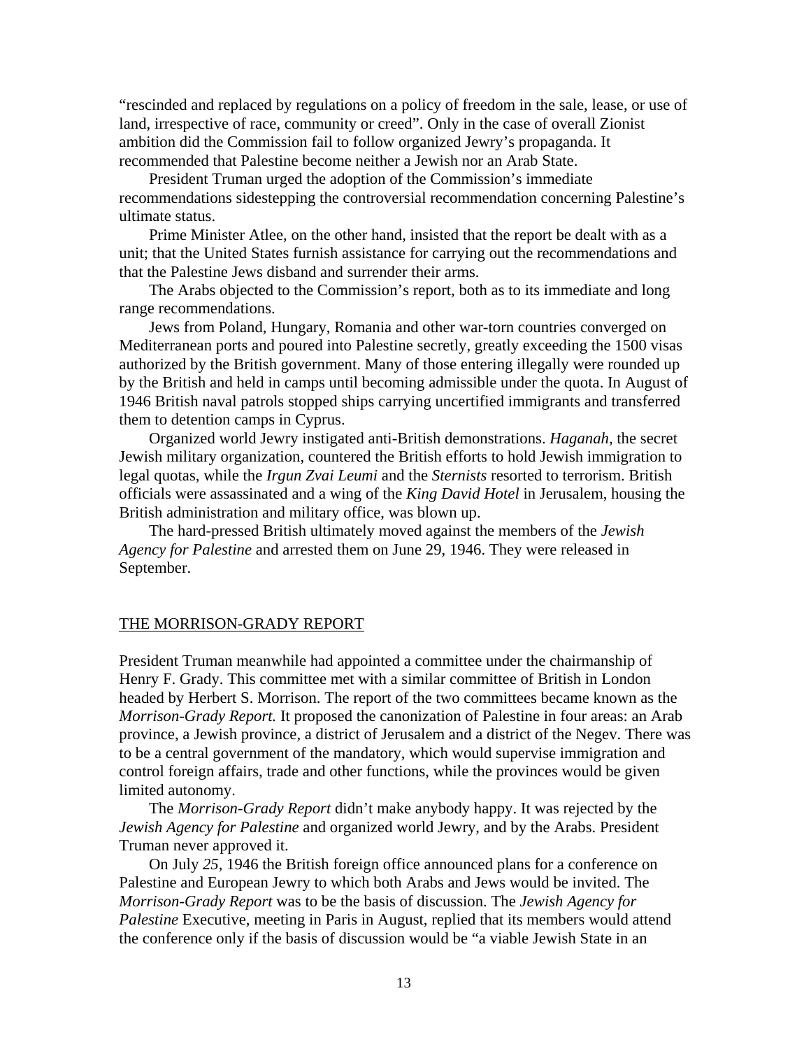"rescinded and replaced by regulations on a policy of freedom in the sale, lease, or use of land, irrespective of race, community or creed". Only in the case of overall Zionist ambition did the Commission fail to follow organized Jewry's propaganda. It recommended that Palestine become neither a Jewish nor an Arab State.

President Truman urged the adoption of the Commission's immediate recommendations sidestepping the controversial recommendation concerning Palestine's ultimate status.

Prime Minister Atlee, on the other hand, insisted that the report be dealt with as a unit; that the United States furnish assistance for carrying out the recommendations and that the Palestine Jews disband and surrender their arms.

The Arabs objected to the Commission's report, both as to its immediate and long range recommendations.

Jews from Poland, Hungary, Romania and other war-torn countries converged on Mediterranean ports and poured into Palestine secretly, greatly exceeding the 1500 visas authorized by the British government. Many of those entering illegally were rounded up by the British and held in camps until becoming admissible under the quota. In August of 1946 British naval patrols stopped ships carrying uncertified immigrants and transferred them to detention camps in Cyprus.

Organized world Jewry instigated anti-British demonstrations. *Haganah*, the secret Jewish military organization, countered the British efforts to hold Jewish immigration to legal quotas, while the *Irgun Zvai Leumi* and the *Sternists* resorted to terrorism. British officials were assassinated and a wing of the *King David Hotel* in Jerusalem, housing the British administration and military office, was blown up.

The hard-pressed British ultimately moved against the members of the *Jewish Agency for Palestine* and arrested them on June 29, 1946. They were released in September.

## THE MORRISON-GRADY REPORT

President Truman meanwhile had appointed a committee under the chairmanship of Henry F. Grady. This committee met with a similar committee of British in London headed by Herbert S. Morrison. The report of the two committees became known as the *Morrison-Grady Report.* It proposed the canonization of Palestine in four areas: an Arab province, a Jewish province, a district of Jerusalem and a district of the Negev. There was to be a central government of the mandatory, which would supervise immigration and control foreign affairs, trade and other functions, while the provinces would be given limited autonomy.

The *Morrison-Grady Report* didn't make anybody happy. It was rejected by the *Jewish Agency for Palestine* and organized world Jewry, and by the Arabs. President Truman never approved it.

On July *25,* 1946 the British foreign office announced plans for a conference on Palestine and European Jewry to which both Arabs and Jews would be invited. The *Morrison-Grady Report* was to be the basis of discussion. The *Jewish Agency for Palestine* Executive, meeting in Paris in August, replied that its members would attend the conference only if the basis of discussion would be "a viable Jewish State in an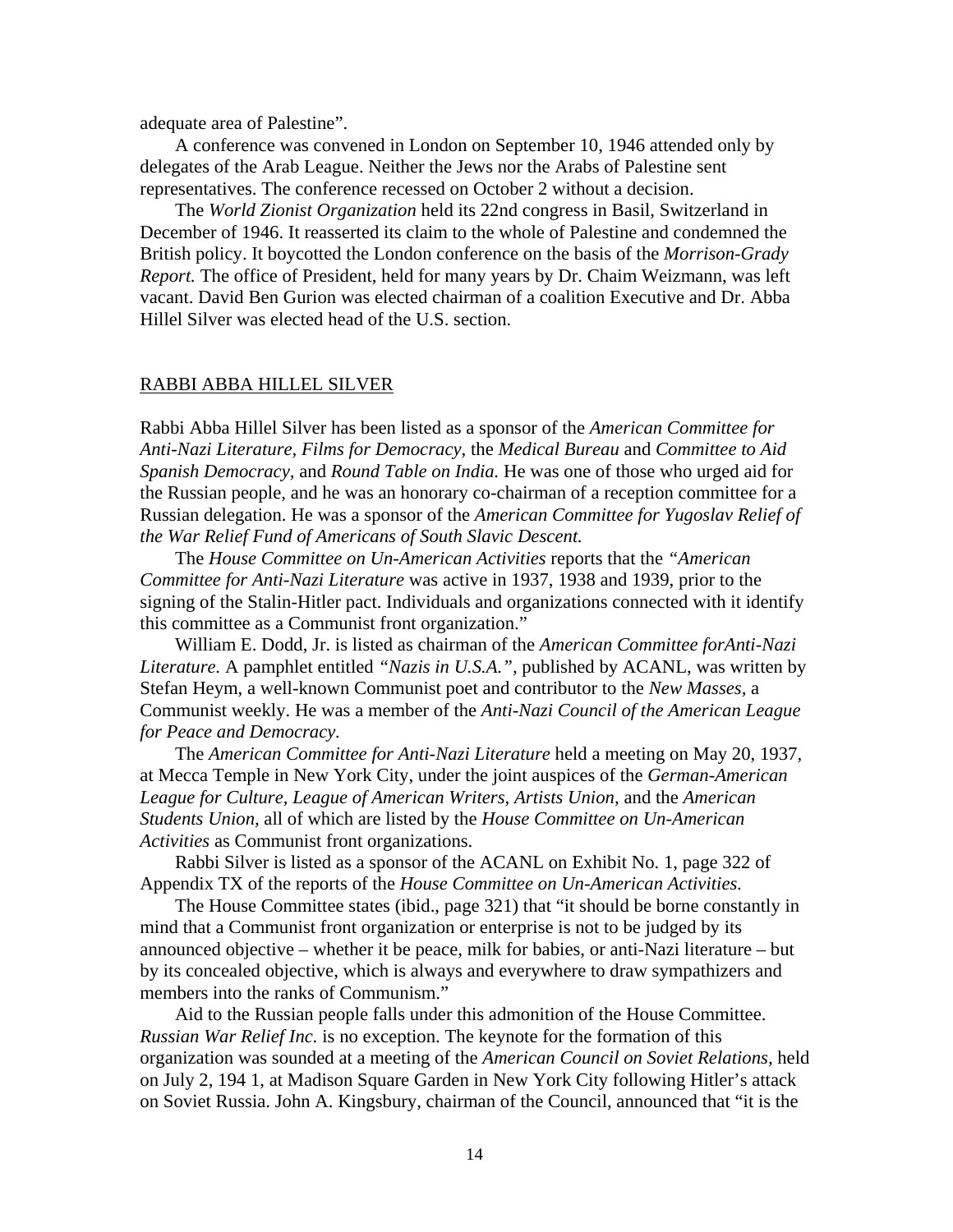adequate area of Palestine".

A conference was convened in London on September 10, 1946 attended only by delegates of the Arab League. Neither the Jews nor the Arabs of Palestine sent representatives. The conference recessed on October 2 without a decision.

The *World Zionist Organization* held its 22nd congress in Basil, Switzerland in December of 1946. It reasserted its claim to the whole of Palestine and condemned the British policy. It boycotted the London conference on the basis of the *Morrison-Grady Report.* The office of President, held for many years by Dr. Chaim Weizmann, was left vacant. David Ben Gurion was elected chairman of a coalition Executive and Dr. Abba Hillel Silver was elected head of the U.S. section.

## RABBI ABBA HILLEL SILVER

Rabbi Abba Hillel Silver has been listed as a sponsor of the *American Committee for Anti-Nazi Literature, Films for Democracy,* the *Medical Bureau* and *Committee to Aid Spanish Democracy,* and *Round Table on India.* He was one of those who urged aid for the Russian people, and he was an honorary co-chairman of a reception committee for a Russian delegation. He was a sponsor of the *American Committee for Yugoslav Relief of the War Relief Fund of Americans of South Slavic Descent.*

The *House Committee on Un-American Activities* reports that the *"American Committee for Anti-Nazi Literature* was active in 1937, 1938 and 1939, prior to the signing of the Stalin-Hitler pact. Individuals and organizations connected with it identify this committee as a Communist front organization."

William E. Dodd, Jr. is listed as chairman of the *American Committee forAnti-Nazi Literature*. A pamphlet entitled *"Nazis in U.S.A.",* published by ACANL, was written by Stefan Heym, a well-known Communist poet and contributor to the *New Masses,* a Communist weekly. He was a member of the *Anti-Nazi Council of the American League for Peace and Democracy.*

The *American Committee for Anti-Nazi Literature* held a meeting on May 20, 1937, at Mecca Temple in New York City, under the joint auspices of the *German-American League for Culture, League of American Writers, Artists Union,* and the *American Students Union,* all of which are listed by the *House Committee on Un-American Activities* as Communist front organizations.

Rabbi Silver is listed as a sponsor of the ACANL on Exhibit No. 1, page 322 of Appendix TX of the reports of the *House Committee on Un-American Activities.*

The House Committee states (ibid., page 321) that "it should be borne constantly in mind that a Communist front organization or enterprise is not to be judged by its announced objective – whether it be peace, milk for babies, or anti-Nazi literature – but by its concealed objective, which is always and everywhere to draw sympathizers and members into the ranks of Communism."

Aid to the Russian people falls under this admonition of the House Committee. *Russian War Relief Inc.* is no exception. The keynote for the formation of this organization was sounded at a meeting of the *American Council on Soviet Relations,* held on July 2, 194 1, at Madison Square Garden in New York City following Hitler's attack on Soviet Russia. John A. Kingsbury, chairman of the Council, announced that "it is the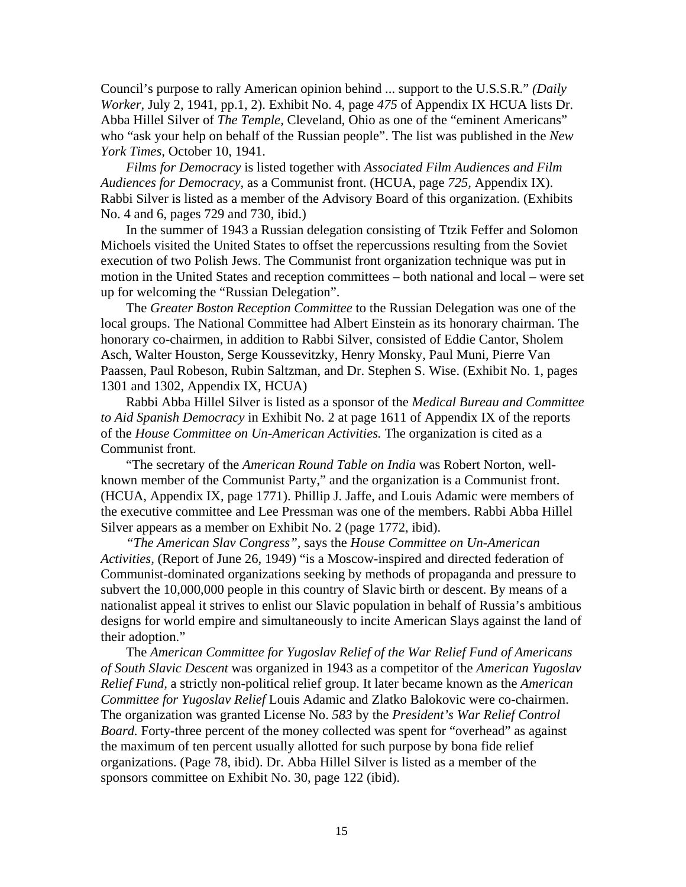Council's purpose to rally American opinion behind ... support to the U.S.S.R." *(Daily Worker*, July 2, 1941, pp.1, 2). Exhibit No. 4, page *475* of Appendix IX HCUA lists Dr. Abba Hillel Silver of *The Temple*, Cleveland, Ohio as one of the "eminent Americans" who "ask your help on behalf of the Russian people". The list was published in the *New York Times*, October 10, 1941.

*Films for Democracy* is listed together with *Associated Film Audiences and Film Audiences for Democracy*, as a Communist front. (HCUA, page *725*, Appendix IX). Rabbi Silver is listed as a member of the Advisory Board of this organization. (Exhibits No. 4 and 6, pages 729 and 730, ibid.)

In the summer of 1943 a Russian delegation consisting of Ttzik Feffer and Solomon Michoels visited the United States to offset the repercussions resulting from the Soviet execution of two Polish Jews. The Communist front organization technique was put in motion in the United States and reception committees – both national and local – were set up for welcoming the "Russian Delegation".

The *Greater Boston Reception Committee* to the Russian Delegation was one of the local groups. The National Committee had Albert Einstein as its honorary chairman. The honorary co-chairmen, in addition to Rabbi Silver, consisted of Eddie Cantor, Sholem Asch, Walter Houston, Serge Koussevitzky, Henry Monsky, Paul Muni, Pierre Van Paassen, Paul Robeson, Rubin Saltzman, and Dr. Stephen S. Wise. (Exhibit No. 1, pages 1301 and 1302, Appendix IX, HCUA)

Rabbi Abba Hillel Silver is listed as a sponsor of the *Medical Bureau and Committee to Aid Spanish Democracy* in Exhibit No. 2 at page 1611 of Appendix IX of the reports of the *House Committee on Un-American Activities.* The organization is cited as a Communist front.

"The secretary of the *American Round Table on India* was Robert Norton, well-known member of the Communist Party," and the organization is a Communist front. (HCUA, Appendix IX, page 1771). Phillip J. Jaffe, and Louis Adamic were members of the executive committee and Lee Pressman was one of the members. Rabbi Abba Hillel Silver appears as a member on Exhibit No. 2 (page 1772, ibid).

*"The American Slav Congress"*, says the *House Committee on Un-American Activities*, (Report of June 26, 1949) "is a Moscow-inspired and directed federation of Communist-dominated organizations seeking by methods of propaganda and pressure to subvert the 10,000,000 people in this country of Slavic birth or descent. By means of a nationalist appeal it strives to enlist our Slavic population in behalf of Russia's ambitious designs for world empire and simultaneously to incite American Slays against the land of their adoption."

The *American Committee for Yugoslav Relief of the War Relief Fund of Americans of South Slavic Descent* was organized in 1943 as a competitor of the *American Yugoslav Relief Fund*, a strictly non-political relief group. It later became known as the *American Committee for Yugoslav Relief* Louis Adamic and Zlatko Balokovic were co-chairmen. The organization was granted License No. *583* by the *President's War Relief Control Board.* Forty-three percent of the money collected was spent for "overhead" as against the maximum of ten percent usually allotted for such purpose by bona fide relief organizations. (Page 78, ibid). Dr. Abba Hillel Silver is listed as a member of the sponsors committee on Exhibit No. 30, page 122 (ibid).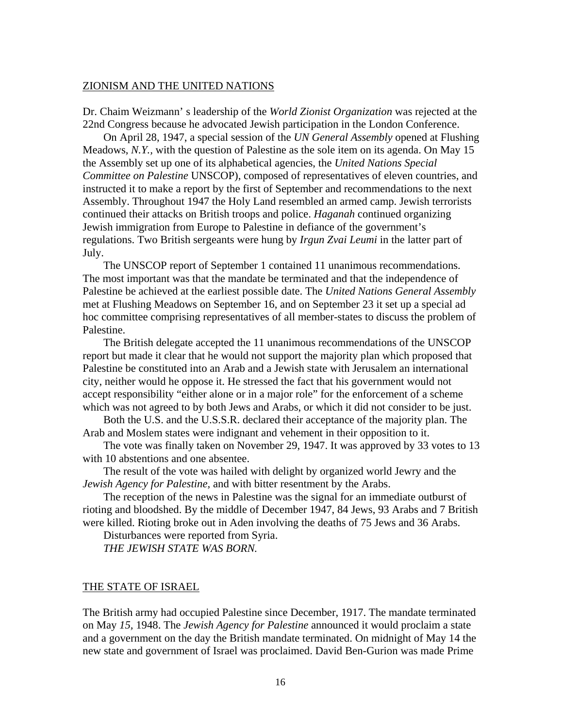## ZIONISM AND THE UNITED NATIONS

Dr. Chaim Weizmann' s leadership of the *World Zionist Organization* was rejected at the 22nd Congress because he advocated Jewish participation in the London Conference.

On April 28, 1947, a special session of the *UN General Assembly* opened at Flushing Meadows, *N.Y.,* with the question of Palestine as the sole item on its agenda. On May 15 the Assembly set up one of its alphabetical agencies, the *United Nations Special Committee on Palestine* UNSCOP), composed of representatives of eleven countries, and instructed it to make a report by the first of September and recommendations to the next Assembly. Throughout 1947 the Holy Land resembled an armed camp. Jewish terrorists continued their attacks on British troops and police. *Haganah* continued organizing Jewish immigration from Europe to Palestine in defiance of the government's regulations. Two British sergeants were hung by *Irgun Zvai Leumi* in the latter part of July.

The UNSCOP report of September 1 contained 11 unanimous recommendations. The most important was that the mandate be terminated and that the independence of Palestine be achieved at the earliest possible date. The *United Nations General Assembly* met at Flushing Meadows on September 16, and on September 23 it set up a special ad hoc committee comprising representatives of all member-states to discuss the problem of Palestine.

The British delegate accepted the 11 unanimous recommendations of the UNSCOP report but made it clear that he would not support the majority plan which proposed that Palestine be constituted into an Arab and a Jewish state with Jerusalem an international city, neither would he oppose it. He stressed the fact that his government would not accept responsibility "either alone or in a major role" for the enforcement of a scheme which was not agreed to by both Jews and Arabs, or which it did not consider to be just.

Both the U.S. and the U.S.S.R. declared their acceptance of the majority plan. The Arab and Moslem states were indignant and vehement in their opposition to it.

The vote was finally taken on November 29, 1947. It was approved by 33 votes to 13 with 10 abstentions and one absentee.

The result of the vote was hailed with delight by organized world Jewry and the *Jewish Agency for Palestine,* and with bitter resentment by the Arabs.

The reception of the news in Palestine was the signal for an immediate outburst of rioting and bloodshed. By the middle of December 1947, 84 Jews, 93 Arabs and 7 British were killed. Rioting broke out in Aden involving the deaths of 75 Jews and 36 Arabs.

Disturbances were reported from Syria.

*THE JEWISH STATE WAS BORN.*

## THE STATE OF ISRAEL

The British army had occupied Palestine since December, 1917. The mandate terminated on May *15*, 1948. The *Jewish Agency for Palestine* announced it would proclaim a state and a government on the day the British mandate terminated. On midnight of May 14 the new state and government of Israel was proclaimed. David Ben-Gurion was made Prime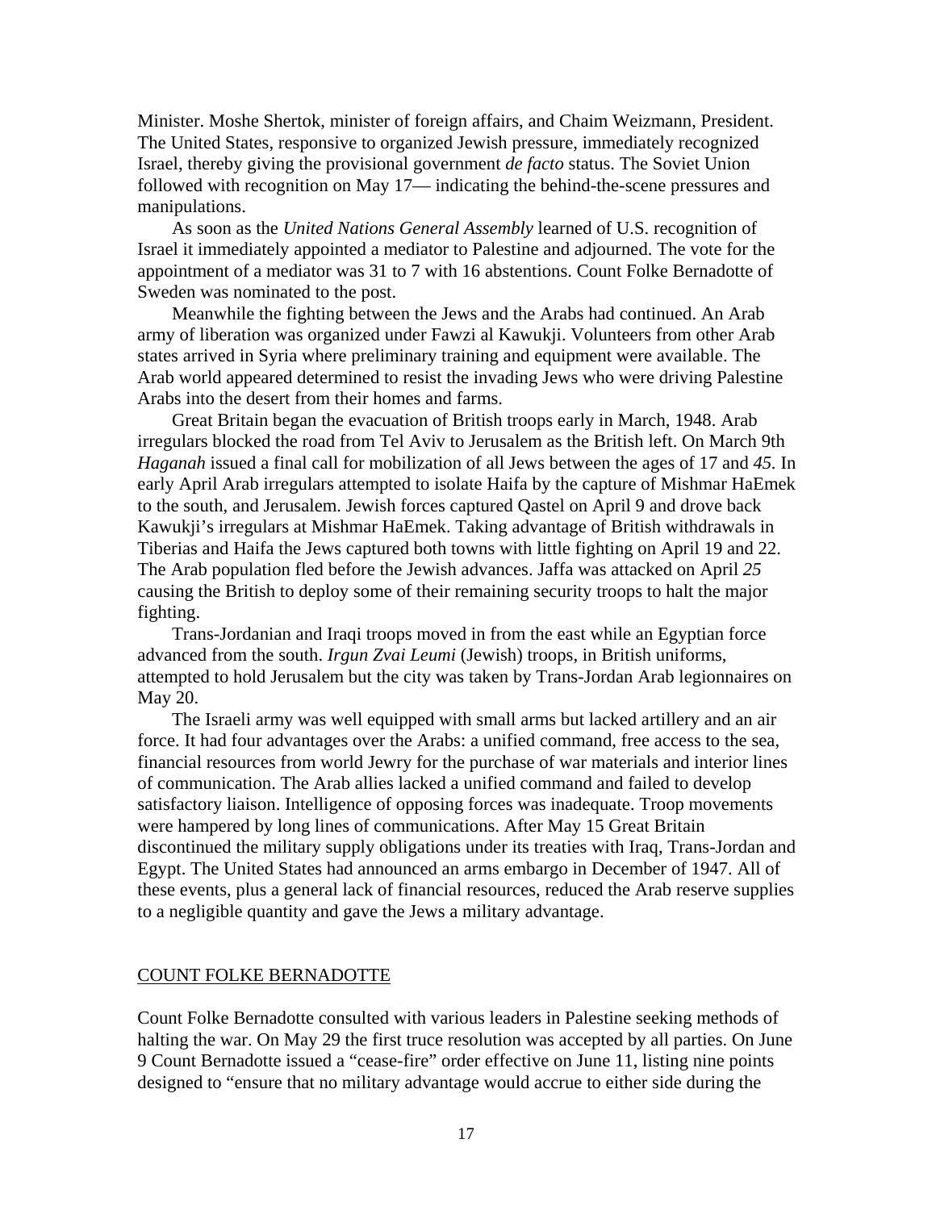Minister. Moshe Shertok, minister of foreign affairs, and Chaim Weizmann, President. The United States, responsive to organized Jewish pressure, immediately recognized Israel, thereby giving the provisional government *de facto* status. The Soviet Union followed with recognition on May 17— indicating the behind-the-scene pressures and manipulations.

As soon as the *United Nations General Assembly* learned of U.S. recognition of Israel it immediately appointed a mediator to Palestine and adjourned. The vote for the appointment of a mediator was 31 to 7 with 16 abstentions. Count Folke Bernadotte of Sweden was nominated to the post.

Meanwhile the fighting between the Jews and the Arabs had continued. An Arab army of liberation was organized under Fawzi al Kawukji. Volunteers from other Arab states arrived in Syria where preliminary training and equipment were available. The Arab world appeared determined to resist the invading Jews who were driving Palestine Arabs into the desert from their homes and farms.

Great Britain began the evacuation of British troops early in March, 1948. Arab irregulars blocked the road from Tel Aviv to Jerusalem as the British left. On March 9th *Haganah* issued a final call for mobilization of all Jews between the ages of 17 and *45*. In early April Arab irregulars attempted to isolate Haifa by the capture of Mishmar HaEmek to the south, and Jerusalem. Jewish forces captured Qastel on April 9 and drove back Kawukji's irregulars at Mishmar HaEmek. Taking advantage of British withdrawals in Tiberias and Haifa the Jews captured both towns with little fighting on April 19 and 22. The Arab population fled before the Jewish advances. Jaffa was attacked on April *25* causing the British to deploy some of their remaining security troops to halt the major fighting.

Trans-Jordanian and Iraqi troops moved in from the east while an Egyptian force advanced from the south. *Irgun Zvai Leumi* (Jewish) troops, in British uniforms, attempted to hold Jerusalem but the city was taken by Trans-Jordan Arab legionnaires on May 20.

The Israeli army was well equipped with small arms but lacked artillery and an air force. It had four advantages over the Arabs: a unified command, free access to the sea, financial resources from world Jewry for the purchase of war materials and interior lines of communication. The Arab allies lacked a unified command and failed to develop satisfactory liaison. Intelligence of opposing forces was inadequate. Troop movements were hampered by long lines of communications. After May 15 Great Britain discontinued the military supply obligations under its treaties with Iraq, Trans-Jordan and Egypt. The United States had announced an arms embargo in December of 1947. All of these events, plus a general lack of financial resources, reduced the Arab reserve supplies to a negligible quantity and gave the Jews a military advantage.

## COUNT FOLKE BERNADOTTE

Count Folke Bernadotte consulted with various leaders in Palestine seeking methods of halting the war. On May 29 the first truce resolution was accepted by all parties. On June 9 Count Bernadotte issued a "cease-fire" order effective on June 11, listing nine points designed to "ensure that no military advantage would accrue to either side during the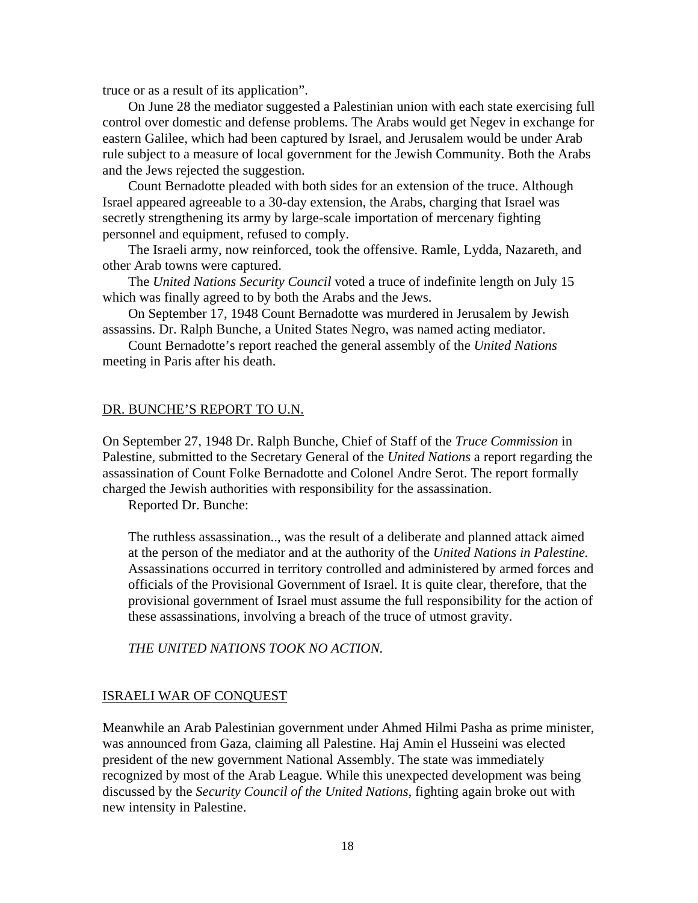truce or as a result of its application".

On June 28 the mediator suggested a Palestinian union with each state exercising full control over domestic and defense problems. The Arabs would get Negev in exchange for eastern Galilee, which had been captured by Israel, and Jerusalem would be under Arab rule subject to a measure of local government for the Jewish Community. Both the Arabs and the Jews rejected the suggestion.

Count Bernadotte pleaded with both sides for an extension of the truce. Although Israel appeared agreeable to a 30-day extension, the Arabs, charging that Israel was secretly strengthening its army by large-scale importation of mercenary fighting personnel and equipment, refused to comply.

The Israeli army, now reinforced, took the offensive. Ramle, Lydda, Nazareth, and other Arab towns were captured.

The *United Nations Security Council* voted a truce of indefinite length on July 15 which was finally agreed to by both the Arabs and the Jews.

On September 17, 1948 Count Bernadotte was murdered in Jerusalem by Jewish assassins. Dr. Ralph Bunche, a United States Negro, was named acting mediator.

Count Bernadotte's report reached the general assembly of the *United Nations* meeting in Paris after his death.

## DR. BUNCHE'S REPORT TO U.N.

On September 27, 1948 Dr. Ralph Bunche, Chief of Staff of the *Truce Commission* in Palestine, submitted to the Secretary General of the *United Nations* a report regarding the assassination of Count Folke Bernadotte and Colonel Andre Serot. The report formally charged the Jewish authorities with responsibility for the assassination.

Reported Dr. Bunche:

> The ruthless assassination.., was the result of a deliberate and planned attack aimed at the person of the mediator and at the authority of the *United Nations in Palestine.* Assassinations occurred in territory controlled and administered by armed forces and officials of the Provisional Government of Israel. It is quite clear, therefore, that the provisional government of Israel must assume the full responsibility for the action of these assassinations, involving a breach of the truce of utmost gravity.
>
> *THE UNITED NATIONS TOOK NO ACTION.*

## ISRAELI WAR OF CONQUEST

Meanwhile an Arab Palestinian government under Ahmed Hilmi Pasha as prime minister, was announced from Gaza, claiming all Palestine. Haj Amin el Husseini was elected president of the new government National Assembly. The state was immediately recognized by most of the Arab League. While this unexpected development was being discussed by the *Security Council of the United Nations,* fighting again broke out with new intensity in Palestine.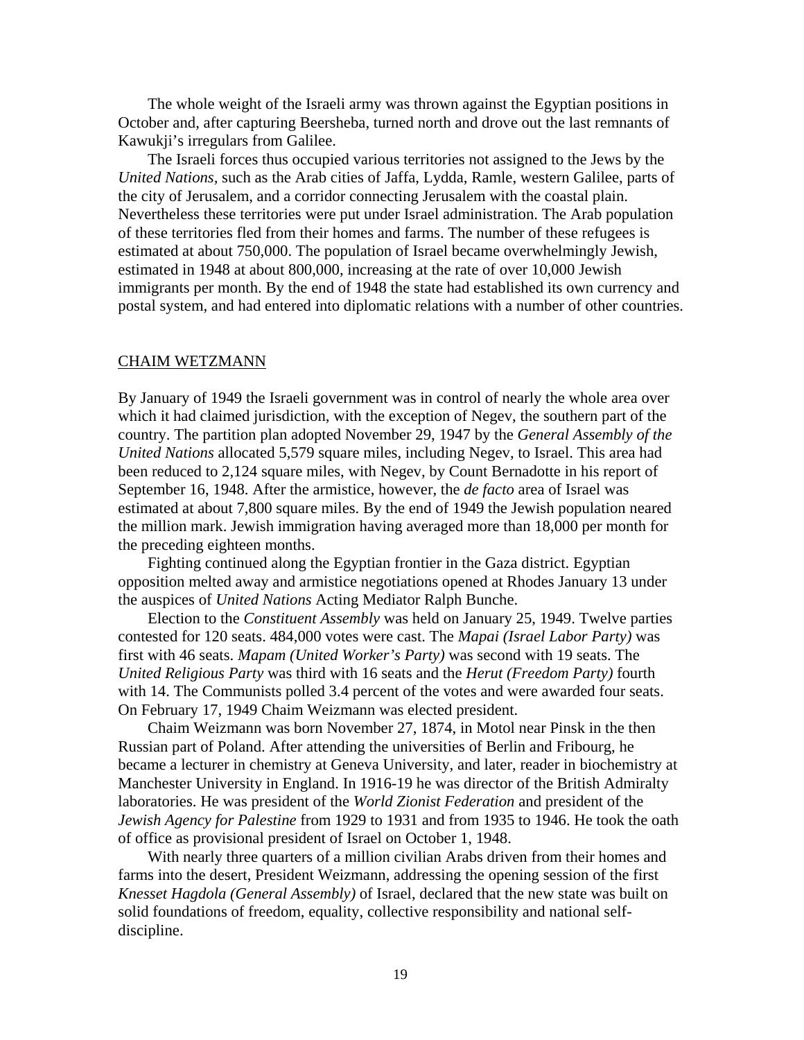The whole weight of the Israeli army was thrown against the Egyptian positions in October and, after capturing Beersheba, turned north and drove out the last remnants of Kawukji's irregulars from Galilee.

The Israeli forces thus occupied various territories not assigned to the Jews by the *United Nations*, such as the Arab cities of Jaffa, Lydda, Ramle, western Galilee, parts of the city of Jerusalem, and a corridor connecting Jerusalem with the coastal plain. Nevertheless these territories were put under Israel administration. The Arab population of these territories fled from their homes and farms. The number of these refugees is estimated at about 750,000. The population of Israel became overwhelmingly Jewish, estimated in 1948 at about 800,000, increasing at the rate of over 10,000 Jewish immigrants per month. By the end of 1948 the state had established its own currency and postal system, and had entered into diplomatic relations with a number of other countries.

## CHAIM WETZMANN

By January of 1949 the Israeli government was in control of nearly the whole area over which it had claimed jurisdiction, with the exception of Negev, the southern part of the country. The partition plan adopted November 29, 1947 by the *General Assembly of the United Nations* allocated 5,579 square miles, including Negev, to Israel. This area had been reduced to 2,124 square miles, with Negev, by Count Bernadotte in his report of September 16, 1948. After the armistice, however, the *de facto* area of Israel was estimated at about 7,800 square miles. By the end of 1949 the Jewish population neared the million mark. Jewish immigration having averaged more than 18,000 per month for the preceding eighteen months.

Fighting continued along the Egyptian frontier in the Gaza district. Egyptian opposition melted away and armistice negotiations opened at Rhodes January 13 under the auspices of *United Nations* Acting Mediator Ralph Bunche.

Election to the *Constituent Assembly* was held on January 25, 1949. Twelve parties contested for 120 seats. 484,000 votes were cast. The *Mapai (Israel Labor Party)* was first with 46 seats. *Mapam (United Worker's Party)* was second with 19 seats. The *United Religious Party* was third with 16 seats and the *Herut (Freedom Party)* fourth with 14. The Communists polled 3.4 percent of the votes and were awarded four seats. On February 17, 1949 Chaim Weizmann was elected president.

Chaim Weizmann was born November 27, 1874, in Motol near Pinsk in the then Russian part of Poland. After attending the universities of Berlin and Fribourg, he became a lecturer in chemistry at Geneva University, and later, reader in biochemistry at Manchester University in England. In 1916-19 he was director of the British Admiralty laboratories. He was president of the *World Zionist Federation* and president of the *Jewish Agency for Palestine* from 1929 to 1931 and from 1935 to 1946. He took the oath of office as provisional president of Israel on October 1, 1948.

With nearly three quarters of a million civilian Arabs driven from their homes and farms into the desert, President Weizmann, addressing the opening session of the first *Knesset Hagdola (General Assembly)* of Israel, declared that the new state was built on solid foundations of freedom, equality, collective responsibility and national self-discipline.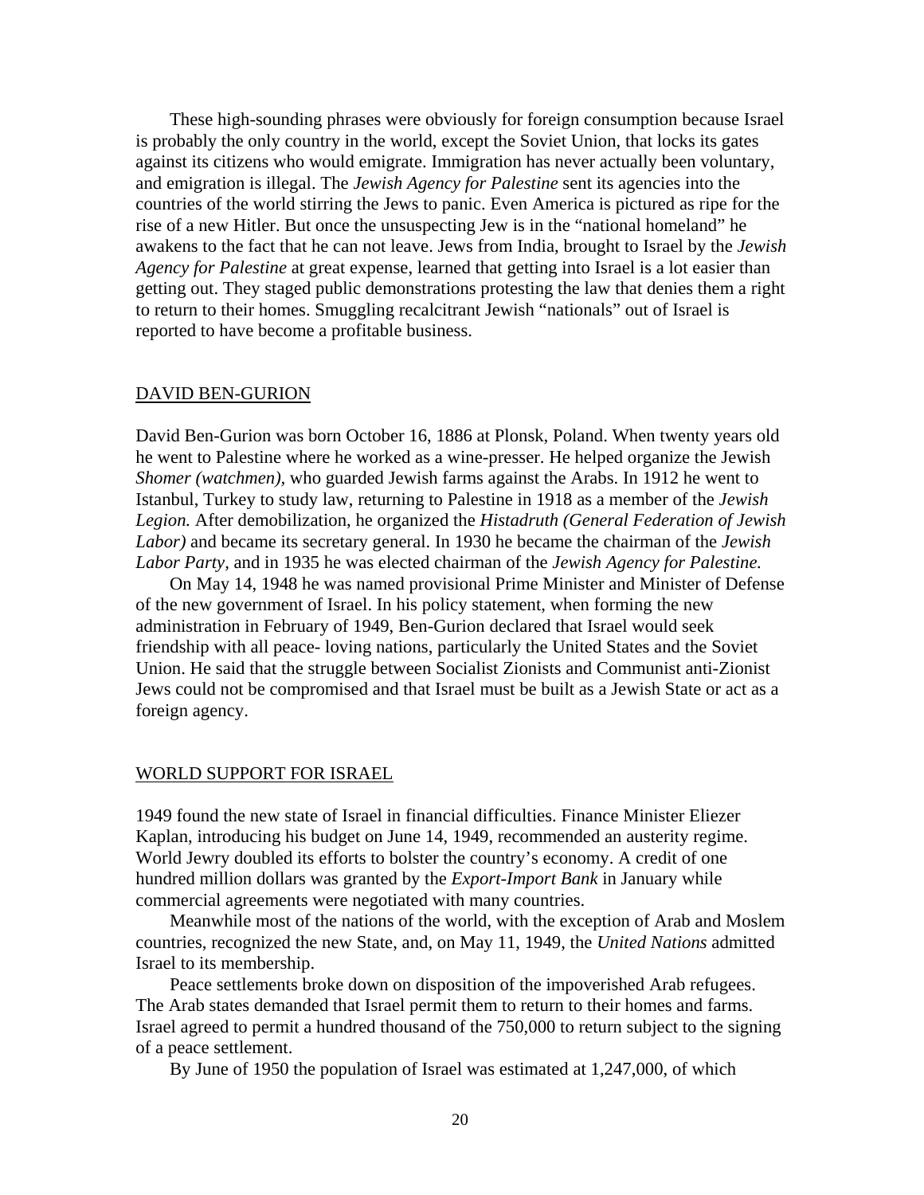These high-sounding phrases were obviously for foreign consumption because Israel is probably the only country in the world, except the Soviet Union, that locks its gates against its citizens who would emigrate. Immigration has never actually been voluntary, and emigration is illegal. The *Jewish Agency for Palestine* sent its agencies into the countries of the world stirring the Jews to panic. Even America is pictured as ripe for the rise of a new Hitler. But once the unsuspecting Jew is in the "national homeland" he awakens to the fact that he can not leave. Jews from India, brought to Israel by the *Jewish Agency for Palestine* at great expense, learned that getting into Israel is a lot easier than getting out. They staged public demonstrations protesting the law that denies them a right to return to their homes. Smuggling recalcitrant Jewish "nationals" out of Israel is reported to have become a profitable business.

## DAVID BEN-GURION

David Ben-Gurion was born October 16, 1886 at Plonsk, Poland. When twenty years old he went to Palestine where he worked as a wine-presser. He helped organize the Jewish *Shomer (watchmen)*, who guarded Jewish farms against the Arabs. In 1912 he went to Istanbul, Turkey to study law, returning to Palestine in 1918 as a member of the *Jewish Legion.* After demobilization, he organized the *Histadruth (General Federation of Jewish Labor)* and became its secretary general. In 1930 he became the chairman of the *Jewish Labor Party*, and in 1935 he was elected chairman of the *Jewish Agency for Palestine.*

On May 14, 1948 he was named provisional Prime Minister and Minister of Defense of the new government of Israel. In his policy statement, when forming the new administration in February of 1949, Ben-Gurion declared that Israel would seek friendship with all peace- loving nations, particularly the United States and the Soviet Union. He said that the struggle between Socialist Zionists and Communist anti-Zionist Jews could not be compromised and that Israel must be built as a Jewish State or act as a foreign agency.

## WORLD SUPPORT FOR ISRAEL

1949 found the new state of Israel in financial difficulties. Finance Minister Eliezer Kaplan, introducing his budget on June 14, 1949, recommended an austerity regime. World Jewry doubled its efforts to bolster the country's economy. A credit of one hundred million dollars was granted by the *Export-Import Bank* in January while commercial agreements were negotiated with many countries.

Meanwhile most of the nations of the world, with the exception of Arab and Moslem countries, recognized the new State, and, on May 11, 1949, the *United Nations* admitted Israel to its membership.

Peace settlements broke down on disposition of the impoverished Arab refugees. The Arab states demanded that Israel permit them to return to their homes and farms. Israel agreed to permit a hundred thousand of the 750,000 to return subject to the signing of a peace settlement.

By June of 1950 the population of Israel was estimated at 1,247,000, of which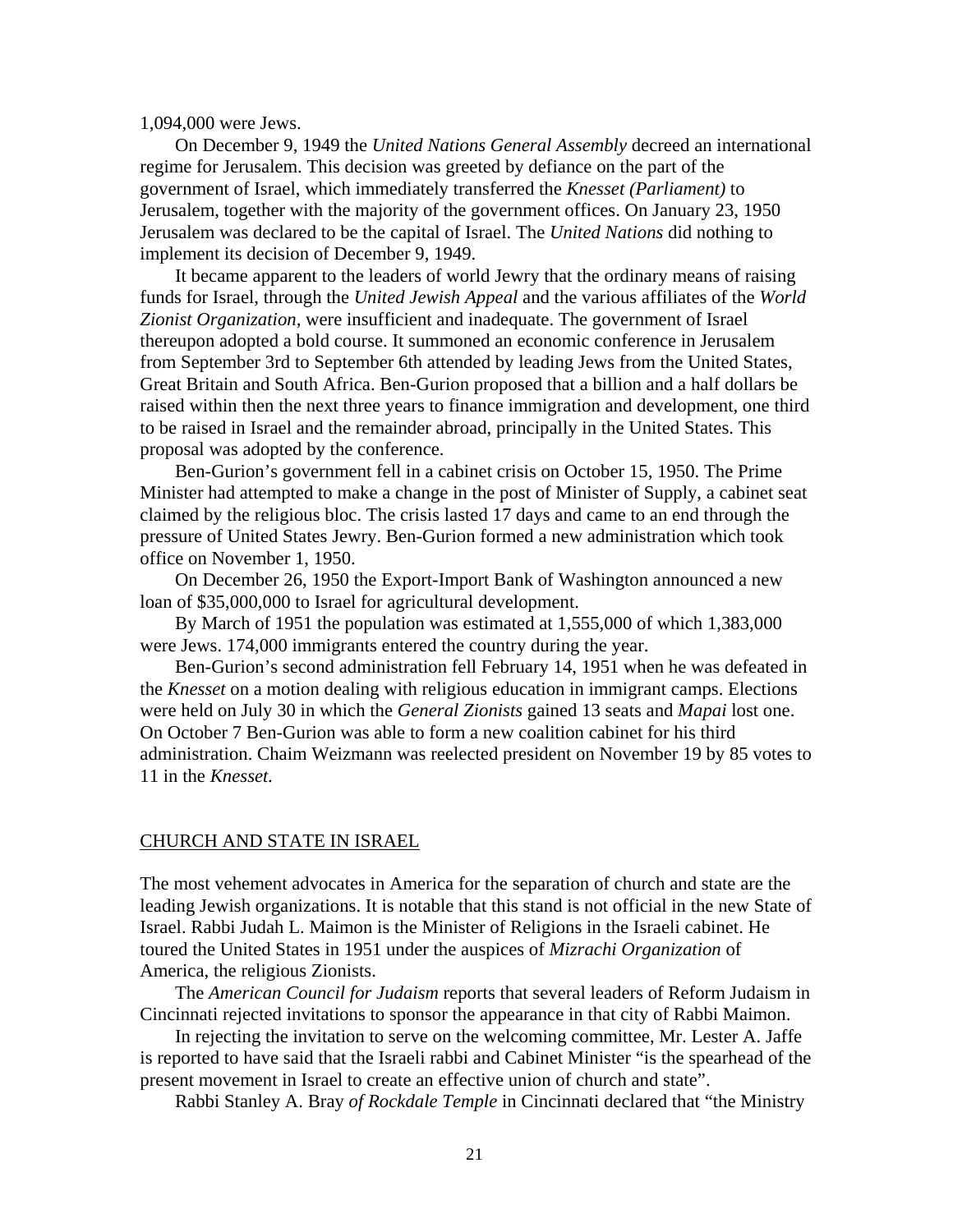1,094,000 were Jews.

On December 9, 1949 the *United Nations General Assembly* decreed an international regime for Jerusalem. This decision was greeted by defiance on the part of the government of Israel, which immediately transferred the *Knesset (Parliament)* to Jerusalem, together with the majority of the government offices. On January 23, 1950 Jerusalem was declared to be the capital of Israel. The *United Nations* did nothing to implement its decision of December 9, 1949.

It became apparent to the leaders of world Jewry that the ordinary means of raising funds for Israel, through the *United Jewish Appeal* and the various affiliates of the *World Zionist Organization,* were insufficient and inadequate. The government of Israel thereupon adopted a bold course. It summoned an economic conference in Jerusalem from September 3rd to September 6th attended by leading Jews from the United States, Great Britain and South Africa. Ben-Gurion proposed that a billion and a half dollars be raised within then the next three years to finance immigration and development, one third to be raised in Israel and the remainder abroad, principally in the United States. This proposal was adopted by the conference.

Ben-Gurion's government fell in a cabinet crisis on October 15, 1950. The Prime Minister had attempted to make a change in the post of Minister of Supply, a cabinet seat claimed by the religious bloc. The crisis lasted 17 days and came to an end through the pressure of United States Jewry. Ben-Gurion formed a new administration which took office on November 1, 1950.

On December 26, 1950 the Export-Import Bank of Washington announced a new loan of $35,000,000 to Israel for agricultural development.

By March of 1951 the population was estimated at 1,555,000 of which 1,383,000 were Jews. 174,000 immigrants entered the country during the year.

Ben-Gurion's second administration fell February 14, 1951 when he was defeated in the *Knesset* on a motion dealing with religious education in immigrant camps. Elections were held on July 30 in which the *General Zionists* gained 13 seats and *Mapai* lost one. On October 7 Ben-Gurion was able to form a new coalition cabinet for his third administration. Chaim Weizmann was reelected president on November 19 by 85 votes to 11 in the *Knesset.*

## CHURCH AND STATE IN ISRAEL

The most vehement advocates in America for the separation of church and state are the leading Jewish organizations. It is notable that this stand is not official in the new State of Israel. Rabbi Judah L. Maimon is the Minister of Religions in the Israeli cabinet. He toured the United States in 1951 under the auspices of *Mizrachi Organization* of America, the religious Zionists.

The *American Council for Judaism* reports that several leaders of Reform Judaism in Cincinnati rejected invitations to sponsor the appearance in that city of Rabbi Maimon.

In rejecting the invitation to serve on the welcoming committee, Mr. Lester A. Jaffe is reported to have said that the Israeli rabbi and Cabinet Minister "is the spearhead of the present movement in Israel to create an effective union of church and state".

Rabbi Stanley A. Bray *of Rockdale Temple* in Cincinnati declared that "the Ministry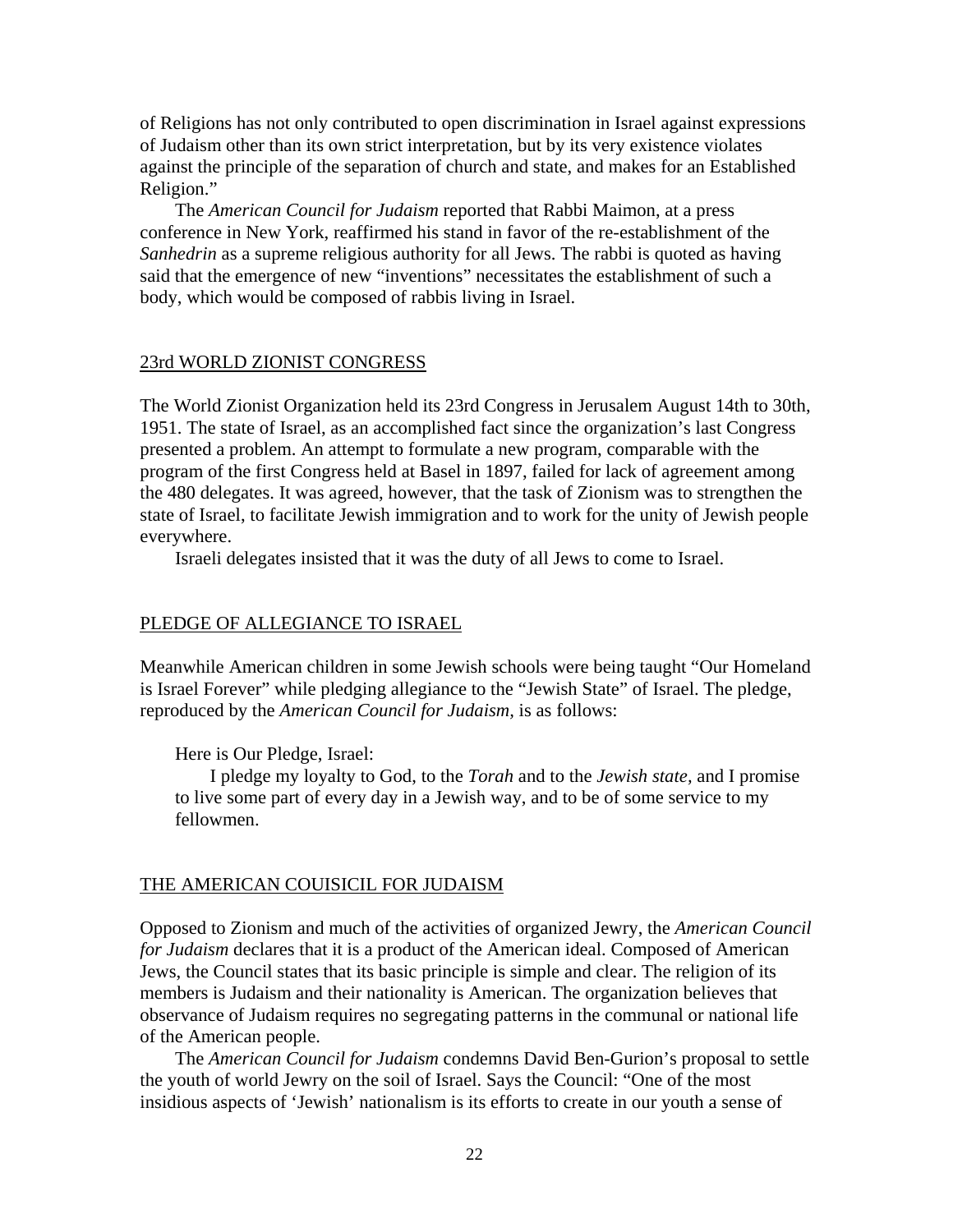of Religions has not only contributed to open discrimination in Israel against expressions of Judaism other than its own strict interpretation, but by its very existence violates against the principle of the separation of church and state, and makes for an Established Religion."

The *American Council for Judaism* reported that Rabbi Maimon, at a press conference in New York, reaffirmed his stand in favor of the re-establishment of the *Sanhedrin* as a supreme religious authority for all Jews. The rabbi is quoted as having said that the emergence of new "inventions" necessitates the establishment of such a body, which would be composed of rabbis living in Israel.

## 23rd WORLD ZIONIST CONGRESS

The World Zionist Organization held its 23rd Congress in Jerusalem August 14th to 30th, 1951. The state of Israel, as an accomplished fact since the organization's last Congress presented a problem. An attempt to formulate a new program, comparable with the program of the first Congress held at Basel in 1897, failed for lack of agreement among the 480 delegates. It was agreed, however, that the task of Zionism was to strengthen the state of Israel, to facilitate Jewish immigration and to work for the unity of Jewish people everywhere.

Israeli delegates insisted that it was the duty of all Jews to come to Israel.

## PLEDGE OF ALLEGIANCE TO ISRAEL

Meanwhile American children in some Jewish schools were being taught "Our Homeland is Israel Forever" while pledging allegiance to the "Jewish State" of Israel. The pledge, reproduced by the *American Council for Judaism,* is as follows:

> Here is Our Pledge, Israel:
>
> I pledge my loyalty to God, to the *Torah* and to the *Jewish state,* and I promise to live some part of every day in a Jewish way, and to be of some service to my fellowmen.

## THE AMERICAN COUISICIL FOR JUDAISM

Opposed to Zionism and much of the activities of organized Jewry, the *American Council for Judaism* declares that it is a product of the American ideal. Composed of American Jews, the Council states that its basic principle is simple and clear. The religion of its members is Judaism and their nationality is American. The organization believes that observance of Judaism requires no segregating patterns in the communal or national life of the American people.

The *American Council for Judaism* condemns David Ben-Gurion's proposal to settle the youth of world Jewry on the soil of Israel. Says the Council: "One of the most insidious aspects of 'Jewish' nationalism is its efforts to create in our youth a sense of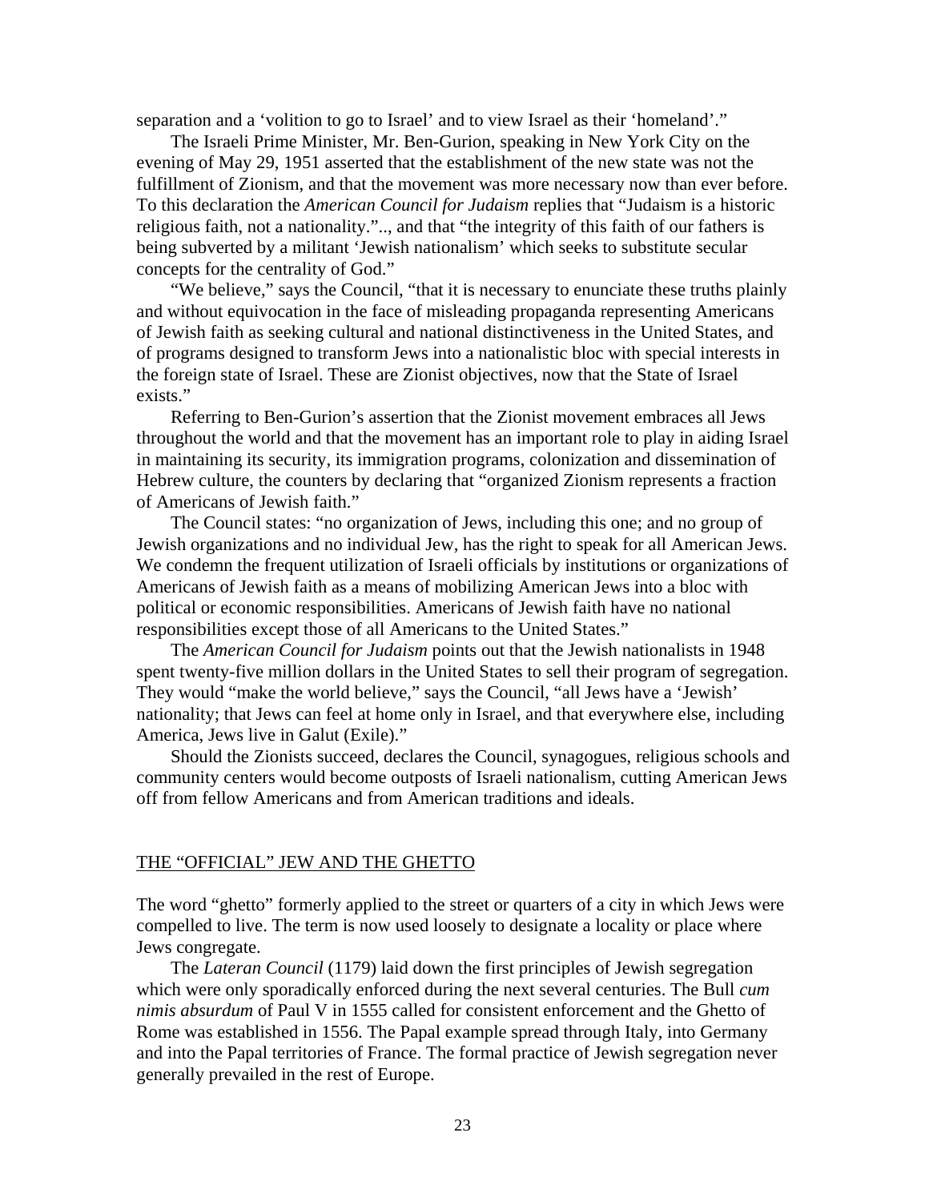separation and a 'volition to go to Israel' and to view Israel as their 'homeland'."

The Israeli Prime Minister, Mr. Ben-Gurion, speaking in New York City on the evening of May 29, 1951 asserted that the establishment of the new state was not the fulfillment of Zionism, and that the movement was more necessary now than ever before. To this declaration the *American Council for Judaism* replies that "Judaism is a historic religious faith, not a nationality."..., and that "the integrity of this faith of our fathers is being subverted by a militant 'Jewish nationalism' which seeks to substitute secular concepts for the centrality of God."

"We believe," says the Council, "that it is necessary to enunciate these truths plainly and without equivocation in the face of misleading propaganda representing Americans of Jewish faith as seeking cultural and national distinctiveness in the United States, and of programs designed to transform Jews into a nationalistic bloc with special interests in the foreign state of Israel. These are Zionist objectives, now that the State of Israel exists."

Referring to Ben-Gurion's assertion that the Zionist movement embraces all Jews throughout the world and that the movement has an important role to play in aiding Israel in maintaining its security, its immigration programs, colonization and dissemination of Hebrew culture, the counters by declaring that "organized Zionism represents a fraction of Americans of Jewish faith."

The Council states: "no organization of Jews, including this one; and no group of Jewish organizations and no individual Jew, has the right to speak for all American Jews. We condemn the frequent utilization of Israeli officials by institutions or organizations of Americans of Jewish faith as a means of mobilizing American Jews into a bloc with political or economic responsibilities. Americans of Jewish faith have no national responsibilities except those of all Americans to the United States."

The *American Council for Judaism* points out that the Jewish nationalists in 1948 spent twenty-five million dollars in the United States to sell their program of segregation. They would "make the world believe," says the Council, "all Jews have a 'Jewish' nationality; that Jews can feel at home only in Israel, and that everywhere else, including America, Jews live in Galut (Exile)."

Should the Zionists succeed, declares the Council, synagogues, religious schools and community centers would become outposts of Israeli nationalism, cutting American Jews off from fellow Americans and from American traditions and ideals.

## THE "OFFICIAL" JEW AND THE GHETTO

The word "ghetto" formerly applied to the street or quarters of a city in which Jews were compelled to live. The term is now used loosely to designate a locality or place where Jews congregate.

The *Lateran Council* (1179) laid down the first principles of Jewish segregation which were only sporadically enforced during the next several centuries. The Bull *cum nimis absurdum* of Paul V in 1555 called for consistent enforcement and the Ghetto of Rome was established in 1556. The Papal example spread through Italy, into Germany and into the Papal territories of France. The formal practice of Jewish segregation never generally prevailed in the rest of Europe.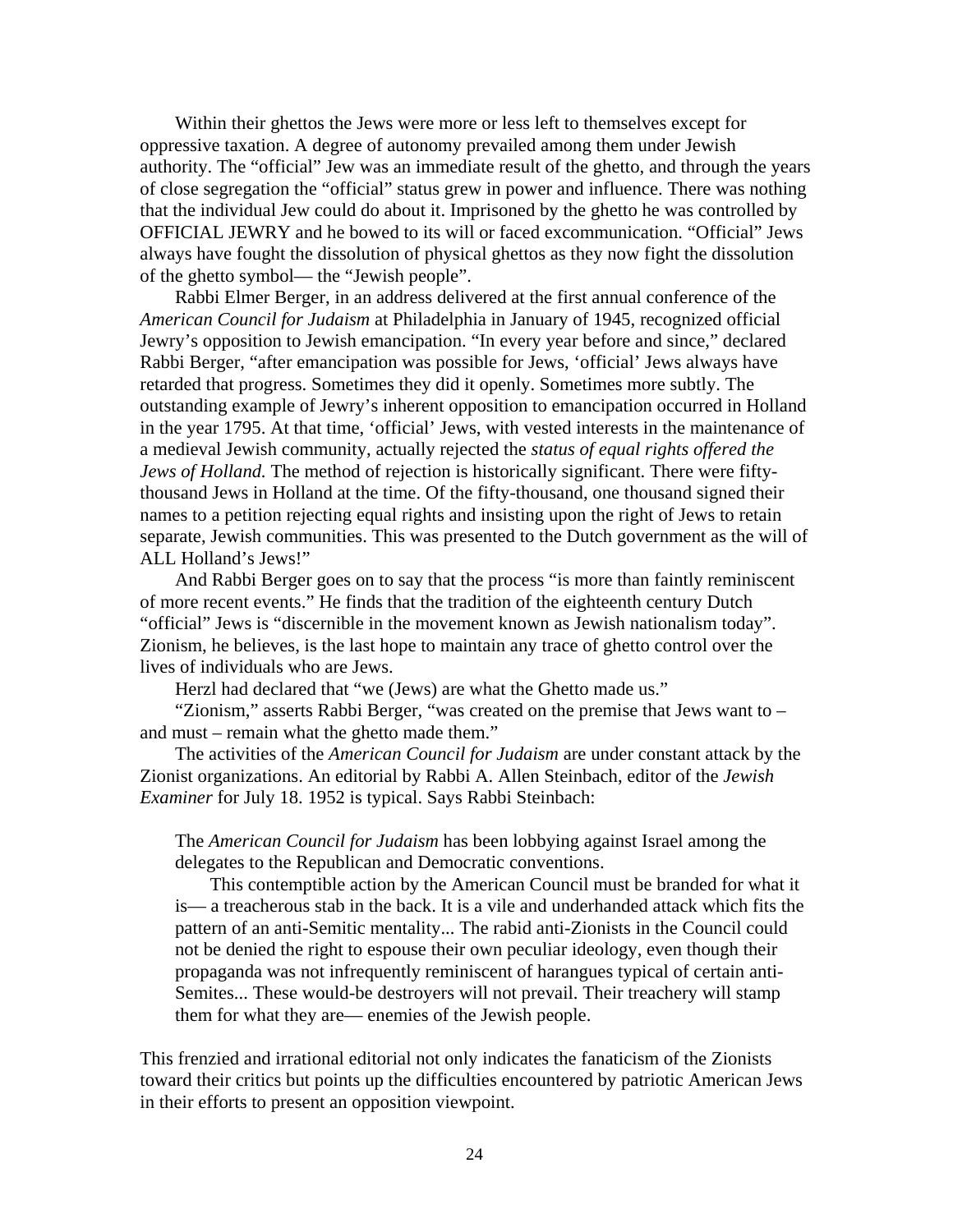Within their ghettos the Jews were more or less left to themselves except for oppressive taxation. A degree of autonomy prevailed among them under Jewish authority. The "official" Jew was an immediate result of the ghetto, and through the years of close segregation the "official" status grew in power and influence. There was nothing that the individual Jew could do about it. Imprisoned by the ghetto he was controlled by OFFICIAL JEWRY and he bowed to its will or faced excommunication. "Official" Jews always have fought the dissolution of physical ghettos as they now fight the dissolution of the ghetto symbol— the "Jewish people".

Rabbi Elmer Berger, in an address delivered at the first annual conference of the *American Council for Judaism* at Philadelphia in January of 1945, recognized official Jewry's opposition to Jewish emancipation. "In every year before and since," declared Rabbi Berger, "after emancipation was possible for Jews, 'official' Jews always have retarded that progress. Sometimes they did it openly. Sometimes more subtly. The outstanding example of Jewry's inherent opposition to emancipation occurred in Holland in the year 1795. At that time, 'official' Jews, with vested interests in the maintenance of a medieval Jewish community, actually rejected the *status of equal rights offered the Jews of Holland.* The method of rejection is historically significant. There were fifty-thousand Jews in Holland at the time. Of the fifty-thousand, one thousand signed their names to a petition rejecting equal rights and insisting upon the right of Jews to retain separate, Jewish communities. This was presented to the Dutch government as the will of ALL Holland's Jews!"

And Rabbi Berger goes on to say that the process "is more than faintly reminiscent of more recent events." He finds that the tradition of the eighteenth century Dutch "official" Jews is "discernible in the movement known as Jewish nationalism today". Zionism, he believes, is the last hope to maintain any trace of ghetto control over the lives of individuals who are Jews.

Herzl had declared that "we (Jews) are what the Ghetto made us."

"Zionism," asserts Rabbi Berger, "was created on the premise that Jews want to – and must – remain what the ghetto made them."

The activities of the *American Council for Judaism* are under constant attack by the Zionist organizations. An editorial by Rabbi A. Allen Steinbach, editor of the *Jewish Examiner* for July 18. 1952 is typical. Says Rabbi Steinbach:

> The *American Council for Judaism* has been lobbying against Israel among the delegates to the Republican and Democratic conventions.
>
> This contemptible action by the American Council must be branded for what it is— a treacherous stab in the back. It is a vile and underhanded attack which fits the pattern of an anti-Semitic mentality... The rabid anti-Zionists in the Council could not be denied the right to espouse their own peculiar ideology, even though their propaganda was not infrequently reminiscent of harangues typical of certain anti-Semites... These would-be destroyers will not prevail. Their treachery will stamp them for what they are— enemies of the Jewish people.

This frenzied and irrational editorial not only indicates the fanaticism of the Zionists toward their critics but points up the difficulties encountered by patriotic American Jews in their efforts to present an opposition viewpoint.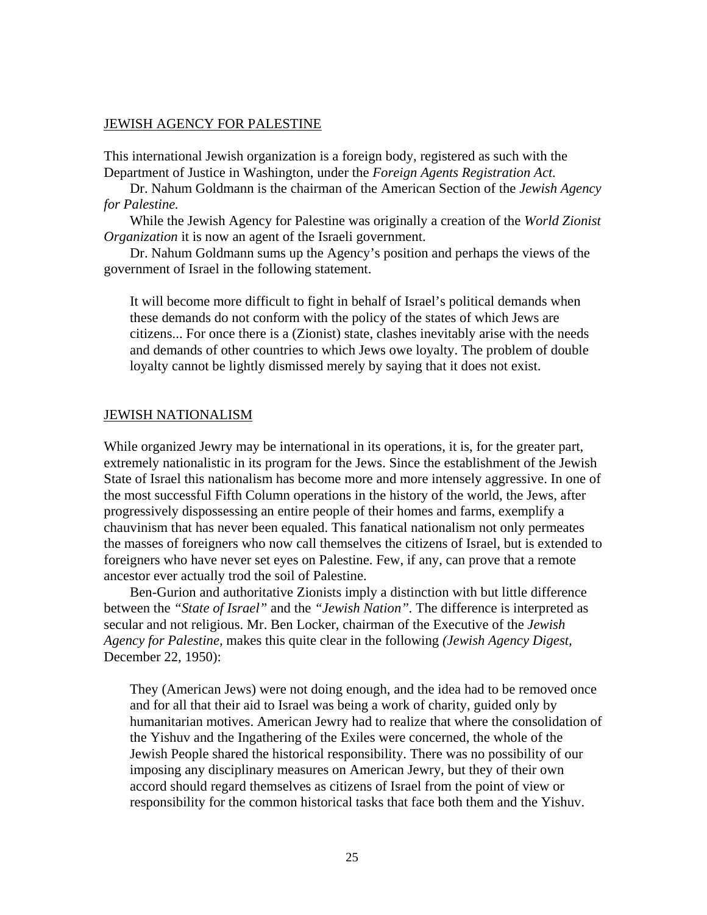JEWISH AGENCY FOR PALESTINE

This international Jewish organization is a foreign body, registered as such with the Department of Justice in Washington, under the *Foreign Agents Registration Act.*

Dr. Nahum Goldmann is the chairman of the American Section of the *Jewish Agency for Palestine.*

While the Jewish Agency for Palestine was originally a creation of the *World Zionist Organization* it is now an agent of the Israeli government.

Dr. Nahum Goldmann sums up the Agency's position and perhaps the views of the government of Israel in the following statement.

> It will become more difficult to fight in behalf of Israel's political demands when these demands do not conform with the policy of the states of which Jews are citizens... For once there is a (Zionist) state, clashes inevitably arise with the needs and demands of other countries to which Jews owe loyalty. The problem of double loyalty cannot be lightly dismissed merely by saying that it does not exist.

JEWISH NATIONALISM

While organized Jewry may be international in its operations, it is, for the greater part, extremely nationalistic in its program for the Jews. Since the establishment of the Jewish State of Israel this nationalism has become more and more intensely aggressive. In one of the most successful Fifth Column operations in the history of the world, the Jews, after progressively dispossessing an entire people of their homes and farms, exemplify a chauvinism that has never been equaled. This fanatical nationalism not only permeates the masses of foreigners who now call themselves the citizens of Israel, but is extended to foreigners who have never set eyes on Palestine. Few, if any, can prove that a remote ancestor ever actually trod the soil of Palestine.

Ben-Gurion and authoritative Zionists imply a distinction with but little difference between the *"State of Israel"* and the *"Jewish Nation"*. The difference is interpreted as secular and not religious. Mr. Ben Locker, chairman of the Executive of the *Jewish Agency for Palestine*, makes this quite clear in the following *(Jewish Agency Digest,* December 22, 1950):

> They (American Jews) were not doing enough, and the idea had to be removed once and for all that their aid to Israel was being a work of charity, guided only by humanitarian motives. American Jewry had to realize that where the consolidation of the Yishuv and the Ingathering of the Exiles were concerned, the whole of the Jewish People shared the historical responsibility. There was no possibility of our imposing any disciplinary measures on American Jewry, but they of their own accord should regard themselves as citizens of Israel from the point of view or responsibility for the common historical tasks that face both them and the Yishuv.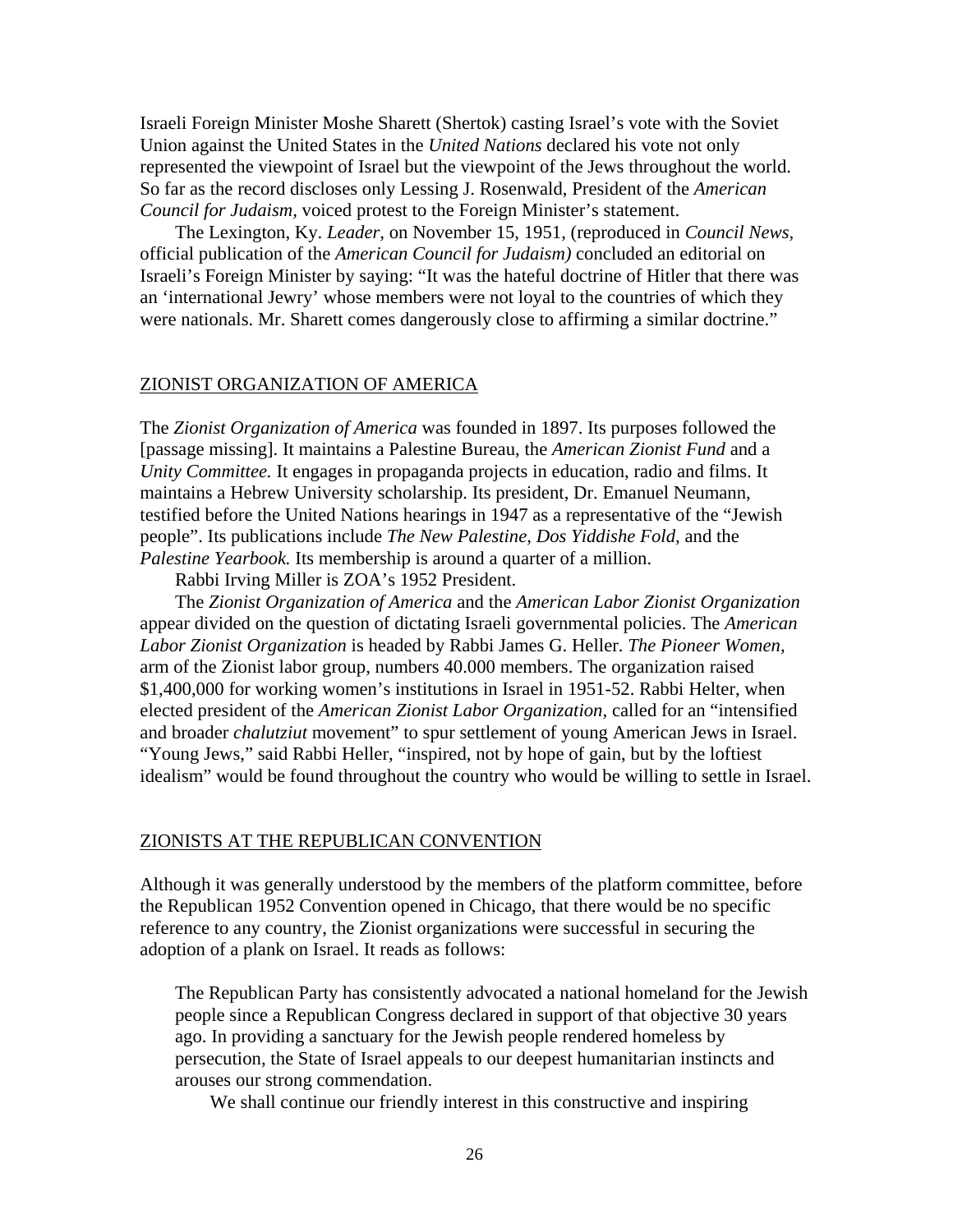Israeli Foreign Minister Moshe Sharett (Shertok) casting Israel's vote with the Soviet Union against the United States in the *United Nations* declared his vote not only represented the viewpoint of Israel but the viewpoint of the Jews throughout the world. So far as the record discloses only Lessing J. Rosenwald, President of the *American Council for Judaism,* voiced protest to the Foreign Minister's statement.

The Lexington, Ky. *Leader,* on November 15, 1951, (reproduced in *Council News,* official publication of the *American Council for Judaism)* concluded an editorial on Israeli's Foreign Minister by saying: "It was the hateful doctrine of Hitler that there was an 'international Jewry' whose members were not loyal to the countries of which they were nationals. Mr. Sharett comes dangerously close to affirming a similar doctrine."

## ZIONIST ORGANIZATION OF AMERICA

The *Zionist Organization of America* was founded in 1897. Its purposes followed the [passage missing]. It maintains a Palestine Bureau, the *American Zionist Fund* and a *Unity Committee.* It engages in propaganda projects in education, radio and films. It maintains a Hebrew University scholarship. Its president, Dr. Emanuel Neumann, testified before the United Nations hearings in 1947 as a representative of the "Jewish people". Its publications include *The New Palestine, Dos Yiddishe Fold,* and the *Palestine Yearbook.* Its membership is around a quarter of a million.

Rabbi Irving Miller is ZOA's 1952 President.

The *Zionist Organization of America* and the *American Labor Zionist Organization* appear divided on the question of dictating Israeli governmental policies. The *American Labor Zionist Organization* is headed by Rabbi James G. Heller. *The Pioneer Women,* arm of the Zionist labor group, numbers 40.000 members. The organization raised $1,400,000 for working women's institutions in Israel in 1951-52. Rabbi Helter, when elected president of the *American Zionist Labor Organization,* called for an "intensified and broader *chalutziut* movement" to spur settlement of young American Jews in Israel. "Young Jews," said Rabbi Heller, "inspired, not by hope of gain, but by the loftiest idealism" would be found throughout the country who would be willing to settle in Israel.

## ZIONISTS AT THE REPUBLICAN CONVENTION

Although it was generally understood by the members of the platform committee, before the Republican 1952 Convention opened in Chicago, that there would be no specific reference to any country, the Zionist organizations were successful in securing the adoption of a plank on Israel. It reads as follows:

> The Republican Party has consistently advocated a national homeland for the Jewish people since a Republican Congress declared in support of that objective 30 years ago. In providing a sanctuary for the Jewish people rendered homeless by persecution, the State of Israel appeals to our deepest humanitarian instincts and arouses our strong commendation.
>
> We shall continue our friendly interest in this constructive and inspiring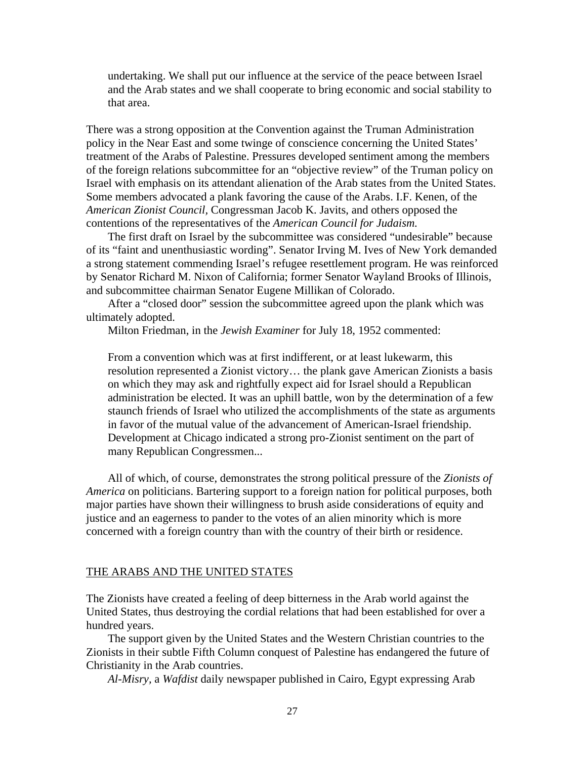> undertaking. We shall put our influence at the service of the peace between Israel and the Arab states and we shall cooperate to bring economic and social stability to that area.

There was a strong opposition at the Convention against the Truman Administration policy in the Near East and some twinge of conscience concerning the United States' treatment of the Arabs of Palestine. Pressures developed sentiment among the members of the foreign relations subcommittee for an "objective review" of the Truman policy on Israel with emphasis on its attendant alienation of the Arab states from the United States. Some members advocated a plank favoring the cause of the Arabs. I.F. Kenen, of the *American Zionist Council*, Congressman Jacob K. Javits, and others opposed the contentions of the representatives of the *American Council for Judaism.*

The first draft on Israel by the subcommittee was considered "undesirable" because of its "faint and unenthusiastic wording". Senator Irving M. Ives of New York demanded a strong statement commending Israel's refugee resettlement program. He was reinforced by Senator Richard M. Nixon of California; former Senator Wayland Brooks of Illinois, and subcommittee chairman Senator Eugene Millikan of Colorado.

After a "closed door" session the subcommittee agreed upon the plank which was ultimately adopted.

Milton Friedman, in the *Jewish Examiner* for July 18, 1952 commented:

> From a convention which was at first indifferent, or at least lukewarm, this resolution represented a Zionist victory… the plank gave American Zionists a basis on which they may ask and rightfully expect aid for Israel should a Republican administration be elected. It was an uphill battle, won by the determination of a few staunch friends of Israel who utilized the accomplishments of the state as arguments in favor of the mutual value of the advancement of American-Israel friendship. Development at Chicago indicated a strong pro-Zionist sentiment on the part of many Republican Congressmen...

All of which, of course, demonstrates the strong political pressure of the *Zionists of America* on politicians. Bartering support to a foreign nation for political purposes, both major parties have shown their willingness to brush aside considerations of equity and justice and an eagerness to pander to the votes of an alien minority which is more concerned with a foreign country than with the country of their birth or residence.

## THE ARABS AND THE UNITED STATES

The Zionists have created a feeling of deep bitterness in the Arab world against the United States, thus destroying the cordial relations that had been established for over a hundred years.

The support given by the United States and the Western Christian countries to the Zionists in their subtle Fifth Column conquest of Palestine has endangered the future of Christianity in the Arab countries.

*Al-Misry*, a *Wafdist* daily newspaper published in Cairo, Egypt expressing Arab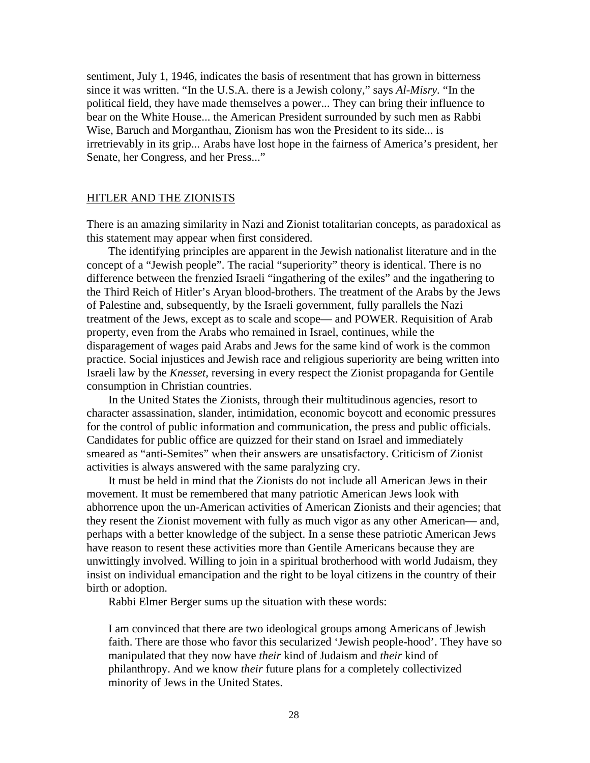sentiment, July 1, 1946, indicates the basis of resentment that has grown in bitterness since it was written. "In the U.S.A. there is a Jewish colony," says *Al-Misry.* "In the political field, they have made themselves a power... They can bring their influence to bear on the White House... the American President surrounded by such men as Rabbi Wise, Baruch and Morganthau, Zionism has won the President to its side... is irretrievably in its grip... Arabs have lost hope in the fairness of America's president, her Senate, her Congress, and her Press..."

## HITLER AND THE ZIONISTS

There is an amazing similarity in Nazi and Zionist totalitarian concepts, as paradoxical as this statement may appear when first considered.

The identifying principles are apparent in the Jewish nationalist literature and in the concept of a "Jewish people". The racial "superiority" theory is identical. There is no difference between the frenzied Israeli "ingathering of the exiles" and the ingathering to the Third Reich of Hitler's Aryan blood-brothers. The treatment of the Arabs by the Jews of Palestine and, subsequently, by the Israeli government, fully parallels the Nazi treatment of the Jews, except as to scale and scope— and POWER. Requisition of Arab property, even from the Arabs who remained in Israel, continues, while the disparagement of wages paid Arabs and Jews for the same kind of work is the common practice. Social injustices and Jewish race and religious superiority are being written into Israeli law by the *Knesset,* reversing in every respect the Zionist propaganda for Gentile consumption in Christian countries.

In the United States the Zionists, through their multitudinous agencies, resort to character assassination, slander, intimidation, economic boycott and economic pressures for the control of public information and communication, the press and public officials. Candidates for public office are quizzed for their stand on Israel and immediately smeared as "anti-Semites" when their answers are unsatisfactory. Criticism of Zionist activities is always answered with the same paralyzing cry.

It must be held in mind that the Zionists do not include all American Jews in their movement. It must be remembered that many patriotic American Jews look with abhorrence upon the un-American activities of American Zionists and their agencies; that they resent the Zionist movement with fully as much vigor as any other American— and, perhaps with a better knowledge of the subject. In a sense these patriotic American Jews have reason to resent these activities more than Gentile Americans because they are unwittingly involved. Willing to join in a spiritual brotherhood with world Judaism, they insist on individual emancipation and the right to be loyal citizens in the country of their birth or adoption.

Rabbi Elmer Berger sums up the situation with these words:

> I am convinced that there are two ideological groups among Americans of Jewish faith. There are those who favor this secularized 'Jewish people-hood'. They have so manipulated that they now have *their* kind of Judaism and *their* kind of philanthropy. And we know *their* future plans for a completely collectivized minority of Jews in the United States.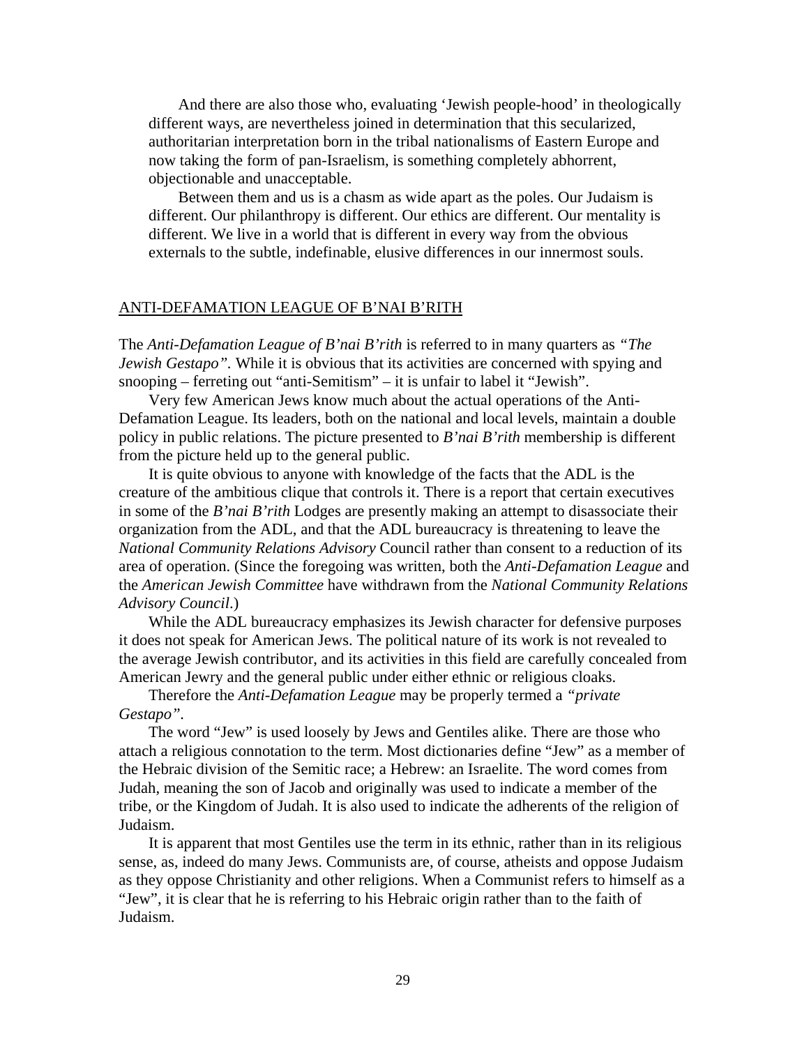And there are also those who, evaluating 'Jewish people-hood' in theologically different ways, are nevertheless joined in determination that this secularized, authoritarian interpretation born in the tribal nationalisms of Eastern Europe and now taking the form of pan-Israelism, is something completely abhorrent, objectionable and unacceptable.

Between them and us is a chasm as wide apart as the poles. Our Judaism is different. Our philanthropy is different. Our ethics are different. Our mentality is different. We live in a world that is different in every way from the obvious externals to the subtle, indefinable, elusive differences in our innermost souls.

## ANTI-DEFAMATION LEAGUE OF B'NAI B'RITH

The *Anti-Defamation League of B'nai B'rith* is referred to in many quarters as *"The Jewish Gestapo"*. While it is obvious that its activities are concerned with spying and snooping – ferreting out "anti-Semitism" – it is unfair to label it "Jewish".

Very few American Jews know much about the actual operations of the Anti-Defamation League. Its leaders, both on the national and local levels, maintain a double policy in public relations. The picture presented to *B'nai B'rith* membership is different from the picture held up to the general public.

It is quite obvious to anyone with knowledge of the facts that the ADL is the creature of the ambitious clique that controls it. There is a report that certain executives in some of the *B'nai B'rith* Lodges are presently making an attempt to disassociate their organization from the ADL, and that the ADL bureaucracy is threatening to leave the *National Community Relations Advisory* Council rather than consent to a reduction of its area of operation. (Since the foregoing was written, both the *Anti-Defamation League* and the *American Jewish Committee* have withdrawn from the *National Community Relations Advisory Council*.)

While the ADL bureaucracy emphasizes its Jewish character for defensive purposes it does not speak for American Jews. The political nature of its work is not revealed to the average Jewish contributor, and its activities in this field are carefully concealed from American Jewry and the general public under either ethnic or religious cloaks.

Therefore the *Anti-Defamation League* may be properly termed a *"private Gestapo"*.

The word "Jew" is used loosely by Jews and Gentiles alike. There are those who attach a religious connotation to the term. Most dictionaries define "Jew" as a member of the Hebraic division of the Semitic race; a Hebrew: an Israelite. The word comes from Judah, meaning the son of Jacob and originally was used to indicate a member of the tribe, or the Kingdom of Judah. It is also used to indicate the adherents of the religion of Judaism.

It is apparent that most Gentiles use the term in its ethnic, rather than in its religious sense, as, indeed do many Jews. Communists are, of course, atheists and oppose Judaism as they oppose Christianity and other religions. When a Communist refers to himself as a "Jew", it is clear that he is referring to his Hebraic origin rather than to the faith of Judaism.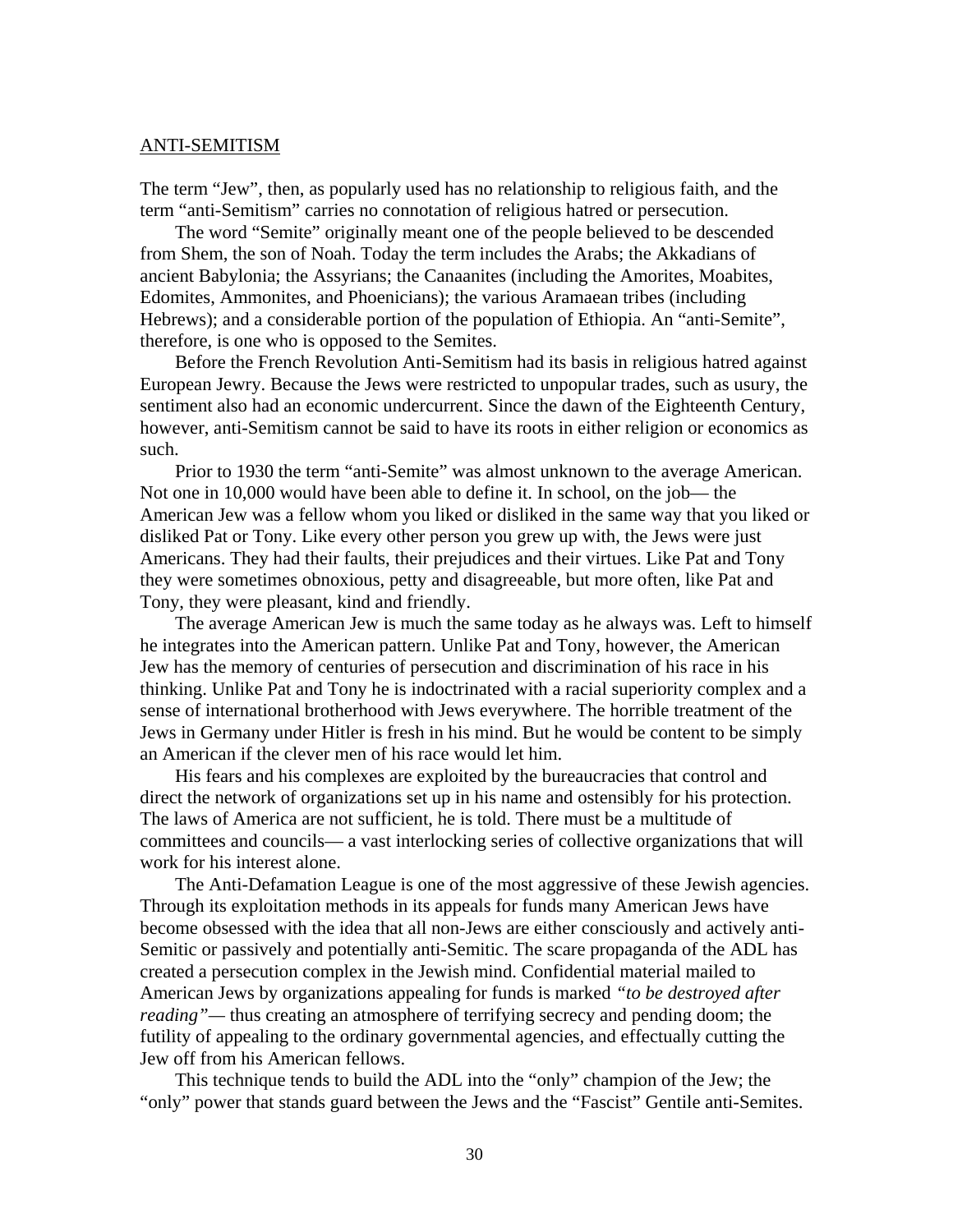## ANTI-SEMITISM

The term "Jew", then, as popularly used has no relationship to religious faith, and the term "anti-Semitism" carries no connotation of religious hatred or persecution.

The word "Semite" originally meant one of the people believed to be descended from Shem, the son of Noah. Today the term includes the Arabs; the Akkadians of ancient Babylonia; the Assyrians; the Canaanites (including the Amorites, Moabites, Edomites, Ammonites, and Phoenicians); the various Aramaean tribes (including Hebrews); and a considerable portion of the population of Ethiopia. An "anti-Semite", therefore, is one who is opposed to the Semites.

Before the French Revolution Anti-Semitism had its basis in religious hatred against European Jewry. Because the Jews were restricted to unpopular trades, such as usury, the sentiment also had an economic undercurrent. Since the dawn of the Eighteenth Century, however, anti-Semitism cannot be said to have its roots in either religion or economics as such.

Prior to 1930 the term "anti-Semite" was almost unknown to the average American. Not one in 10,000 would have been able to define it. In school, on the job— the American Jew was a fellow whom you liked or disliked in the same way that you liked or disliked Pat or Tony. Like every other person you grew up with, the Jews were just Americans. They had their faults, their prejudices and their virtues. Like Pat and Tony they were sometimes obnoxious, petty and disagreeable, but more often, like Pat and Tony, they were pleasant, kind and friendly.

The average American Jew is much the same today as he always was. Left to himself he integrates into the American pattern. Unlike Pat and Tony, however, the American Jew has the memory of centuries of persecution and discrimination of his race in his thinking. Unlike Pat and Tony he is indoctrinated with a racial superiority complex and a sense of international brotherhood with Jews everywhere. The horrible treatment of the Jews in Germany under Hitler is fresh in his mind. But he would be content to be simply an American if the clever men of his race would let him.

His fears and his complexes are exploited by the bureaucracies that control and direct the network of organizations set up in his name and ostensibly for his protection. The laws of America are not sufficient, he is told. There must be a multitude of committees and councils— a vast interlocking series of collective organizations that will work for his interest alone.

The Anti-Defamation League is one of the most aggressive of these Jewish agencies. Through its exploitation methods in its appeals for funds many American Jews have become obsessed with the idea that all non-Jews are either consciously and actively anti-Semitic or passively and potentially anti-Semitic. The scare propaganda of the ADL has created a persecution complex in the Jewish mind. Confidential material mailed to American Jews by organizations appealing for funds is marked *"to be destroyed after reading"*— thus creating an atmosphere of terrifying secrecy and pending doom; the futility of appealing to the ordinary governmental agencies, and effectually cutting the Jew off from his American fellows.

This technique tends to build the ADL into the "only" champion of the Jew; the "only" power that stands guard between the Jews and the "Fascist" Gentile anti-Semites.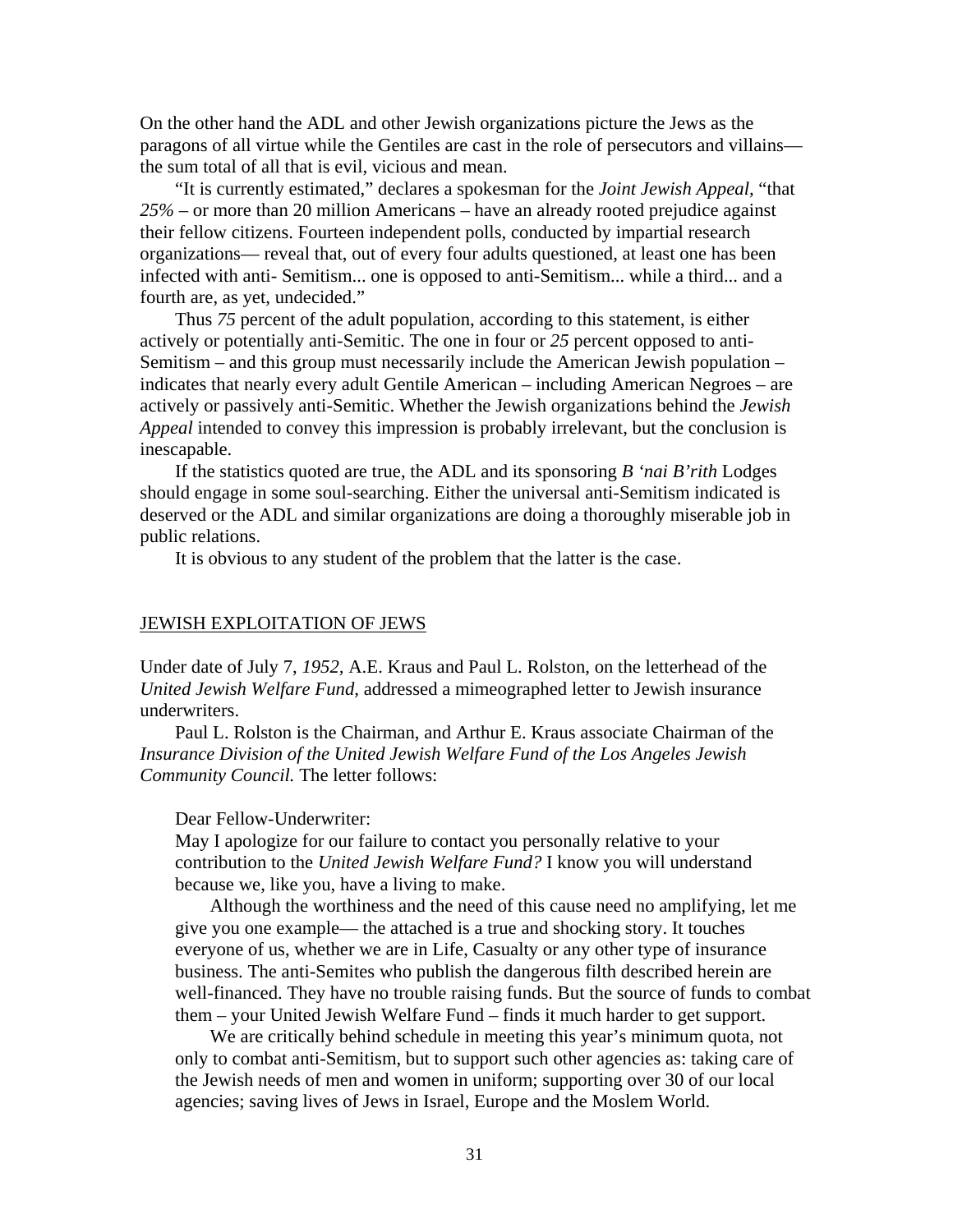On the other hand the ADL and other Jewish organizations picture the Jews as the paragons of all virtue while the Gentiles are cast in the role of persecutors and villains— the sum total of all that is evil, vicious and mean.

"It is currently estimated," declares a spokesman for the *Joint Jewish Appeal,* "that *25%* – or more than 20 million Americans – have an already rooted prejudice against their fellow citizens. Fourteen independent polls, conducted by impartial research organizations— reveal that, out of every four adults questioned, at least one has been infected with anti- Semitism... one is opposed to anti-Semitism... while a third... and a fourth are, as yet, undecided."

Thus *75* percent of the adult population, according to this statement, is either actively or potentially anti-Semitic. The one in four or *25* percent opposed to anti-Semitism – and this group must necessarily include the American Jewish population – indicates that nearly every adult Gentile American – including American Negroes – are actively or passively anti-Semitic. Whether the Jewish organizations behind the *Jewish Appeal* intended to convey this impression is probably irrelevant, but the conclusion is inescapable.

If the statistics quoted are true, the ADL and its sponsoring *B 'nai B'rith* Lodges should engage in some soul-searching. Either the universal anti-Semitism indicated is deserved or the ADL and similar organizations are doing a thoroughly miserable job in public relations.

It is obvious to any student of the problem that the latter is the case.

## JEWISH EXPLOITATION OF JEWS

Under date of July 7, *1952,* A.E. Kraus and Paul L. Rolston, on the letterhead of the *United Jewish Welfare Fund,* addressed a mimeographed letter to Jewish insurance underwriters.

Paul L. Rolston is the Chairman, and Arthur E. Kraus associate Chairman of the *Insurance Division of the United Jewish Welfare Fund of the Los Angeles Jewish Community Council.* The letter follows:

> Dear Fellow-Underwriter:
>
> May I apologize for our failure to contact you personally relative to your contribution to the *United Jewish Welfare Fund?* I know you will understand because we, like you, have a living to make.
>
> Although the worthiness and the need of this cause need no amplifying, let me give you one example— the attached is a true and shocking story. It touches everyone of us, whether we are in Life, Casualty or any other type of insurance business. The anti-Semites who publish the dangerous filth described herein are well-financed. They have no trouble raising funds. But the source of funds to combat them – your United Jewish Welfare Fund – finds it much harder to get support.
>
> We are critically behind schedule in meeting this year's minimum quota, not only to combat anti-Semitism, but to support such other agencies as: taking care of the Jewish needs of men and women in uniform; supporting over 30 of our local agencies; saving lives of Jews in Israel, Europe and the Moslem World.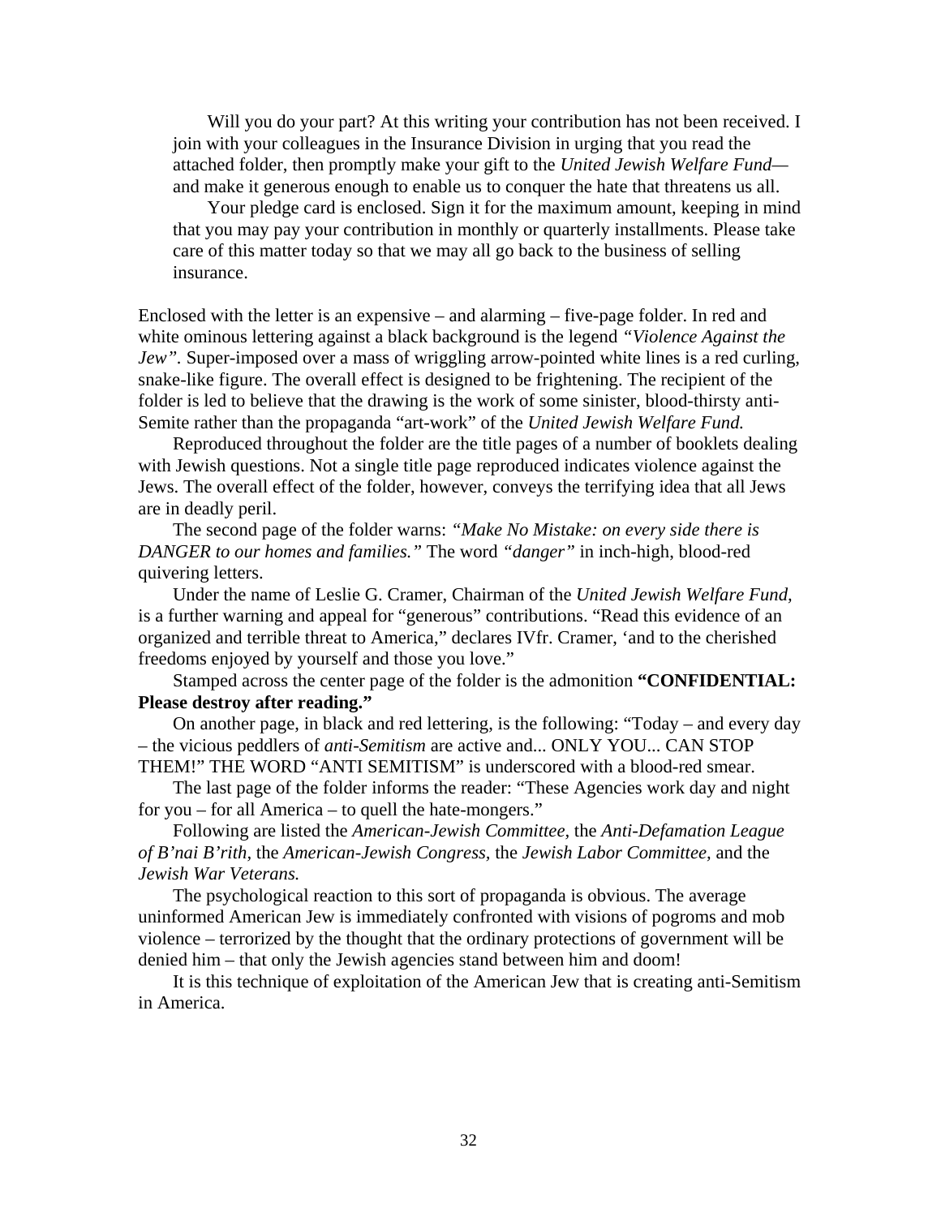> Will you do your part? At this writing your contribution has not been received. I join with your colleagues in the Insurance Division in urging that you read the attached folder, then promptly make your gift to the *United Jewish Welfare Fund*—and make it generous enough to enable us to conquer the hate that threatens us all.
>
> Your pledge card is enclosed. Sign it for the maximum amount, keeping in mind that you may pay your contribution in monthly or quarterly installments. Please take care of this matter today so that we may all go back to the business of selling insurance.

Enclosed with the letter is an expensive – and alarming – five-page folder. In red and white ominous lettering against a black background is the legend *"Violence Against the Jew"*. Super-imposed over a mass of wriggling arrow-pointed white lines is a red curling, snake-like figure. The overall effect is designed to be frightening. The recipient of the folder is led to believe that the drawing is the work of some sinister, blood-thirsty anti-Semite rather than the propaganda "art-work" of the *United Jewish Welfare Fund.*

Reproduced throughout the folder are the title pages of a number of booklets dealing with Jewish questions. Not a single title page reproduced indicates violence against the Jews. The overall effect of the folder, however, conveys the terrifying idea that all Jews are in deadly peril.

The second page of the folder warns: *"Make No Mistake: on every side there is DANGER to our homes and families."* The word *"danger"* in inch-high, blood-red quivering letters.

Under the name of Leslie G. Cramer, Chairman of the *United Jewish Welfare Fund,* is a further warning and appeal for "generous" contributions. "Read this evidence of an organized and terrible threat to America," declares IVfr. Cramer, 'and to the cherished freedoms enjoyed by yourself and those you love."

Stamped across the center page of the folder is the admonition **"CONFIDENTIAL: Please destroy after reading."**

On another page, in black and red lettering, is the following: "Today – and every day – the vicious peddlers of *anti-Semitism* are active and... ONLY YOU... CAN STOP THEM!" THE WORD "ANTI SEMITISM" is underscored with a blood-red smear.

The last page of the folder informs the reader: "These Agencies work day and night for you – for all America – to quell the hate-mongers."

Following are listed the *American-Jewish Committee,* the *Anti-Defamation League of B'nai B'rith,* the *American-Jewish Congress,* the *Jewish Labor Committee,* and the *Jewish War Veterans.*

The psychological reaction to this sort of propaganda is obvious. The average uninformed American Jew is immediately confronted with visions of pogroms and mob violence – terrorized by the thought that the ordinary protections of government will be denied him – that only the Jewish agencies stand between him and doom!

It is this technique of exploitation of the American Jew that is creating anti-Semitism in America.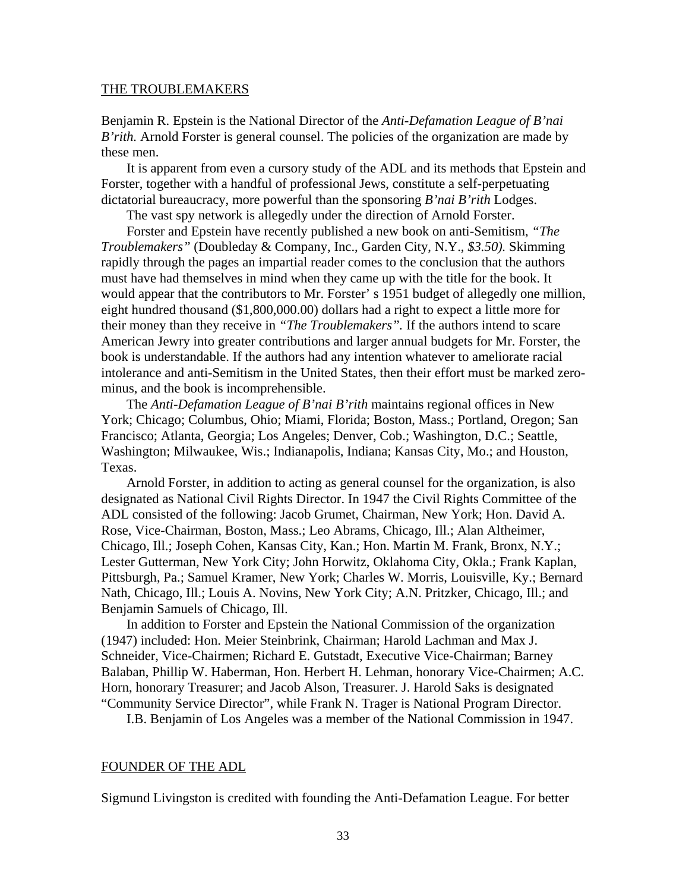THE TROUBLEMAKERS

Benjamin R. Epstein is the National Director of the *Anti-Defamation League of B'nai B'rith.* Arnold Forster is general counsel. The policies of the organization are made by these men.

It is apparent from even a cursory study of the ADL and its methods that Epstein and Forster, together with a handful of professional Jews, constitute a self-perpetuating dictatorial bureaucracy, more powerful than the sponsoring *B'nai B'rith* Lodges.

The vast spy network is allegedly under the direction of Arnold Forster.

Forster and Epstein have recently published a new book on anti-Semitism, *"The Troublemakers"* (Doubleday & Company, Inc., Garden City, N.Y., *$3.50).* Skimming rapidly through the pages an impartial reader comes to the conclusion that the authors must have had themselves in mind when they came up with the title for the book. It would appear that the contributors to Mr. Forster' s 1951 budget of allegedly one million, eight hundred thousand ($1,800,000.00) dollars had a right to expect a little more for their money than they receive in *"The Troublemakers"*. If the authors intend to scare American Jewry into greater contributions and larger annual budgets for Mr. Forster, the book is understandable. If the authors had any intention whatever to ameliorate racial intolerance and anti-Semitism in the United States, then their effort must be marked zero-minus, and the book is incomprehensible.

The *Anti-Defamation League of B'nai B'rith* maintains regional offices in New York; Chicago; Columbus, Ohio; Miami, Florida; Boston, Mass.; Portland, Oregon; San Francisco; Atlanta, Georgia; Los Angeles; Denver, Cob.; Washington, D.C.; Seattle, Washington; Milwaukee, Wis.; Indianapolis, Indiana; Kansas City, Mo.; and Houston, Texas.

Arnold Forster, in addition to acting as general counsel for the organization, is also designated as National Civil Rights Director. In 1947 the Civil Rights Committee of the ADL consisted of the following: Jacob Grumet, Chairman, New York; Hon. David A. Rose, Vice-Chairman, Boston, Mass.; Leo Abrams, Chicago, Ill.; Alan Altheimer, Chicago, Ill.; Joseph Cohen, Kansas City, Kan.; Hon. Martin M. Frank, Bronx, N.Y.; Lester Gutterman, New York City; John Horwitz, Oklahoma City, Okla.; Frank Kaplan, Pittsburgh, Pa.; Samuel Kramer, New York; Charles W. Morris, Louisville, Ky.; Bernard Nath, Chicago, Ill.; Louis A. Novins, New York City; A.N. Pritzker, Chicago, Ill.; and Benjamin Samuels of Chicago, Ill.

In addition to Forster and Epstein the National Commission of the organization (1947) included: Hon. Meier Steinbrink, Chairman; Harold Lachman and Max J. Schneider, Vice-Chairmen; Richard E. Gutstadt, Executive Vice-Chairman; Barney Balaban, Phillip W. Haberman, Hon. Herbert H. Lehman, honorary Vice-Chairmen; A.C. Horn, honorary Treasurer; and Jacob Alson, Treasurer. J. Harold Saks is designated "Community Service Director", while Frank N. Trager is National Program Director.

I.B. Benjamin of Los Angeles was a member of the National Commission in 1947.

FOUNDER OF THE ADL

Sigmund Livingston is credited with founding the Anti-Defamation League. For better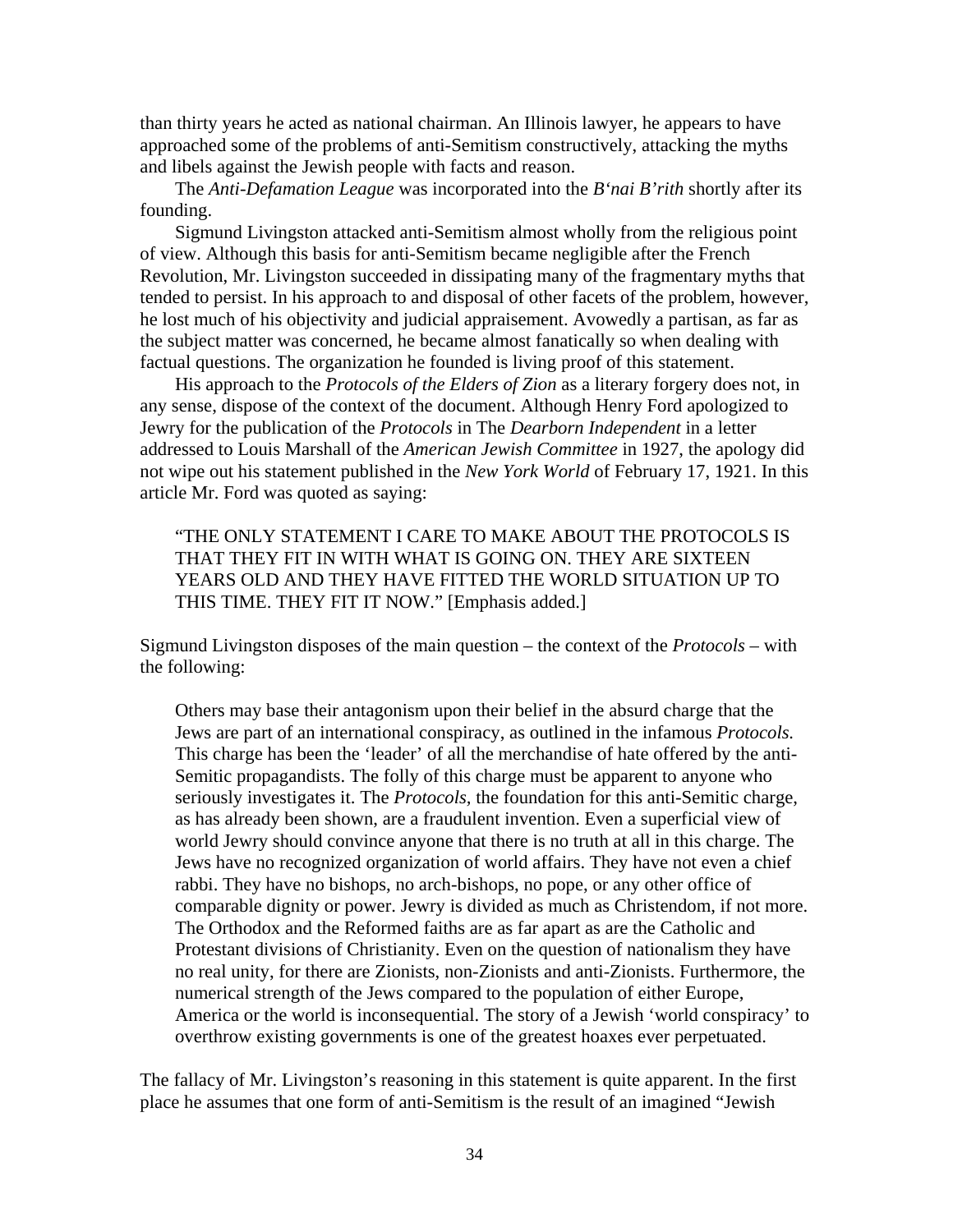than thirty years he acted as national chairman. An Illinois lawyer, he appears to have approached some of the problems of anti-Semitism constructively, attacking the myths and libels against the Jewish people with facts and reason.

The *Anti-Defamation League* was incorporated into the *B'nai B'rith* shortly after its founding.

Sigmund Livingston attacked anti-Semitism almost wholly from the religious point of view. Although this basis for anti-Semitism became negligible after the French Revolution, Mr. Livingston succeeded in dissipating many of the fragmentary myths that tended to persist. In his approach to and disposal of other facets of the problem, however, he lost much of his objectivity and judicial appraisement. Avowedly a partisan, as far as the subject matter was concerned, he became almost fanatically so when dealing with factual questions. The organization he founded is living proof of this statement.

His approach to the *Protocols of the Elders of Zion* as a literary forgery does not, in any sense, dispose of the context of the document. Although Henry Ford apologized to Jewry for the publication of the *Protocols* in The *Dearborn Independent* in a letter addressed to Louis Marshall of the *American Jewish Committee* in 1927, the apology did not wipe out his statement published in the *New York World* of February 17, 1921. In this article Mr. Ford was quoted as saying:

> "THE ONLY STATEMENT I CARE TO MAKE ABOUT THE PROTOCOLS IS THAT THEY FIT IN WITH WHAT IS GOING ON. THEY ARE SIXTEEN YEARS OLD AND THEY HAVE FITTED THE WORLD SITUATION UP TO THIS TIME. THEY FIT IT NOW." [Emphasis added.]

Sigmund Livingston disposes of the main question – the context of the *Protocols* – with the following:

> Others may base their antagonism upon their belief in the absurd charge that the Jews are part of an international conspiracy, as outlined in the infamous *Protocols.* This charge has been the 'leader' of all the merchandise of hate offered by the anti-Semitic propagandists. The folly of this charge must be apparent to anyone who seriously investigates it. The *Protocols,* the foundation for this anti-Semitic charge, as has already been shown, are a fraudulent invention. Even a superficial view of world Jewry should convince anyone that there is no truth at all in this charge. The Jews have no recognized organization of world affairs. They have not even a chief rabbi. They have no bishops, no arch-bishops, no pope, or any other office of comparable dignity or power. Jewry is divided as much as Christendom, if not more. The Orthodox and the Reformed faiths are as far apart as are the Catholic and Protestant divisions of Christianity. Even on the question of nationalism they have no real unity, for there are Zionists, non-Zionists and anti-Zionists. Furthermore, the numerical strength of the Jews compared to the population of either Europe, America or the world is inconsequential. The story of a Jewish 'world conspiracy' to overthrow existing governments is one of the greatest hoaxes ever perpetuated.

The fallacy of Mr. Livingston's reasoning in this statement is quite apparent. In the first place he assumes that one form of anti-Semitism is the result of an imagined "Jewish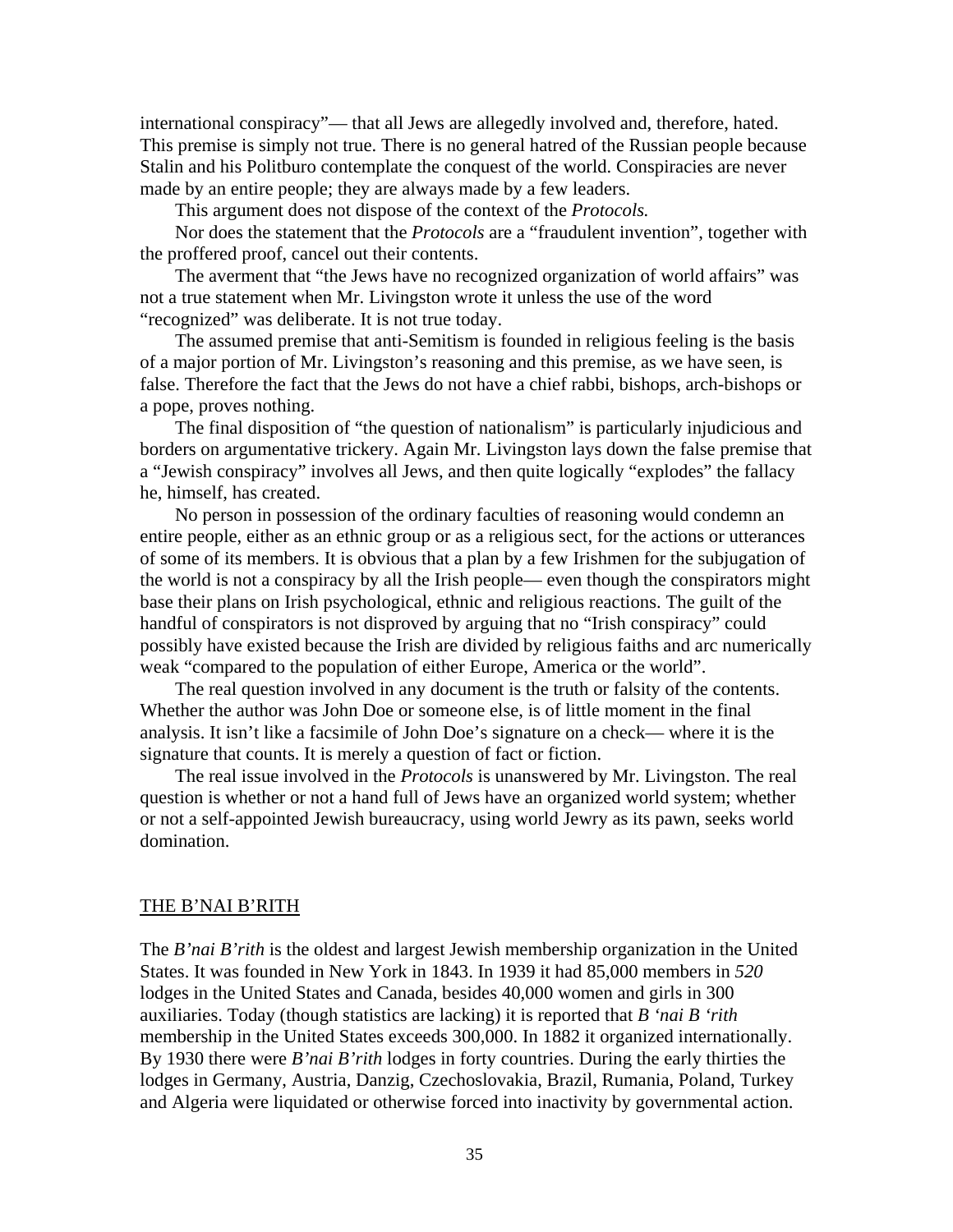international conspiracy"— that all Jews are allegedly involved and, therefore, hated. This premise is simply not true. There is no general hatred of the Russian people because Stalin and his Politburo contemplate the conquest of the world. Conspiracies are never made by an entire people; they are always made by a few leaders.

This argument does not dispose of the context of the *Protocols.*

Nor does the statement that the *Protocols* are a "fraudulent invention", together with the proffered proof, cancel out their contents.

The averment that "the Jews have no recognized organization of world affairs" was not a true statement when Mr. Livingston wrote it unless the use of the word "recognized" was deliberate. It is not true today.

The assumed premise that anti-Semitism is founded in religious feeling is the basis of a major portion of Mr. Livingston's reasoning and this premise, as we have seen, is false. Therefore the fact that the Jews do not have a chief rabbi, bishops, arch-bishops or a pope, proves nothing.

The final disposition of "the question of nationalism" is particularly injudicious and borders on argumentative trickery. Again Mr. Livingston lays down the false premise that a "Jewish conspiracy" involves all Jews, and then quite logically "explodes" the fallacy he, himself, has created.

No person in possession of the ordinary faculties of reasoning would condemn an entire people, either as an ethnic group or as a religious sect, for the actions or utterances of some of its members. It is obvious that a plan by a few Irishmen for the subjugation of the world is not a conspiracy by all the Irish people— even though the conspirators might base their plans on Irish psychological, ethnic and religious reactions. The guilt of the handful of conspirators is not disproved by arguing that no "Irish conspiracy" could possibly have existed because the Irish are divided by religious faiths and arc numerically weak "compared to the population of either Europe, America or the world".

The real question involved in any document is the truth or falsity of the contents. Whether the author was John Doe or someone else, is of little moment in the final analysis. It isn't like a facsimile of John Doe's signature on a check— where it is the signature that counts. It is merely a question of fact or fiction.

The real issue involved in the *Protocols* is unanswered by Mr. Livingston. The real question is whether or not a hand full of Jews have an organized world system; whether or not a self-appointed Jewish bureaucracy, using world Jewry as its pawn, seeks world domination.

## THE B'NAI B'RITH

The *B'nai B'rith* is the oldest and largest Jewish membership organization in the United States. It was founded in New York in 1843. In 1939 it had 85,000 members in *520* lodges in the United States and Canada, besides 40,000 women and girls in 300 auxiliaries. Today (though statistics are lacking) it is reported that *B 'nai B 'rith* membership in the United States exceeds 300,000. In 1882 it organized internationally. By 1930 there were *B'nai B'rith* lodges in forty countries. During the early thirties the lodges in Germany, Austria, Danzig, Czechoslovakia, Brazil, Rumania, Poland, Turkey and Algeria were liquidated or otherwise forced into inactivity by governmental action.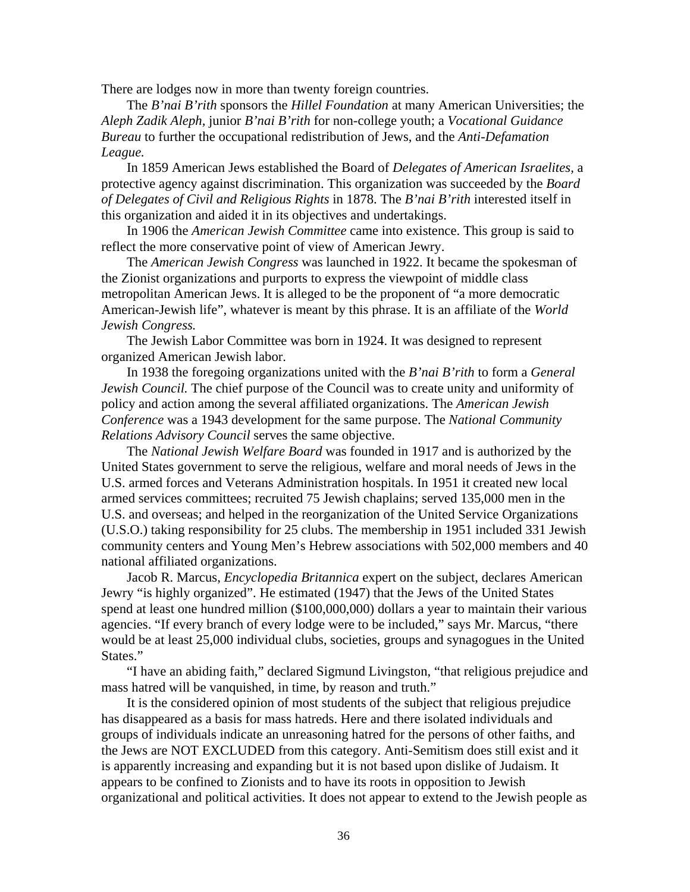There are lodges now in more than twenty foreign countries.

The *B'nai B'rith* sponsors the *Hillel Foundation* at many American Universities; the *Aleph Zadik Aleph*, junior *B'nai B'rith* for non-college youth; a *Vocational Guidance Bureau* to further the occupational redistribution of Jews, and the *Anti-Defamation League.*

In 1859 American Jews established the Board of *Delegates of American Israelites*, a protective agency against discrimination. This organization was succeeded by the *Board of Delegates of Civil and Religious Rights* in 1878. The *B'nai B'rith* interested itself in this organization and aided it in its objectives and undertakings.

In 1906 the *American Jewish Committee* came into existence. This group is said to reflect the more conservative point of view of American Jewry.

The *American Jewish Congress* was launched in 1922. It became the spokesman of the Zionist organizations and purports to express the viewpoint of middle class metropolitan American Jews. It is alleged to be the proponent of "a more democratic American-Jewish life", whatever is meant by this phrase. It is an affiliate of the *World Jewish Congress.*

The Jewish Labor Committee was born in 1924. It was designed to represent organized American Jewish labor.

In 1938 the foregoing organizations united with the *B'nai B'rith* to form a *General Jewish Council.* The chief purpose of the Council was to create unity and uniformity of policy and action among the several affiliated organizations. The *American Jewish Conference* was a 1943 development for the same purpose. The *National Community Relations Advisory Council* serves the same objective.

The *National Jewish Welfare Board* was founded in 1917 and is authorized by the United States government to serve the religious, welfare and moral needs of Jews in the U.S. armed forces and Veterans Administration hospitals. In 1951 it created new local armed services committees; recruited 75 Jewish chaplains; served 135,000 men in the U.S. and overseas; and helped in the reorganization of the United Service Organizations (U.S.O.) taking responsibility for 25 clubs. The membership in 1951 included 331 Jewish community centers and Young Men's Hebrew associations with 502,000 members and 40 national affiliated organizations.

Jacob R. Marcus, *Encyclopedia Britannica* expert on the subject, declares American Jewry "is highly organized". He estimated (1947) that the Jews of the United States spend at least one hundred million ($100,000,000) dollars a year to maintain their various agencies. "If every branch of every lodge were to be included," says Mr. Marcus, "there would be at least 25,000 individual clubs, societies, groups and synagogues in the United States."

"I have an abiding faith," declared Sigmund Livingston, "that religious prejudice and mass hatred will be vanquished, in time, by reason and truth."

It is the considered opinion of most students of the subject that religious prejudice has disappeared as a basis for mass hatreds. Here and there isolated individuals and groups of individuals indicate an unreasoning hatred for the persons of other faiths, and the Jews are NOT EXCLUDED from this category. Anti-Semitism does still exist and it is apparently increasing and expanding but it is not based upon dislike of Judaism. It appears to be confined to Zionists and to have its roots in opposition to Jewish organizational and political activities. It does not appear to extend to the Jewish people as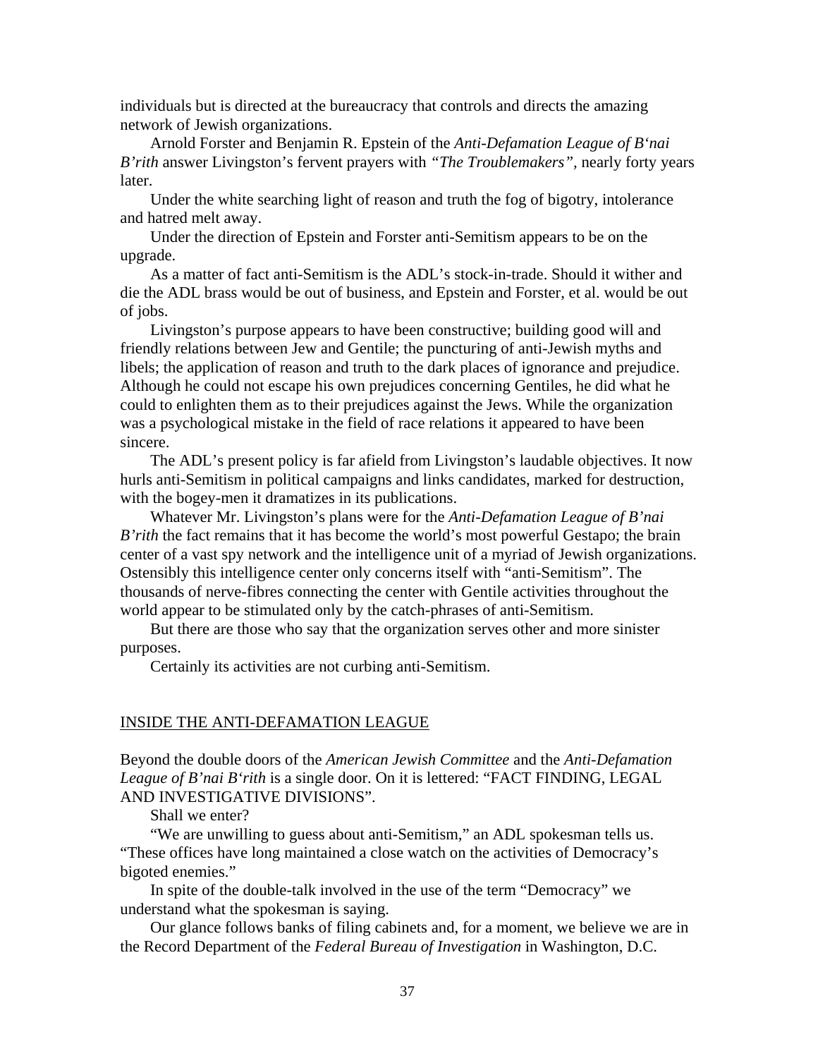individuals but is directed at the bureaucracy that controls and directs the amazing network of Jewish organizations.

Arnold Forster and Benjamin R. Epstein of the *Anti-Defamation League of B'nai B'rith* answer Livingston's fervent prayers with *"The Troublemakers",* nearly forty years later.

Under the white searching light of reason and truth the fog of bigotry, intolerance and hatred melt away.

Under the direction of Epstein and Forster anti-Semitism appears to be on the upgrade.

As a matter of fact anti-Semitism is the ADL's stock-in-trade. Should it wither and die the ADL brass would be out of business, and Epstein and Forster, et al. would be out of jobs.

Livingston's purpose appears to have been constructive; building good will and friendly relations between Jew and Gentile; the puncturing of anti-Jewish myths and libels; the application of reason and truth to the dark places of ignorance and prejudice. Although he could not escape his own prejudices concerning Gentiles, he did what he could to enlighten them as to their prejudices against the Jews. While the organization was a psychological mistake in the field of race relations it appeared to have been sincere.

The ADL's present policy is far afield from Livingston's laudable objectives. It now hurls anti-Semitism in political campaigns and links candidates, marked for destruction, with the bogey-men it dramatizes in its publications.

Whatever Mr. Livingston's plans were for the *Anti-Defamation League of B'nai B'rith* the fact remains that it has become the world's most powerful Gestapo; the brain center of a vast spy network and the intelligence unit of a myriad of Jewish organizations. Ostensibly this intelligence center only concerns itself with "anti-Semitism". The thousands of nerve-fibres connecting the center with Gentile activities throughout the world appear to be stimulated only by the catch-phrases of anti-Semitism.

But there are those who say that the organization serves other and more sinister purposes.

Certainly its activities are not curbing anti-Semitism.

## INSIDE THE ANTI-DEFAMATION LEAGUE

Beyond the double doors of the *American Jewish Committee* and the *Anti-Defamation League of B'nai B'rith* is a single door. On it is lettered: "FACT FINDING, LEGAL AND INVESTIGATIVE DIVISIONS".

Shall we enter?

"We are unwilling to guess about anti-Semitism," an ADL spokesman tells us. "These offices have long maintained a close watch on the activities of Democracy's bigoted enemies."

In spite of the double-talk involved in the use of the term "Democracy" we understand what the spokesman is saying.

Our glance follows banks of filing cabinets and, for a moment, we believe we are in the Record Department of the *Federal Bureau of Investigation* in Washington, D.C.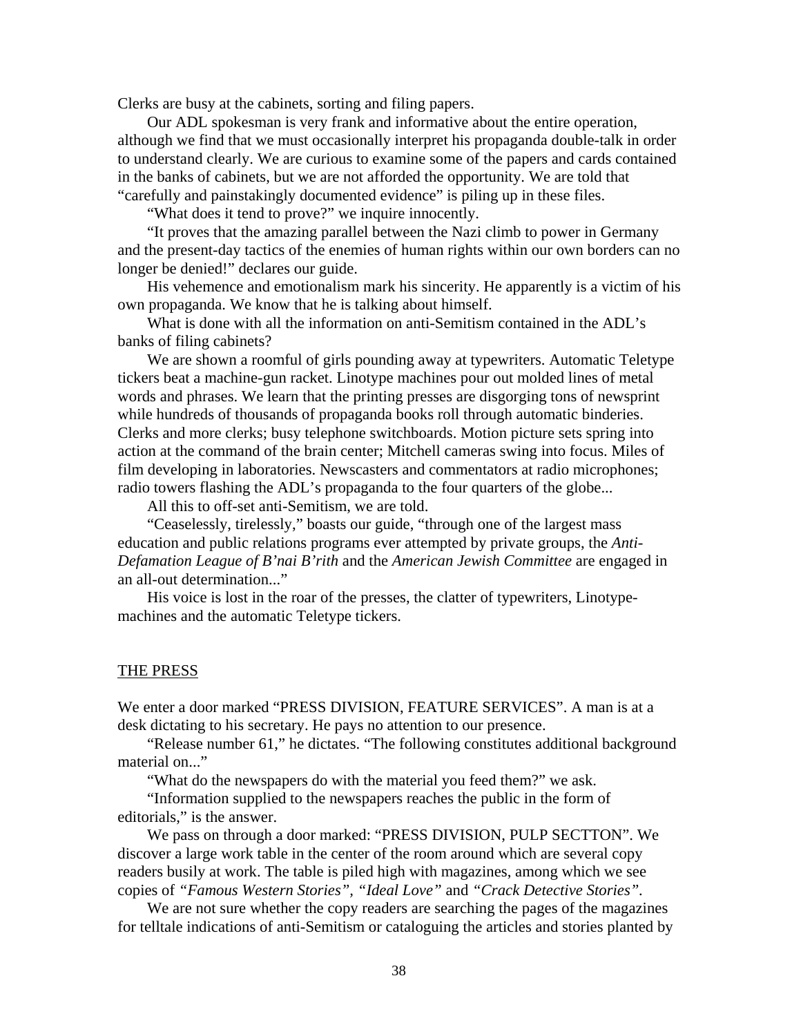Clerks are busy at the cabinets, sorting and filing papers.

Our ADL spokesman is very frank and informative about the entire operation, although we find that we must occasionally interpret his propaganda double-talk in order to understand clearly. We are curious to examine some of the papers and cards contained in the banks of cabinets, but we are not afforded the opportunity. We are told that "carefully and painstakingly documented evidence" is piling up in these files.

"What does it tend to prove?" we inquire innocently.

"It proves that the amazing parallel between the Nazi climb to power in Germany and the present-day tactics of the enemies of human rights within our own borders can no longer be denied!" declares our guide.

His vehemence and emotionalism mark his sincerity. He apparently is a victim of his own propaganda. We know that he is talking about himself.

What is done with all the information on anti-Semitism contained in the ADL's banks of filing cabinets?

We are shown a roomful of girls pounding away at typewriters. Automatic Teletype tickers beat a machine-gun racket. Linotype machines pour out molded lines of metal words and phrases. We learn that the printing presses are disgorging tons of newsprint while hundreds of thousands of propaganda books roll through automatic binderies. Clerks and more clerks; busy telephone switchboards. Motion picture sets spring into action at the command of the brain center; Mitchell cameras swing into focus. Miles of film developing in laboratories. Newscasters and commentators at radio microphones; radio towers flashing the ADL's propaganda to the four quarters of the globe...

All this to off-set anti-Semitism, we are told.

"Ceaselessly, tirelessly," boasts our guide, "through one of the largest mass education and public relations programs ever attempted by private groups, the *Anti-Defamation League of B'nai B'rith* and the *American Jewish Committee* are engaged in an all-out determination..."

His voice is lost in the roar of the presses, the clatter of typewriters, Linotype-machines and the automatic Teletype tickers.

## THE PRESS

We enter a door marked "PRESS DIVISION, FEATURE SERVICES". A man is at a desk dictating to his secretary. He pays no attention to our presence.

"Release number 61," he dictates. "The following constitutes additional background material on..."

"What do the newspapers do with the material you feed them?" we ask.

"Information supplied to the newspapers reaches the public in the form of editorials," is the answer.

We pass on through a door marked: "PRESS DIVISION, PULP SECTTON". We discover a large work table in the center of the room around which are several copy readers busily at work. The table is piled high with magazines, among which we see copies of *"Famous Western Stories"*, *"Ideal Love"* and *"Crack Detective Stories"*.

We are not sure whether the copy readers are searching the pages of the magazines for telltale indications of anti-Semitism or cataloguing the articles and stories planted by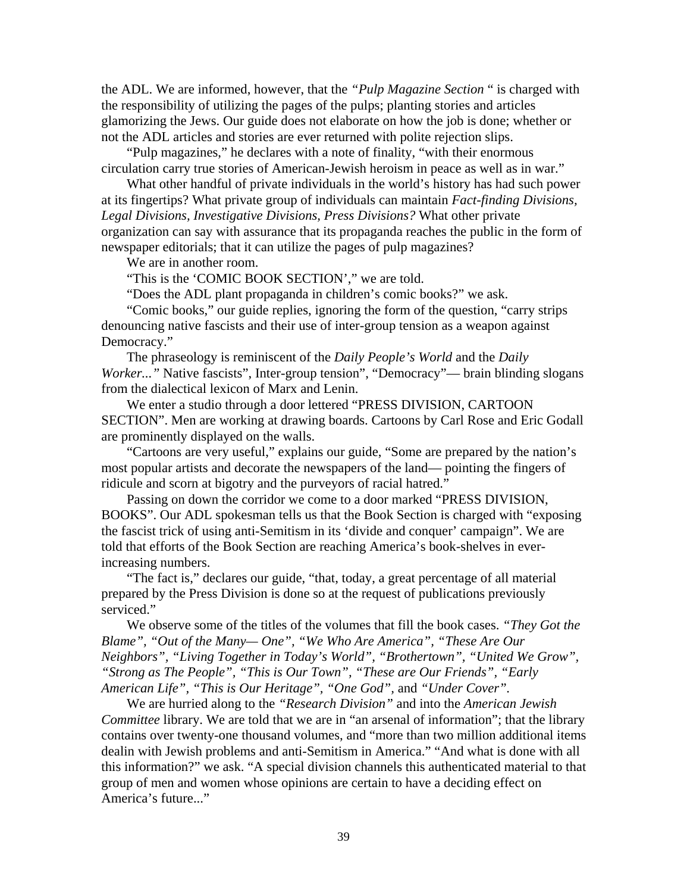the ADL. We are informed, however, that the *"Pulp Magazine Section* " is charged with the responsibility of utilizing the pages of the pulps; planting stories and articles glamorizing the Jews. Our guide does not elaborate on how the job is done; whether or not the ADL articles and stories are ever returned with polite rejection slips.

"Pulp magazines," he declares with a note of finality, "with their enormous circulation carry true stories of American-Jewish heroism in peace as well as in war."

What other handful of private individuals in the world's history has had such power at its fingertips? What private group of individuals can maintain *Fact-finding Divisions, Legal Divisions, Investigative Divisions, Press Divisions?* What other private organization can say with assurance that its propaganda reaches the public in the form of newspaper editorials; that it can utilize the pages of pulp magazines?

We are in another room.

"This is the 'COMIC BOOK SECTION'," we are told.

"Does the ADL plant propaganda in children's comic books?" we ask.

"Comic books," our guide replies, ignoring the form of the question, "carry strips denouncing native fascists and their use of inter-group tension as a weapon against Democracy."

The phraseology is reminiscent of the *Daily People's World* and the *Daily Worker..."* Native fascists", Inter-group tension", "Democracy"— brain blinding slogans from the dialectical lexicon of Marx and Lenin.

We enter a studio through a door lettered "PRESS DIVISION, CARTOON SECTION". Men are working at drawing boards. Cartoons by Carl Rose and Eric Godall are prominently displayed on the walls.

"Cartoons are very useful," explains our guide, "Some are prepared by the nation's most popular artists and decorate the newspapers of the land— pointing the fingers of ridicule and scorn at bigotry and the purveyors of racial hatred."

Passing on down the corridor we come to a door marked "PRESS DIVISION, BOOKS". Our ADL spokesman tells us that the Book Section is charged with "exposing the fascist trick of using anti-Semitism in its 'divide and conquer' campaign". We are told that efforts of the Book Section are reaching America's book-shelves in ever-increasing numbers.

"The fact is," declares our guide, "that, today, a great percentage of all material prepared by the Press Division is done so at the request of publications previously serviced."

We observe some of the titles of the volumes that fill the book cases. *"They Got the Blame", "Out of the Many— One", "We Who Are America", "These Are Our Neighbors", "Living Together in Today's World", "Brothertown", "United We Grow", "Strong as The People", "This is Our Town", "These are Our Friends", "Early American Life", "This is Our Heritage", "One God",* and *"Under Cover".*

We are hurried along to the *"Research Division"* and into the *American Jewish Committee* library. We are told that we are in "an arsenal of information"; that the library contains over twenty-one thousand volumes, and "more than two million additional items dealin with Jewish problems and anti-Semitism in America." "And what is done with all this information?" we ask. "A special division channels this authenticated material to that group of men and women whose opinions are certain to have a deciding effect on America's future..."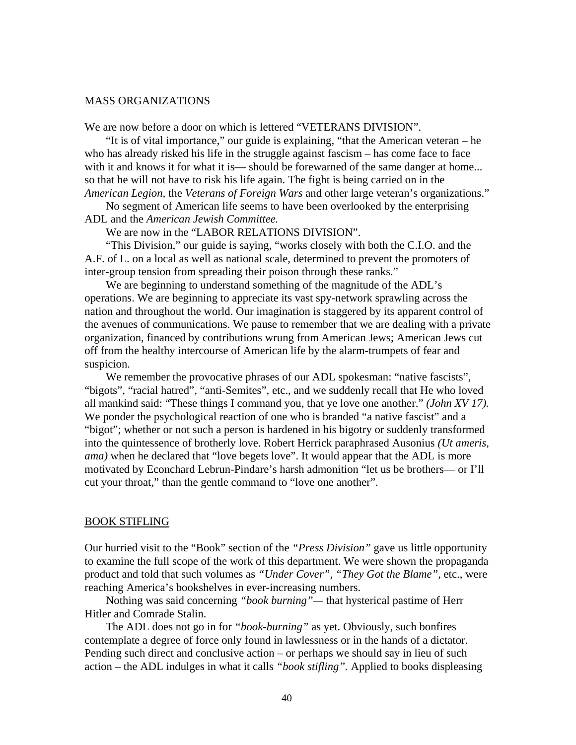MASS ORGANIZATIONS

We are now before a door on which is lettered "VETERANS DIVISION".

"It is of vital importance," our guide is explaining, "that the American veteran – he who has already risked his life in the struggle against fascism – has come face to face with it and knows it for what it is— should be forewarned of the same danger at home... so that he will not have to risk his life again. The fight is being carried on in the *American Legion*, the *Veterans of Foreign Wars* and other large veteran's organizations."

No segment of American life seems to have been overlooked by the enterprising ADL and the *American Jewish Committee.*

We are now in the "LABOR RELATIONS DIVISION".

"This Division," our guide is saying, "works closely with both the C.I.O. and the A.F. of L. on a local as well as national scale, determined to prevent the promoters of inter-group tension from spreading their poison through these ranks."

We are beginning to understand something of the magnitude of the ADL's operations. We are beginning to appreciate its vast spy-network sprawling across the nation and throughout the world. Our imagination is staggered by its apparent control of the avenues of communications. We pause to remember that we are dealing with a private organization, financed by contributions wrung from American Jews; American Jews cut off from the healthy intercourse of American life by the alarm-trumpets of fear and suspicion.

We remember the provocative phrases of our ADL spokesman: "native fascists", "bigots", "racial hatred", "anti-Semites", etc., and we suddenly recall that He who loved all mankind said: "These things I command you, that ye love one another." *(John XV 17).* We ponder the psychological reaction of one who is branded "a native fascist" and a "bigot"; whether or not such a person is hardened in his bigotry or suddenly transformed into the quintessence of brotherly love. Robert Herrick paraphrased Ausonius *(Ut ameris, ama)* when he declared that "love begets love". It would appear that the ADL is more motivated by Econchard Lebrun-Pindare's harsh admonition "let us be brothers— or I'll cut your throat," than the gentle command to "love one another".

BOOK STIFLING

Our hurried visit to the "Book" section of the *"Press Division"* gave us little opportunity to examine the full scope of the work of this department. We were shown the propaganda product and told that such volumes as *"Under Cover"*, *"They Got the Blame"*, etc., were reaching America's bookshelves in ever-increasing numbers.

Nothing was said concerning *"book burning"*— that hysterical pastime of Herr Hitler and Comrade Stalin.

The ADL does not go in for *"book-burning"* as yet. Obviously, such bonfires contemplate a degree of force only found in lawlessness or in the hands of a dictator. Pending such direct and conclusive action – or perhaps we should say in lieu of such action – the ADL indulges in what it calls *"book stifling"*. Applied to books displeasing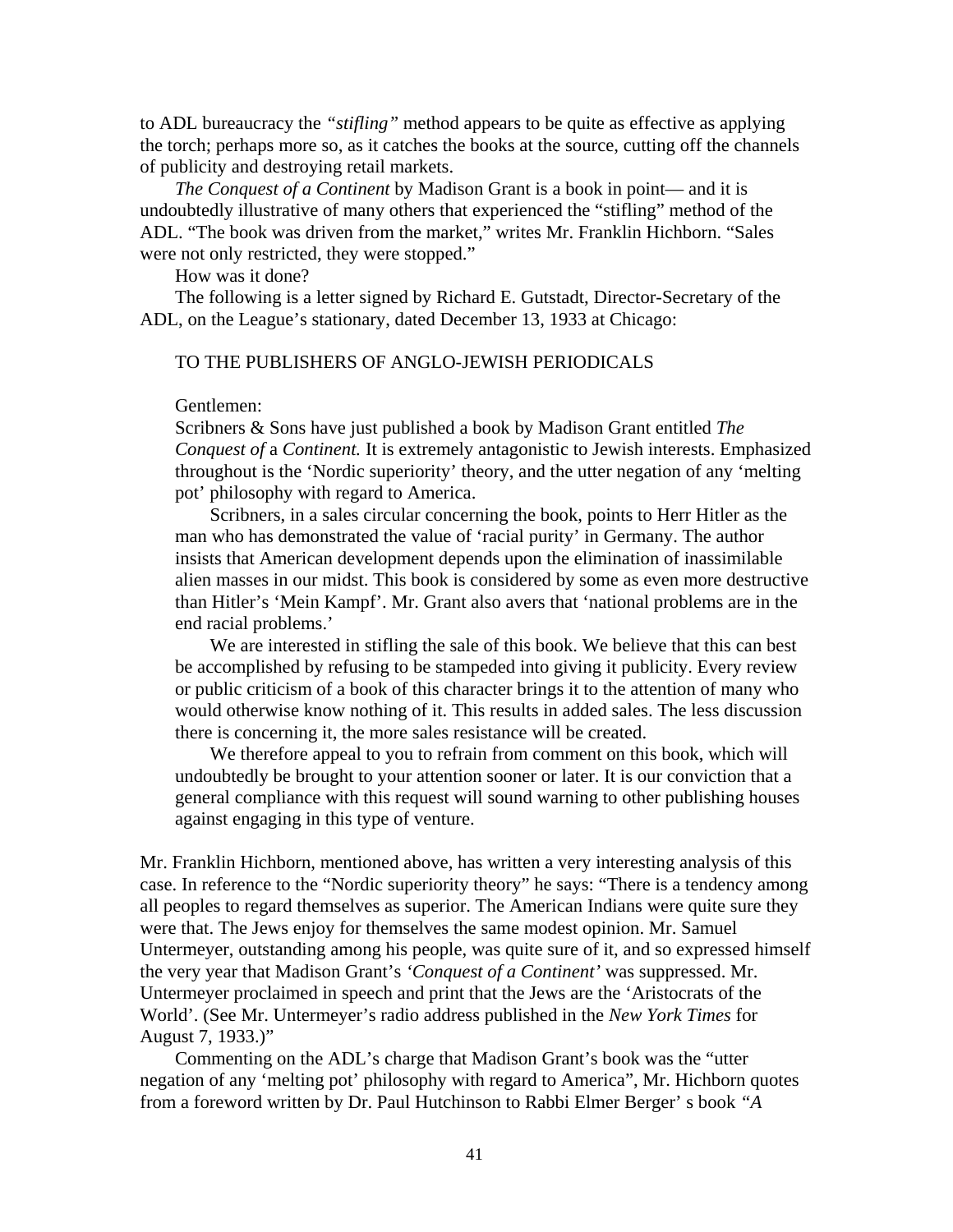to ADL bureaucracy the *"stifling"* method appears to be quite as effective as applying the torch; perhaps more so, as it catches the books at the source, cutting off the channels of publicity and destroying retail markets.

*The Conquest of a Continent* by Madison Grant is a book in point— and it is undoubtedly illustrative of many others that experienced the "stifling" method of the ADL. "The book was driven from the market," writes Mr. Franklin Hichborn. "Sales were not only restricted, they were stopped."

How was it done?

The following is a letter signed by Richard E. Gutstadt, Director-Secretary of the ADL, on the League's stationary, dated December 13, 1933 at Chicago:

> TO THE PUBLISHERS OF ANGLO-JEWISH PERIODICALS
>
> Gentlemen:
>
> Scribners & Sons have just published a book by Madison Grant entitled *The Conquest of* a *Continent.* It is extremely antagonistic to Jewish interests. Emphasized throughout is the 'Nordic superiority' theory, and the utter negation of any 'melting pot' philosophy with regard to America.
>
> Scribners, in a sales circular concerning the book, points to Herr Hitler as the man who has demonstrated the value of 'racial purity' in Germany. The author insists that American development depends upon the elimination of inassimilable alien masses in our midst. This book is considered by some as even more destructive than Hitler's 'Mein Kampf'. Mr. Grant also avers that 'national problems are in the end racial problems.'
>
> We are interested in stifling the sale of this book. We believe that this can best be accomplished by refusing to be stampeded into giving it publicity. Every review or public criticism of a book of this character brings it to the attention of many who would otherwise know nothing of it. This results in added sales. The less discussion there is concerning it, the more sales resistance will be created.
>
> We therefore appeal to you to refrain from comment on this book, which will undoubtedly be brought to your attention sooner or later. It is our conviction that a general compliance with this request will sound warning to other publishing houses against engaging in this type of venture.

Mr. Franklin Hichborn, mentioned above, has written a very interesting analysis of this case. In reference to the "Nordic superiority theory" he says: "There is a tendency among all peoples to regard themselves as superior. The American Indians were quite sure they were that. The Jews enjoy for themselves the same modest opinion. Mr. Samuel Untermeyer, outstanding among his people, was quite sure of it, and so expressed himself the very year that Madison Grant's *'Conquest of a Continent'* was suppressed. Mr. Untermeyer proclaimed in speech and print that the Jews are the 'Aristocrats of the World'. (See Mr. Untermeyer's radio address published in the *New York Times* for August 7, 1933.)"

Commenting on the ADL's charge that Madison Grant's book was the "utter negation of any 'melting pot' philosophy with regard to America", Mr. Hichborn quotes from a foreword written by Dr. Paul Hutchinson to Rabbi Elmer Berger' s book *"A*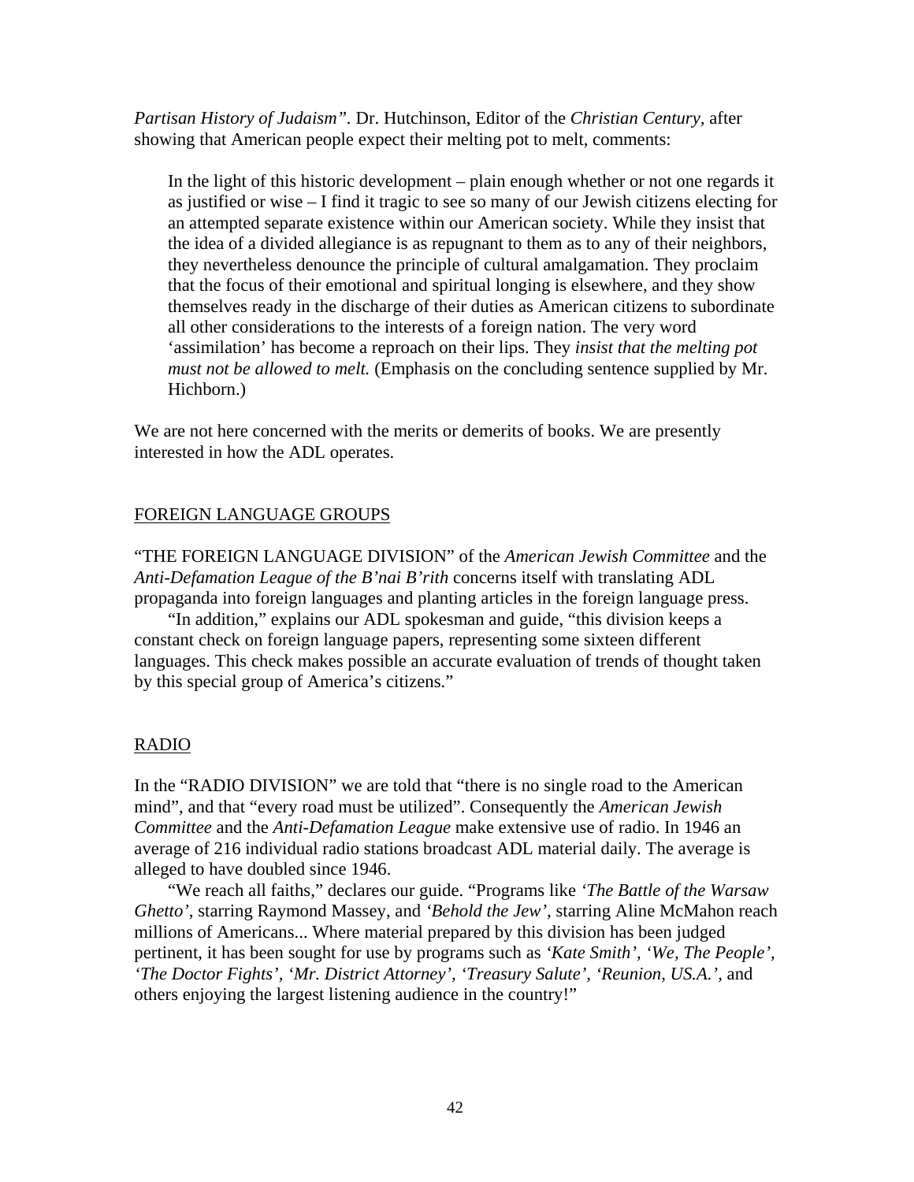*Partisan History of Judaism"*. Dr. Hutchinson, Editor of the *Christian Century*, after showing that American people expect their melting pot to melt, comments:

> In the light of this historic development – plain enough whether or not one regards it as justified or wise – I find it tragic to see so many of our Jewish citizens electing for an attempted separate existence within our American society. While they insist that the idea of a divided allegiance is as repugnant to them as to any of their neighbors, they nevertheless denounce the principle of cultural amalgamation. They proclaim that the focus of their emotional and spiritual longing is elsewhere, and they show themselves ready in the discharge of their duties as American citizens to subordinate all other considerations to the interests of a foreign nation. The very word 'assimilation' has become a reproach on their lips. They *insist that the melting pot must not be allowed to melt.* (Emphasis on the concluding sentence supplied by Mr. Hichborn.)

We are not here concerned with the merits or demerits of books. We are presently interested in how the ADL operates.

## FOREIGN LANGUAGE GROUPS

"THE FOREIGN LANGUAGE DIVISION" of the *American Jewish Committee* and the *Anti-Defamation League of the B'nai B'rith* concerns itself with translating ADL propaganda into foreign languages and planting articles in the foreign language press.

"In addition," explains our ADL spokesman and guide, "this division keeps a constant check on foreign language papers, representing some sixteen different languages. This check makes possible an accurate evaluation of trends of thought taken by this special group of America's citizens."

## RADIO

In the "RADIO DIVISION" we are told that "there is no single road to the American mind", and that "every road must be utilized". Consequently the *American Jewish Committee* and the *Anti-Defamation League* make extensive use of radio. In 1946 an average of 216 individual radio stations broadcast ADL material daily. The average is alleged to have doubled since 1946.

"We reach all faiths," declares our guide. "Programs like *'The Battle of the Warsaw Ghetto'*, starring Raymond Massey, and *'Behold the Jew'*, starring Aline McMahon reach millions of Americans... Where material prepared by this division has been judged pertinent, it has been sought for use by programs such as *'Kate Smith'*, *'We, The People'*, *'The Doctor Fights'*, *'Mr. District Attorney'*, *'Treasury Salute'*, *'Reunion, U.S.A.'*, and others enjoying the largest listening audience in the country!"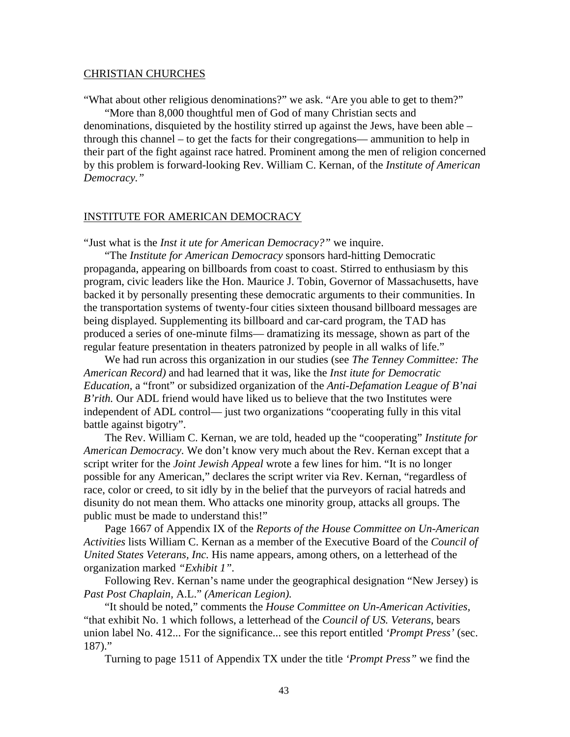CHRISTIAN CHURCHES

"What about other religious denominations?" we ask. "Are you able to get to them?"

"More than 8,000 thoughtful men of God of many Christian sects and denominations, disquieted by the hostility stirred up against the Jews, have been able – through this channel – to get the facts for their congregations— ammunition to help in their part of the fight against race hatred. Prominent among the men of religion concerned by this problem is forward-looking Rev. William C. Kernan, of the *Institute of American Democracy."*

INSTITUTE FOR AMERICAN DEMOCRACY

"Just what is the *Inst it ute for American Democracy?"* we inquire.

"The *Institute for American Democracy* sponsors hard-hitting Democratic propaganda, appearing on billboards from coast to coast. Stirred to enthusiasm by this program, civic leaders like the Hon. Maurice J. Tobin, Governor of Massachusetts, have backed it by personally presenting these democratic arguments to their communities. In the transportation systems of twenty-four cities sixteen thousand billboard messages are being displayed. Supplementing its billboard and car-card program, the TAD has produced a series of one-minute films— dramatizing its message, shown as part of the regular feature presentation in theaters patronized by people in all walks of life."

We had run across this organization in our studies (see *The Tenney Committee: The American Record)* and had learned that it was, like the *Inst itute for Democratic Education,* a "front" or subsidized organization of the *Anti-Defamation League of B'nai B'rith.* Our ADL friend would have liked us to believe that the two Institutes were independent of ADL control— just two organizations "cooperating fully in this vital battle against bigotry".

The Rev. William C. Kernan, we are told, headed up the "cooperating" *Institute for American Democracy.* We don't know very much about the Rev. Kernan except that a script writer for the *Joint Jewish Appeal* wrote a few lines for him. "It is no longer possible for any American," declares the script writer via Rev. Kernan, "regardless of race, color or creed, to sit idly by in the belief that the purveyors of racial hatreds and disunity do not mean them. Who attacks one minority group, attacks all groups. The public must be made to understand this!"

Page 1667 of Appendix IX of the *Reports of the House Committee on Un-American Activities* lists William C. Kernan as a member of the Executive Board of the *Council of United States Veterans, Inc.* His name appears, among others, on a letterhead of the organization marked *"Exhibit 1".*

Following Rev. Kernan's name under the geographical designation "New Jersey) is *Past Post Chaplain,* A.L." *(American Legion).*

"It should be noted," comments the *House Committee on Un-American Activities,* "that exhibit No. 1 which follows, a letterhead of the *Council of US. Veterans,* bears union label No. 412... For the significance... see this report entitled *'Prompt Press'* (sec. 187)."

Turning to page 1511 of Appendix TX under the title *'Prompt Press"* we find the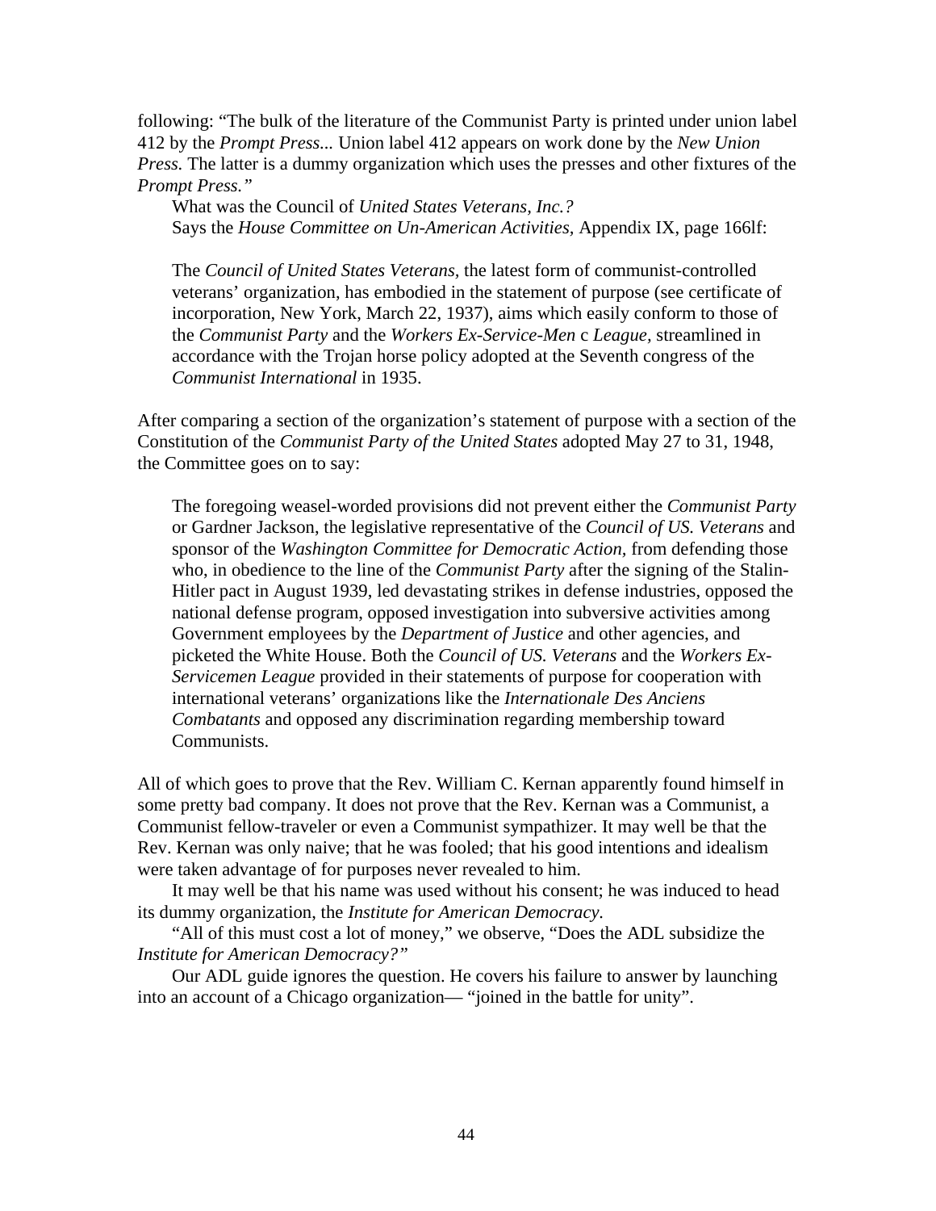following: "The bulk of the literature of the Communist Party is printed under union label 412 by the *Prompt Press*... Union label 412 appears on work done by the *New Union Press.* The latter is a dummy organization which uses the presses and other fixtures of the *Prompt Press."*

What was the Council of *United States Veterans, Inc.?*

Says the *House Committee on Un-American Activities*, Appendix IX, page 166lf:

> The *Council of United States Veterans*, the latest form of communist-controlled veterans' organization, has embodied in the statement of purpose (see certificate of incorporation, New York, March 22, 1937), aims which easily conform to those of the *Communist Party* and the *Workers Ex-Service-Men* c *League*, streamlined in accordance with the Trojan horse policy adopted at the Seventh congress of the *Communist International* in 1935.

After comparing a section of the organization's statement of purpose with a section of the Constitution of the *Communist Party of the United States* adopted May 27 to 31, 1948, the Committee goes on to say:

> The foregoing weasel-worded provisions did not prevent either the *Communist Party* or Gardner Jackson, the legislative representative of the *Council of US. Veterans* and sponsor of the *Washington Committee for Democratic Action*, from defending those who, in obedience to the line of the *Communist Party* after the signing of the Stalin-Hitler pact in August 1939, led devastating strikes in defense industries, opposed the national defense program, opposed investigation into subversive activities among Government employees by the *Department of Justice* and other agencies, and picketed the White House. Both the *Council of US. Veterans* and the *Workers Ex-Servicemen League* provided in their statements of purpose for cooperation with international veterans' organizations like the *Internationale Des Anciens Combatants* and opposed any discrimination regarding membership toward Communists.

All of which goes to prove that the Rev. William C. Kernan apparently found himself in some pretty bad company. It does not prove that the Rev. Kernan was a Communist, a Communist fellow-traveler or even a Communist sympathizer. It may well be that the Rev. Kernan was only naive; that he was fooled; that his good intentions and idealism were taken advantage of for purposes never revealed to him.

It may well be that his name was used without his consent; he was induced to head its dummy organization, the *Institute for American Democracy*.

"All of this must cost a lot of money," we observe, "Does the ADL subsidize the *Institute for American Democracy?"*

Our ADL guide ignores the question. He covers his failure to answer by launching into an account of a Chicago organization— "joined in the battle for unity".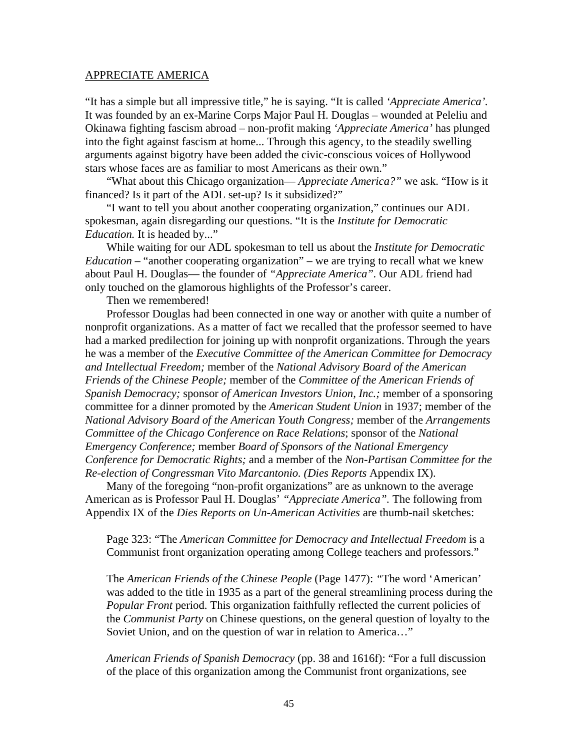APPRECIATE AMERICA

"It has a simple but all impressive title," he is saying. "It is called *'Appreciate America'.* It was founded by an ex-Marine Corps Major Paul H. Douglas – wounded at Peleliu and Okinawa fighting fascism abroad – non-profit making *'Appreciate America'* has plunged into the fight against fascism at home... Through this agency, to the steadily swelling arguments against bigotry have been added the civic-conscious voices of Hollywood stars whose faces are as familiar to most Americans as their own."

"What about this Chicago organization— *Appreciate America?"* we ask. "How is it financed? Is it part of the ADL set-up? Is it subsidized?"

"I want to tell you about another cooperating organization," continues our ADL spokesman, again disregarding our questions. "It is the *Institute for Democratic Education.* It is headed by..."

While waiting for our ADL spokesman to tell us about the *Institute for Democratic Education* – "another cooperating organization" – we are trying to recall what we knew about Paul H. Douglas— the founder of *"Appreciate America".* Our ADL friend had only touched on the glamorous highlights of the Professor's career.

Then we remembered!

Professor Douglas had been connected in one way or another with quite a number of nonprofit organizations. As a matter of fact we recalled that the professor seemed to have had a marked predilection for joining up with nonprofit organizations. Through the years he was a member of the *Executive Committee of the American Committee for Democracy and Intellectual Freedom;* member of the *National Advisory Board of the American Friends of the Chinese People;* member of the *Committee of the American Friends of Spanish Democracy;* sponsor *of American Investors Union, Inc.;* member of a sponsoring committee for a dinner promoted by the *American Student Union* in 1937; member of the *National Advisory Board of the American Youth Congress;* member of the *Arrangements Committee of the Chicago Conference on Race Relations*; sponsor of the *National Emergency Conference;* member *Board of Sponsors of the National Emergency Conference for Democratic Rights;* and a member of the *Non-Partisan Committee for the Re-election of Congressman Vito Marcantonio. (Dies Reports* Appendix IX).

Many of the foregoing "non-profit organizations" are as unknown to the average American as is Professor Paul H. Douglas' *"Appreciate America".* The following from Appendix IX of the *Dies Reports on Un-American Activities* are thumb-nail sketches:

> Page 323: "The *American Committee for Democracy and Intellectual Freedom* is a Communist front organization operating among College teachers and professors."

> The *American Friends of the Chinese People* (Page 1477): "The word 'American' was added to the title in 1935 as a part of the general streamlining process during the *Popular Front* period. This organization faithfully reflected the current policies of the *Communist Party* on Chinese questions, on the general question of loyalty to the Soviet Union, and on the question of war in relation to America…"

> *American Friends of Spanish Democracy* (pp. 38 and 1616f): "For a full discussion of the place of this organization among the Communist front organizations, see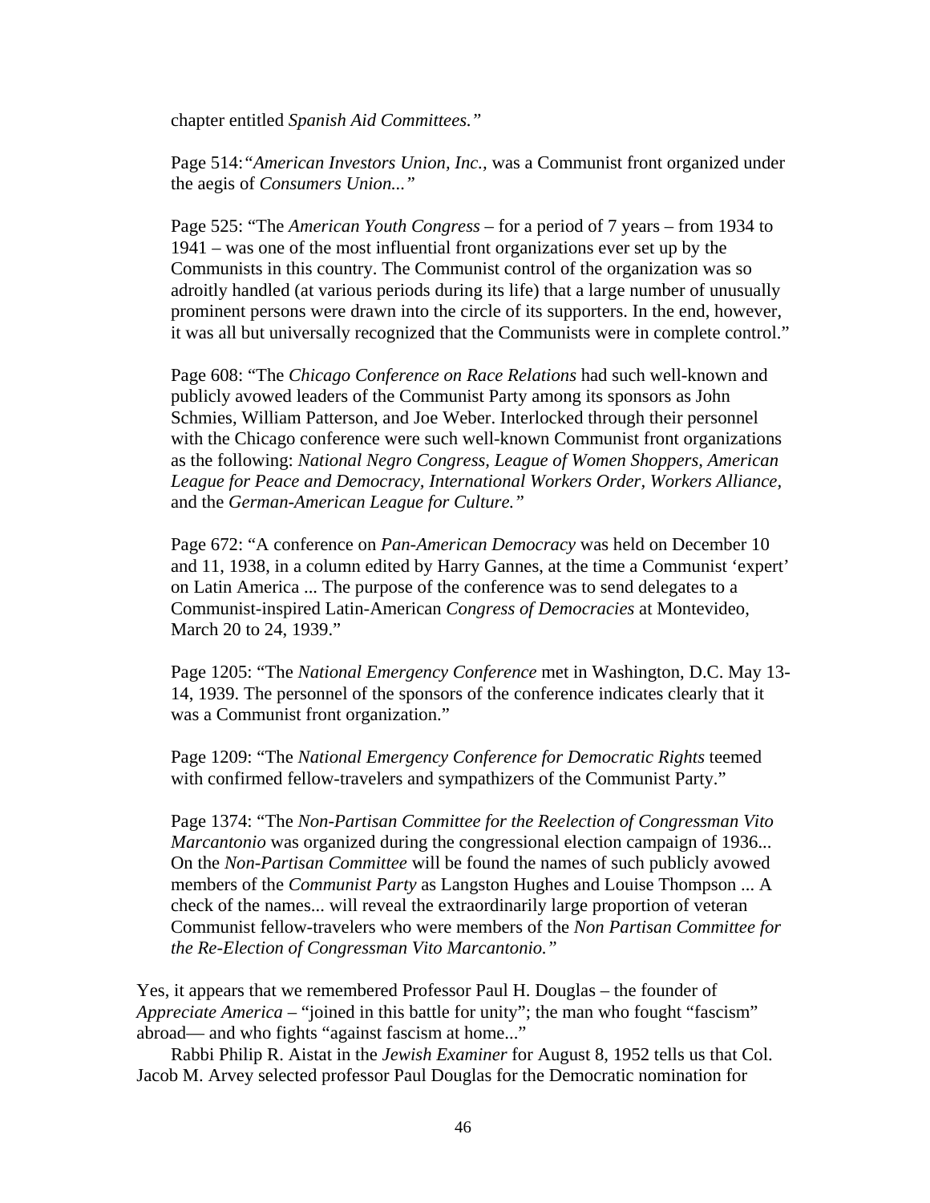chapter entitled *Spanish Aid Committees."*

Page 514:*"American Investors Union, Inc.,* was a Communist front organized under the aegis of *Consumers Union..."*

Page 525: "The *American Youth Congress* – for a period of 7 years – from 1934 to 1941 – was one of the most influential front organizations ever set up by the Communists in this country. The Communist control of the organization was so adroitly handled (at various periods during its life) that a large number of unusually prominent persons were drawn into the circle of its supporters. In the end, however, it was all but universally recognized that the Communists were in complete control."

Page 608: "The *Chicago Conference on Race Relations* had such well-known and publicly avowed leaders of the Communist Party among its sponsors as John Schmies, William Patterson, and Joe Weber. Interlocked through their personnel with the Chicago conference were such well-known Communist front organizations as the following: *National Negro Congress, League of Women Shoppers, American League for Peace and Democracy, International Workers Order, Workers Alliance,* and the *German-American League for Culture."*

Page 672: "A conference on *Pan-American Democracy* was held on December 10 and 11, 1938, in a column edited by Harry Gannes, at the time a Communist 'expert' on Latin America ... The purpose of the conference was to send delegates to a Communist-inspired Latin-American *Congress of Democracies* at Montevideo, March 20 to 24, 1939."

Page 1205: "The *National Emergency Conference* met in Washington, D.C. May 13-14, 1939. The personnel of the sponsors of the conference indicates clearly that it was a Communist front organization."

Page 1209: "The *National Emergency Conference for Democratic Rights* teemed with confirmed fellow-travelers and sympathizers of the Communist Party."

Page 1374: "The *Non-Partisan Committee for the Reelection of Congressman Vito Marcantonio* was organized during the congressional election campaign of 1936... On the *Non-Partisan Committee* will be found the names of such publicly avowed members of the *Communist Party* as Langston Hughes and Louise Thompson ... A check of the names... will reveal the extraordinarily large proportion of veteran Communist fellow-travelers who were members of the *Non Partisan Committee for the Re-Election of Congressman Vito Marcantonio."*

Yes, it appears that we remembered Professor Paul H. Douglas – the founder of *Appreciate America* – "joined in this battle for unity"; the man who fought "fascism" abroad— and who fights "against fascism at home..."

Rabbi Philip R. Aistat in the *Jewish Examiner* for August 8, 1952 tells us that Col. Jacob M. Arvey selected professor Paul Douglas for the Democratic nomination for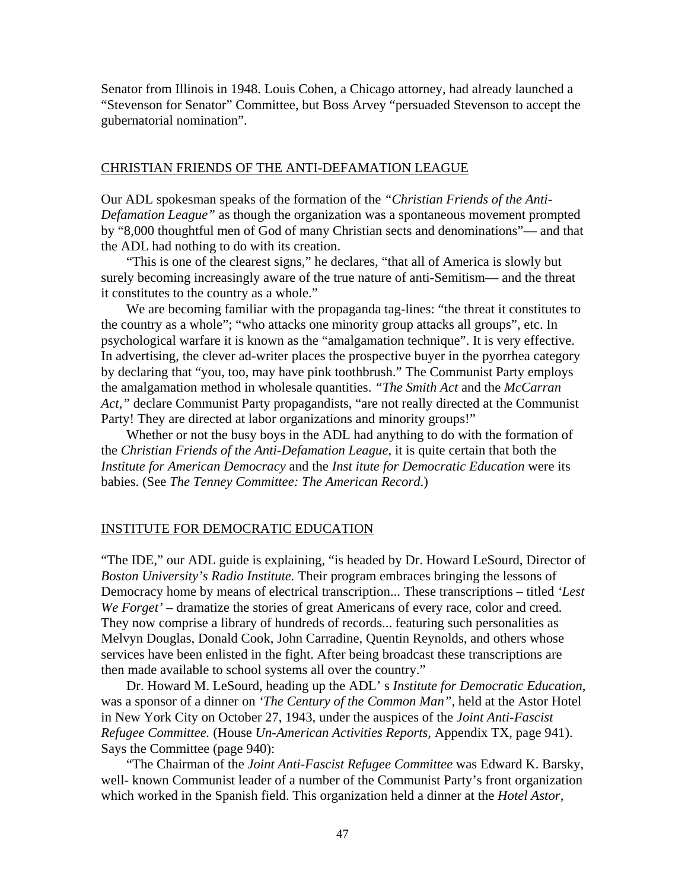Senator from Illinois in 1948. Louis Cohen, a Chicago attorney, had already launched a "Stevenson for Senator" Committee, but Boss Arvey "persuaded Stevenson to accept the gubernatorial nomination".

## CHRISTIAN FRIENDS OF THE ANTI-DEFAMATION LEAGUE

Our ADL spokesman speaks of the formation of the *"Christian Friends of the Anti-Defamation League"* as though the organization was a spontaneous movement prompted by "8,000 thoughtful men of God of many Christian sects and denominations"— and that the ADL had nothing to do with its creation.

"This is one of the clearest signs," he declares, "that all of America is slowly but surely becoming increasingly aware of the true nature of anti-Semitism— and the threat it constitutes to the country as a whole."

We are becoming familiar with the propaganda tag-lines: "the threat it constitutes to the country as a whole"; "who attacks one minority group attacks all groups", etc. In psychological warfare it is known as the "amalgamation technique". It is very effective. In advertising, the clever ad-writer places the prospective buyer in the pyorrhea category by declaring that "you, too, may have pink toothbrush." The Communist Party employs the amalgamation method in wholesale quantities. *"The Smith Act* and the *McCarran Act,"* declare Communist Party propagandists, "are not really directed at the Communist Party! They are directed at labor organizations and minority groups!"

Whether or not the busy boys in the ADL had anything to do with the formation of the *Christian Friends of the Anti-Defamation League,* it is quite certain that both the *Institute for American Democracy* and the *Inst itute for Democratic Education* were its babies. (See *The Tenney Committee: The American Record*.)

## INSTITUTE FOR DEMOCRATIC EDUCATION

"The IDE," our ADL guide is explaining, "is headed by Dr. Howard LeSourd, Director of *Boston University's Radio Institute.* Their program embraces bringing the lessons of Democracy home by means of electrical transcription... These transcriptions – titled *'Lest We Forget'* – dramatize the stories of great Americans of every race, color and creed. They now comprise a library of hundreds of records... featuring such personalities as Melvyn Douglas, Donald Cook, John Carradine, Quentin Reynolds, and others whose services have been enlisted in the fight. After being broadcast these transcriptions are then made available to school systems all over the country."

Dr. Howard M. LeSourd, heading up the ADL' s *Institute for Democratic Education,* was a sponsor of a dinner on *'The Century of the Common Man",* held at the Astor Hotel in New York City on October 27, 1943, under the auspices of the *Joint Anti-Fascist Refugee Committee.* (House *Un-American Activities Reports,* Appendix TX, page 941). Says the Committee (page 940):

"The Chairman of the *Joint Anti-Fascist Refugee Committee* was Edward K. Barsky, well- known Communist leader of a number of the Communist Party's front organization which worked in the Spanish field. This organization held a dinner at the *Hotel Astor,*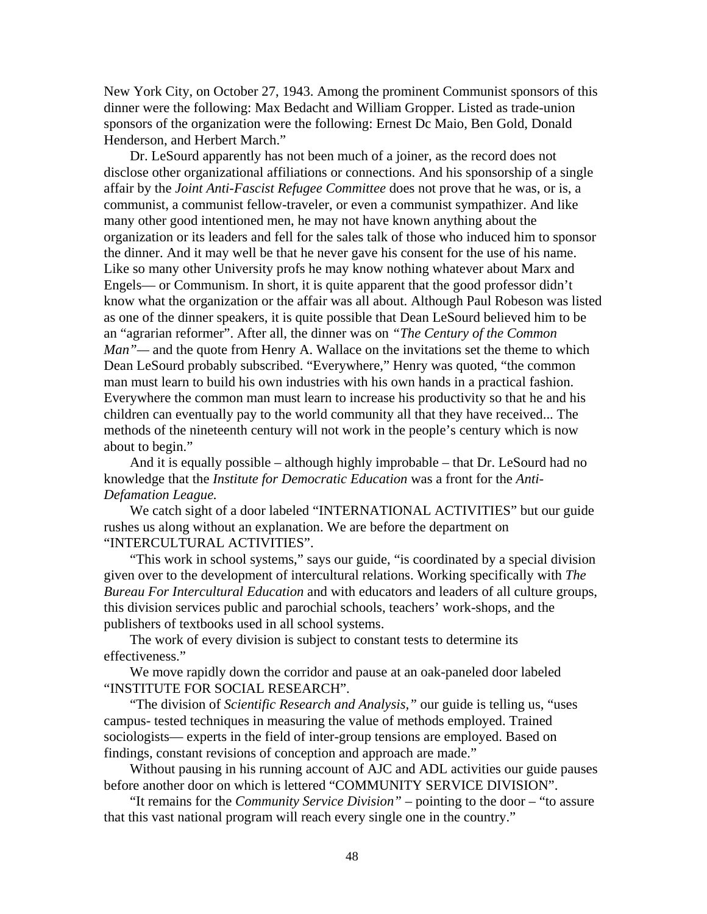New York City, on October 27, 1943. Among the prominent Communist sponsors of this dinner were the following: Max Bedacht and William Gropper. Listed as trade-union sponsors of the organization were the following: Ernest Dc Maio, Ben Gold, Donald Henderson, and Herbert March."

Dr. LeSourd apparently has not been much of a joiner, as the record does not disclose other organizational affiliations or connections. And his sponsorship of a single affair by the *Joint Anti-Fascist Refugee Committee* does not prove that he was, or is, a communist, a communist fellow-traveler, or even a communist sympathizer. And like many other good intentioned men, he may not have known anything about the organization or its leaders and fell for the sales talk of those who induced him to sponsor the dinner. And it may well be that he never gave his consent for the use of his name. Like so many other University profs he may know nothing whatever about Marx and Engels— or Communism. In short, it is quite apparent that the good professor didn't know what the organization or the affair was all about. Although Paul Robeson was listed as one of the dinner speakers, it is quite possible that Dean LeSourd believed him to be an "agrarian reformer". After all, the dinner was on *"The Century of the Common Man"*— and the quote from Henry A. Wallace on the invitations set the theme to which Dean LeSourd probably subscribed. "Everywhere," Henry was quoted, "the common man must learn to build his own industries with his own hands in a practical fashion. Everywhere the common man must learn to increase his productivity so that he and his children can eventually pay to the world community all that they have received... The methods of the nineteenth century will not work in the people's century which is now about to begin."

And it is equally possible – although highly improbable – that Dr. LeSourd had no knowledge that the *Institute for Democratic Education* was a front for the *Anti-Defamation League.*

We catch sight of a door labeled "INTERNATIONAL ACTIVITIES" but our guide rushes us along without an explanation. We are before the department on "INTERCULTURAL ACTIVITIES".

"This work in school systems," says our guide, "is coordinated by a special division given over to the development of intercultural relations. Working specifically with *The Bureau For Intercultural Education* and with educators and leaders of all culture groups, this division services public and parochial schools, teachers' work-shops, and the publishers of textbooks used in all school systems.

The work of every division is subject to constant tests to determine its effectiveness."

We move rapidly down the corridor and pause at an oak-paneled door labeled "INSTITUTE FOR SOCIAL RESEARCH".

"The division of *Scientific Research and Analysis,"* our guide is telling us, "uses campus- tested techniques in measuring the value of methods employed. Trained sociologists— experts in the field of inter-group tensions are employed. Based on findings, constant revisions of conception and approach are made."

Without pausing in his running account of AJC and ADL activities our guide pauses before another door on which is lettered "COMMUNITY SERVICE DIVISION".

"It remains for the *Community Service Division"* – pointing to the door – "to assure that this vast national program will reach every single one in the country."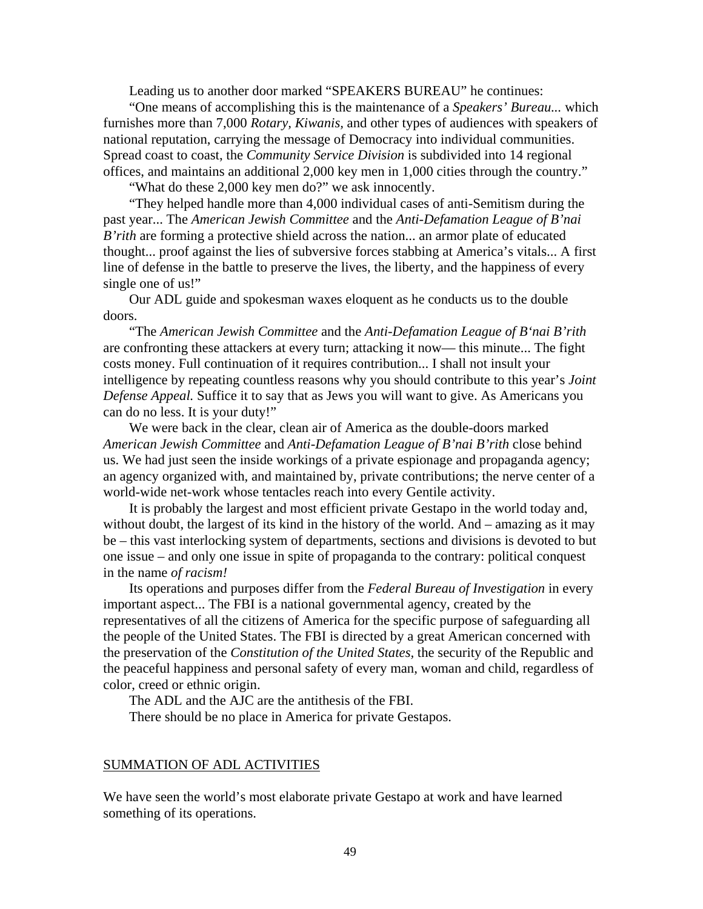Leading us to another door marked "SPEAKERS BUREAU" he continues:

"One means of accomplishing this is the maintenance of a *Speakers' Bureau*... which furnishes more than 7,000 *Rotary, Kiwanis,* and other types of audiences with speakers of national reputation, carrying the message of Democracy into individual communities. Spread coast to coast, the *Community Service Division* is subdivided into 14 regional offices, and maintains an additional 2,000 key men in 1,000 cities through the country."

"What do these 2,000 key men do?" we ask innocently.

"They helped handle more than 4,000 individual cases of anti-Semitism during the past year... The *American Jewish Committee* and the *Anti-Defamation League of B'nai B'rith* are forming a protective shield across the nation... an armor plate of educated thought... proof against the lies of subversive forces stabbing at America's vitals... A first line of defense in the battle to preserve the lives, the liberty, and the happiness of every single one of us!"

Our ADL guide and spokesman waxes eloquent as he conducts us to the double doors.

"The *American Jewish Committee* and the *Anti-Defamation League of B'nai B'rith* are confronting these attackers at every turn; attacking it now— this minute... The fight costs money. Full continuation of it requires contribution... I shall not insult your intelligence by repeating countless reasons why you should contribute to this year's *Joint Defense Appeal.* Suffice it to say that as Jews you will want to give. As Americans you can do no less. It is your duty!"

We were back in the clear, clean air of America as the double-doors marked *American Jewish Committee* and *Anti-Defamation League of B'nai B'rith* close behind us. We had just seen the inside workings of a private espionage and propaganda agency; an agency organized with, and maintained by, private contributions; the nerve center of a world-wide net-work whose tentacles reach into every Gentile activity.

It is probably the largest and most efficient private Gestapo in the world today and, without doubt, the largest of its kind in the history of the world. And – amazing as it may be – this vast interlocking system of departments, sections and divisions is devoted to but one issue – and only one issue in spite of propaganda to the contrary: political conquest in the name *of racism!*

Its operations and purposes differ from the *Federal Bureau of Investigation* in every important aspect... The FBI is a national governmental agency, created by the representatives of all the citizens of America for the specific purpose of safeguarding all the people of the United States. The FBI is directed by a great American concerned with the preservation of the *Constitution of the United States,* the security of the Republic and the peaceful happiness and personal safety of every man, woman and child, regardless of color, creed or ethnic origin.

The ADL and the AJC are the antithesis of the FBI.

There should be no place in America for private Gestapos.

## SUMMATION OF ADL ACTIVITIES

We have seen the world's most elaborate private Gestapo at work and have learned something of its operations.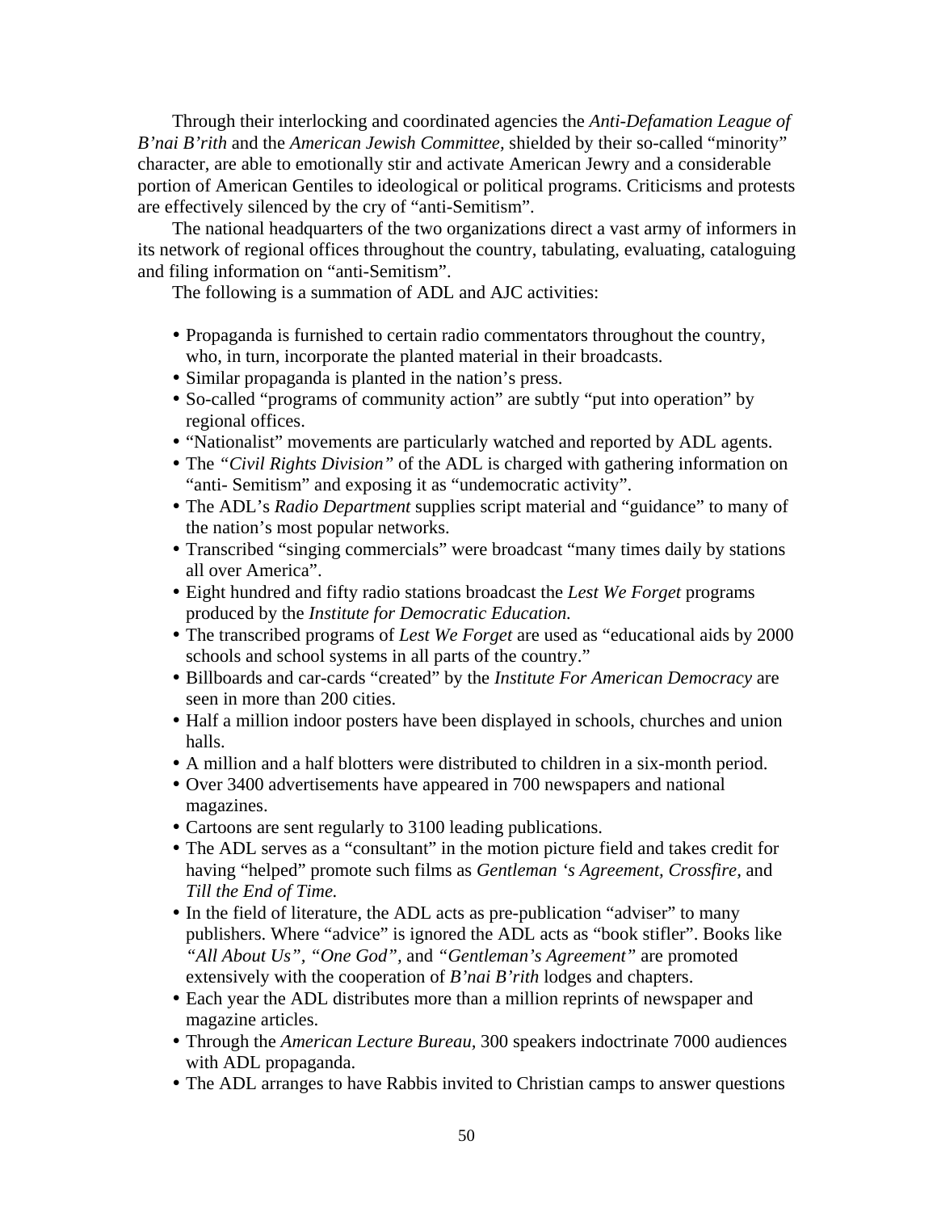Through their interlocking and coordinated agencies the *Anti-Defamation League of B'nai B'rith* and the *American Jewish Committee*, shielded by their so-called "minority" character, are able to emotionally stir and activate American Jewry and a considerable portion of American Gentiles to ideological or political programs. Criticisms and protests are effectively silenced by the cry of "anti-Semitism".

The national headquarters of the two organizations direct a vast army of informers in its network of regional offices throughout the country, tabulating, evaluating, cataloguing and filing information on "anti-Semitism".

The following is a summation of ADL and AJC activities:

- Propaganda is furnished to certain radio commentators throughout the country, who, in turn, incorporate the planted material in their broadcasts.
- Similar propaganda is planted in the nation's press.
- So-called "programs of community action" are subtly "put into operation" by regional offices.
- "Nationalist" movements are particularly watched and reported by ADL agents.
- The *"Civil Rights Division"* of the ADL is charged with gathering information on "anti- Semitism" and exposing it as "undemocratic activity".
- The ADL's *Radio Department* supplies script material and "guidance" to many of the nation's most popular networks.
- Transcribed "singing commercials" were broadcast "many times daily by stations all over America".
- Eight hundred and fifty radio stations broadcast the *Lest We Forget* programs produced by the *Institute for Democratic Education.*
- The transcribed programs of *Lest We Forget* are used as "educational aids by 2000 schools and school systems in all parts of the country."
- Billboards and car-cards "created" by the *Institute For American Democracy* are seen in more than 200 cities.
- Half a million indoor posters have been displayed in schools, churches and union halls.
- A million and a half blotters were distributed to children in a six-month period.
- Over 3400 advertisements have appeared in 700 newspapers and national magazines.
- Cartoons are sent regularly to 3100 leading publications.
- The ADL serves as a "consultant" in the motion picture field and takes credit for having "helped" promote such films as *Gentleman 's Agreement, Crossfire,* and *Till the End of Time.*
- In the field of literature, the ADL acts as pre-publication "adviser" to many publishers. Where "advice" is ignored the ADL acts as "book stifler". Books like *"All About Us"*, *"One God"*, and *"Gentleman's Agreement"* are promoted extensively with the cooperation of *B'nai B'rith* lodges and chapters.
- Each year the ADL distributes more than a million reprints of newspaper and magazine articles.
- Through the *American Lecture Bureau,* 300 speakers indoctrinate 7000 audiences with ADL propaganda.
- The ADL arranges to have Rabbis invited to Christian camps to answer questions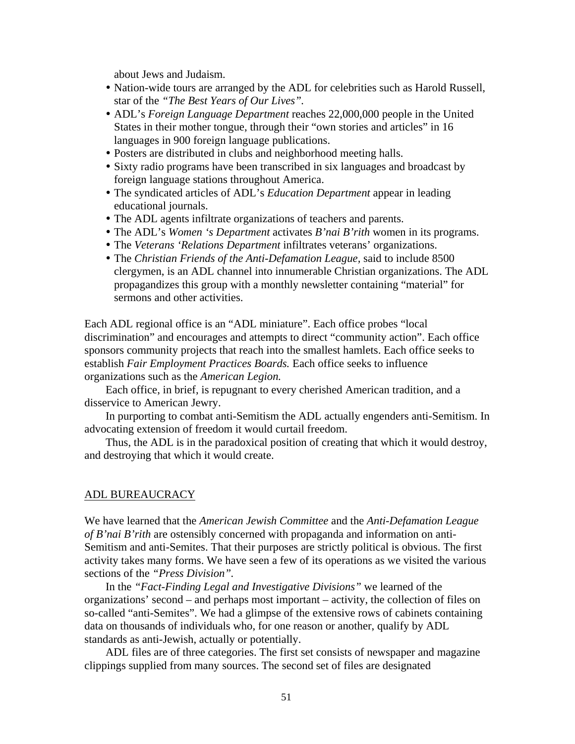about Jews and Judaism.

- Nation-wide tours are arranged by the ADL for celebrities such as Harold Russell, star of the *"The Best Years of Our Lives"*.
- ADL's *Foreign Language Department* reaches 22,000,000 people in the United States in their mother tongue, through their "own stories and articles" in 16 languages in 900 foreign language publications.
- Posters are distributed in clubs and neighborhood meeting halls.
- Sixty radio programs have been transcribed in six languages and broadcast by foreign language stations throughout America.
- The syndicated articles of ADL's *Education Department* appear in leading educational journals.
- The ADL agents infiltrate organizations of teachers and parents.
- The ADL's *Women 's Department* activates *B'nai B'rith* women in its programs.
- The *Veterans 'Relations Department* infiltrates veterans' organizations.
- The *Christian Friends of the Anti-Defamation League*, said to include 8500 clergymen, is an ADL channel into innumerable Christian organizations. The ADL propagandizes this group with a monthly newsletter containing "material" for sermons and other activities.

Each ADL regional office is an "ADL miniature". Each office probes "local discrimination" and encourages and attempts to direct "community action". Each office sponsors community projects that reach into the smallest hamlets. Each office seeks to establish *Fair Employment Practices Boards.* Each office seeks to influence organizations such as the *American Legion.*

Each office, in brief, is repugnant to every cherished American tradition, and a disservice to American Jewry.

In purporting to combat anti-Semitism the ADL actually engenders anti-Semitism. In advocating extension of freedom it would curtail freedom.

Thus, the ADL is in the paradoxical position of creating that which it would destroy, and destroying that which it would create.

## ADL BUREAUCRACY

We have learned that the *American Jewish Committee* and the *Anti-Defamation League of B'nai B'rith* are ostensibly concerned with propaganda and information on anti-Semitism and anti-Semites. That their purposes are strictly political is obvious. The first activity takes many forms. We have seen a few of its operations as we visited the various sections of the *"Press Division"*.

In the *"Fact-Finding Legal and Investigative Divisions"* we learned of the organizations' second – and perhaps most important – activity, the collection of files on so-called "anti-Semites". We had a glimpse of the extensive rows of cabinets containing data on thousands of individuals who, for one reason or another, qualify by ADL standards as anti-Jewish, actually or potentially.

ADL files are of three categories. The first set consists of newspaper and magazine clippings supplied from many sources. The second set of files are designated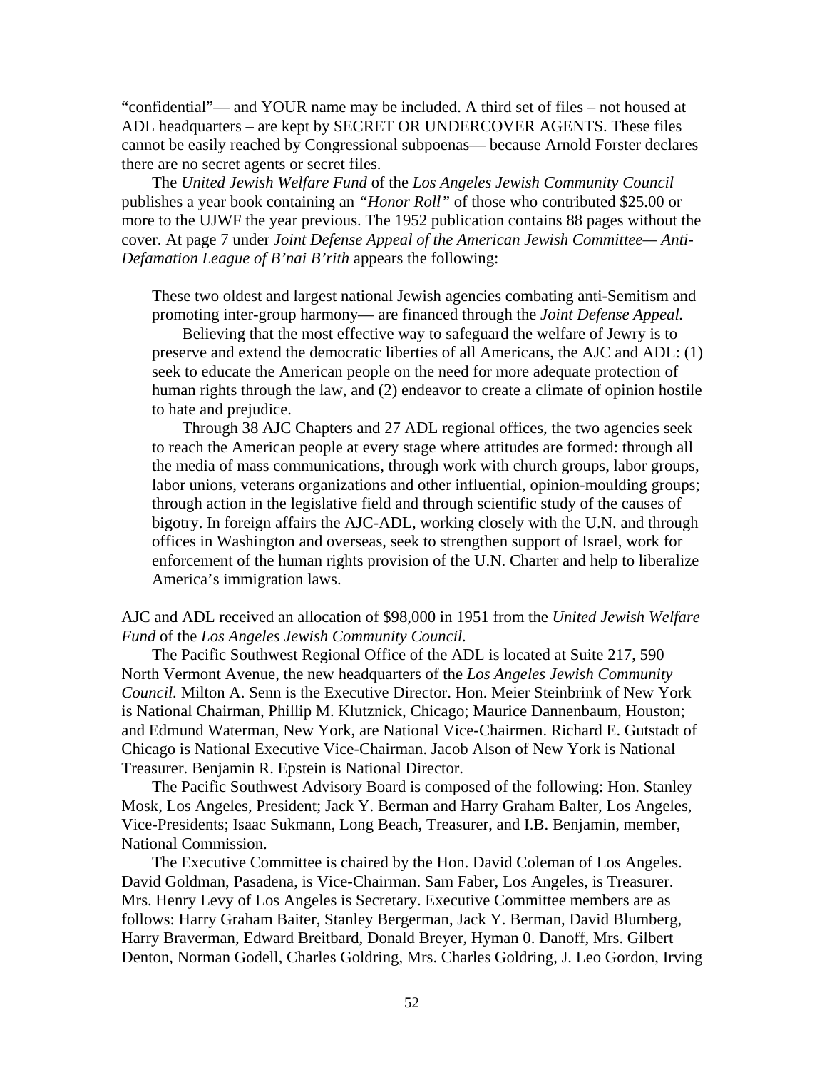"confidential"— and YOUR name may be included. A third set of files – not housed at ADL headquarters – are kept by SECRET OR UNDERCOVER AGENTS. These files cannot be easily reached by Congressional subpoenas— because Arnold Forster declares there are no secret agents or secret files.

The *United Jewish Welfare Fund* of the *Los Angeles Jewish Community Council* publishes a year book containing an *"Honor Roll"* of those who contributed $25.00 or more to the UJWF the year previous. The 1952 publication contains 88 pages without the cover. At page 7 under *Joint Defense Appeal of the American Jewish Committee— Anti-Defamation League of B'nai B'rith* appears the following:

> These two oldest and largest national Jewish agencies combating anti-Semitism and promoting inter-group harmony— are financed through the *Joint Defense Appeal.*
>
> Believing that the most effective way to safeguard the welfare of Jewry is to preserve and extend the democratic liberties of all Americans, the AJC and ADL: (1) seek to educate the American people on the need for more adequate protection of human rights through the law, and (2) endeavor to create a climate of opinion hostile to hate and prejudice.
>
> Through 38 AJC Chapters and 27 ADL regional offices, the two agencies seek to reach the American people at every stage where attitudes are formed: through all the media of mass communications, through work with church groups, labor groups, labor unions, veterans organizations and other influential, opinion-moulding groups; through action in the legislative field and through scientific study of the causes of bigotry. In foreign affairs the AJC-ADL, working closely with the U.N. and through offices in Washington and overseas, seek to strengthen support of Israel, work for enforcement of the human rights provision of the U.N. Charter and help to liberalize America's immigration laws.

AJC and ADL received an allocation of $98,000 in 1951 from the *United Jewish Welfare Fund* of the *Los Angeles Jewish Community Council.*

The Pacific Southwest Regional Office of the ADL is located at Suite 217, 590 North Vermont Avenue, the new headquarters of the *Los Angeles Jewish Community Council.* Milton A. Senn is the Executive Director. Hon. Meier Steinbrink of New York is National Chairman, Phillip M. Klutznick, Chicago; Maurice Dannenbaum, Houston; and Edmund Waterman, New York, are National Vice-Chairmen. Richard E. Gutstadt of Chicago is National Executive Vice-Chairman. Jacob Alson of New York is National Treasurer. Benjamin R. Epstein is National Director.

The Pacific Southwest Advisory Board is composed of the following: Hon. Stanley Mosk, Los Angeles, President; Jack Y. Berman and Harry Graham Balter, Los Angeles, Vice-Presidents; Isaac Sukmann, Long Beach, Treasurer, and I.B. Benjamin, member, National Commission.

The Executive Committee is chaired by the Hon. David Coleman of Los Angeles. David Goldman, Pasadena, is Vice-Chairman. Sam Faber, Los Angeles, is Treasurer. Mrs. Henry Levy of Los Angeles is Secretary. Executive Committee members are as follows: Harry Graham Baiter, Stanley Bergerman, Jack Y. Berman, David Blumberg, Harry Braverman, Edward Breitbard, Donald Breyer, Hyman 0. Danoff, Mrs. Gilbert Denton, Norman Godell, Charles Goldring, Mrs. Charles Goldring, J. Leo Gordon, Irving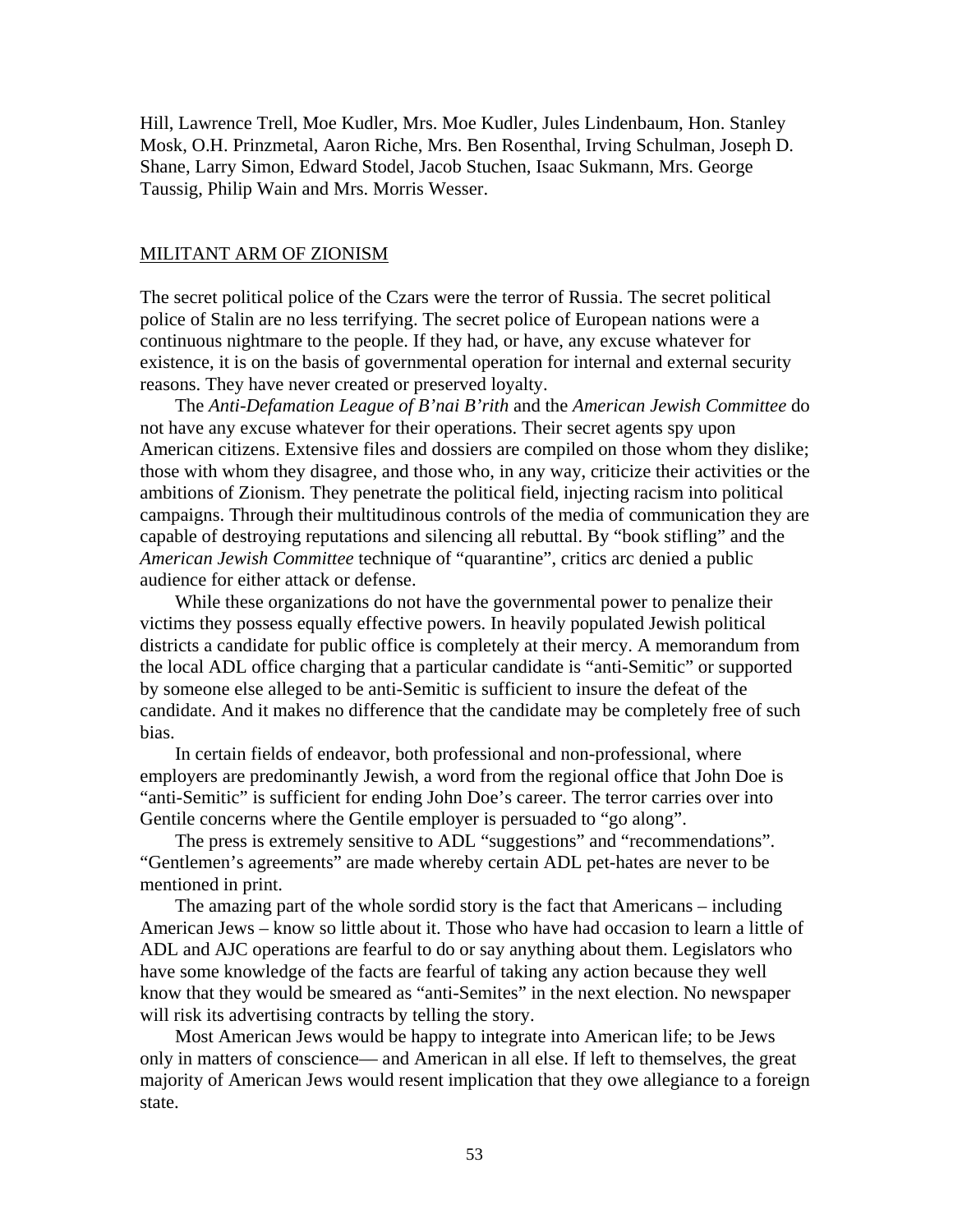Hill, Lawrence Trell, Moe Kudler, Mrs. Moe Kudler, Jules Lindenbaum, Hon. Stanley Mosk, O.H. Prinzmetal, Aaron Riche, Mrs. Ben Rosenthal, Irving Schulman, Joseph D. Shane, Larry Simon, Edward Stodel, Jacob Stuchen, Isaac Sukmann, Mrs. George Taussig, Philip Wain and Mrs. Morris Wesser.

## MILITANT ARM OF ZIONISM

The secret political police of the Czars were the terror of Russia. The secret political police of Stalin are no less terrifying. The secret police of European nations were a continuous nightmare to the people. If they had, or have, any excuse whatever for existence, it is on the basis of governmental operation for internal and external security reasons. They have never created or preserved loyalty.

The *Anti-Defamation League of B'nai B'rith* and the *American Jewish Committee* do not have any excuse whatever for their operations. Their secret agents spy upon American citizens. Extensive files and dossiers are compiled on those whom they dislike; those with whom they disagree, and those who, in any way, criticize their activities or the ambitions of Zionism. They penetrate the political field, injecting racism into political campaigns. Through their multitudinous controls of the media of communication they are capable of destroying reputations and silencing all rebuttal. By "book stifling" and the *American Jewish Committee* technique of "quarantine", critics arc denied a public audience for either attack or defense.

While these organizations do not have the governmental power to penalize their victims they possess equally effective powers. In heavily populated Jewish political districts a candidate for public office is completely at their mercy. A memorandum from the local ADL office charging that a particular candidate is "anti-Semitic" or supported by someone else alleged to be anti-Semitic is sufficient to insure the defeat of the candidate. And it makes no difference that the candidate may be completely free of such bias.

In certain fields of endeavor, both professional and non-professional, where employers are predominantly Jewish, a word from the regional office that John Doe is "anti-Semitic" is sufficient for ending John Doe's career. The terror carries over into Gentile concerns where the Gentile employer is persuaded to "go along".

The press is extremely sensitive to ADL "suggestions" and "recommendations". "Gentlemen's agreements" are made whereby certain ADL pet-hates are never to be mentioned in print.

The amazing part of the whole sordid story is the fact that Americans – including American Jews – know so little about it. Those who have had occasion to learn a little of ADL and AJC operations are fearful to do or say anything about them. Legislators who have some knowledge of the facts are fearful of taking any action because they well know that they would be smeared as "anti-Semites" in the next election. No newspaper will risk its advertising contracts by telling the story.

Most American Jews would be happy to integrate into American life; to be Jews only in matters of conscience— and American in all else. If left to themselves, the great majority of American Jews would resent implication that they owe allegiance to a foreign state.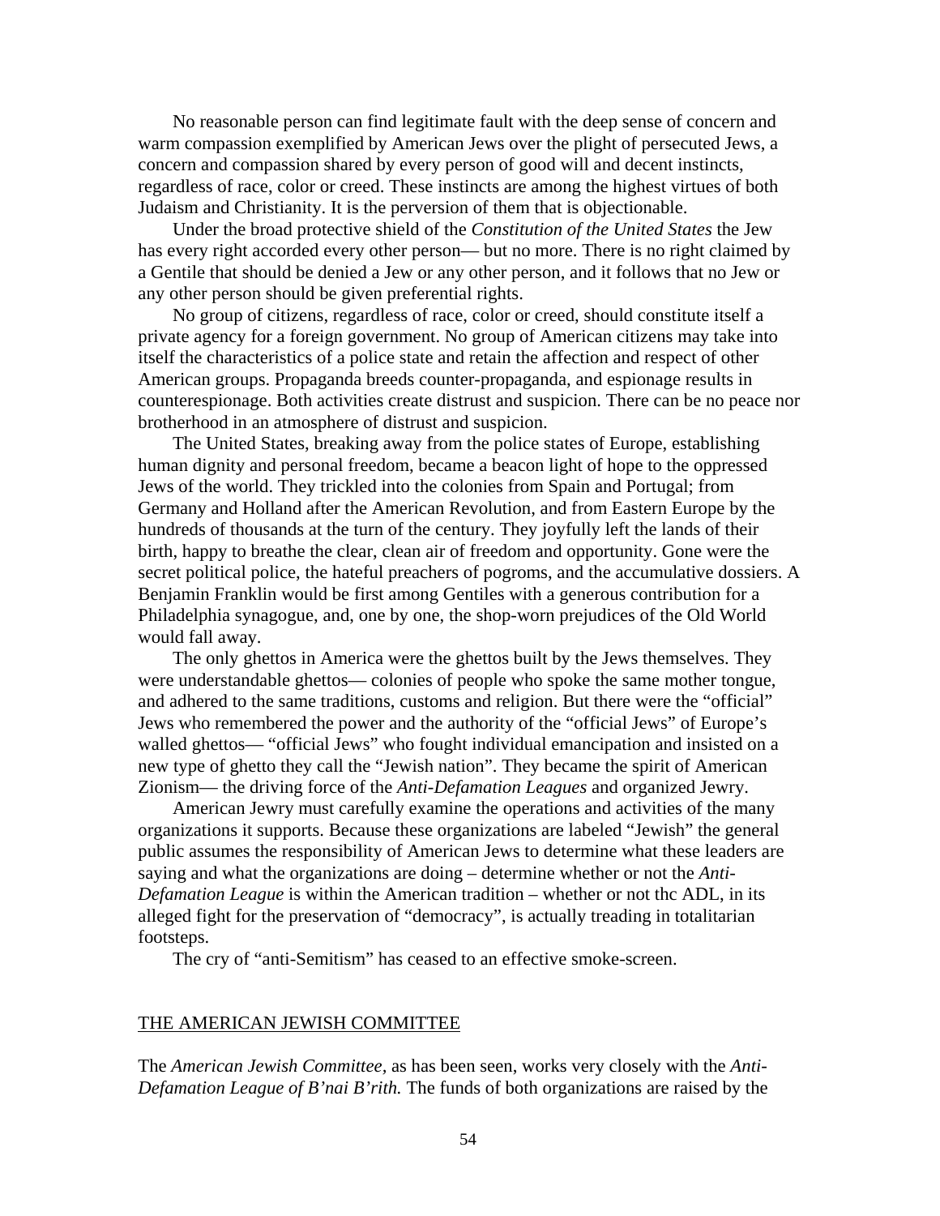No reasonable person can find legitimate fault with the deep sense of concern and warm compassion exemplified by American Jews over the plight of persecuted Jews, a concern and compassion shared by every person of good will and decent instincts, regardless of race, color or creed. These instincts are among the highest virtues of both Judaism and Christianity. It is the perversion of them that is objectionable.

Under the broad protective shield of the *Constitution of the United States* the Jew has every right accorded every other person— but no more. There is no right claimed by a Gentile that should be denied a Jew or any other person, and it follows that no Jew or any other person should be given preferential rights.

No group of citizens, regardless of race, color or creed, should constitute itself a private agency for a foreign government. No group of American citizens may take into itself the characteristics of a police state and retain the affection and respect of other American groups. Propaganda breeds counter-propaganda, and espionage results in counterespionage. Both activities create distrust and suspicion. There can be no peace nor brotherhood in an atmosphere of distrust and suspicion.

The United States, breaking away from the police states of Europe, establishing human dignity and personal freedom, became a beacon light of hope to the oppressed Jews of the world. They trickled into the colonies from Spain and Portugal; from Germany and Holland after the American Revolution, and from Eastern Europe by the hundreds of thousands at the turn of the century. They joyfully left the lands of their birth, happy to breathe the clear, clean air of freedom and opportunity. Gone were the secret political police, the hateful preachers of pogroms, and the accumulative dossiers. A Benjamin Franklin would be first among Gentiles with a generous contribution for a Philadelphia synagogue, and, one by one, the shop-worn prejudices of the Old World would fall away.

The only ghettos in America were the ghettos built by the Jews themselves. They were understandable ghettos— colonies of people who spoke the same mother tongue, and adhered to the same traditions, customs and religion. But there were the "official" Jews who remembered the power and the authority of the "official Jews" of Europe's walled ghettos— "official Jews" who fought individual emancipation and insisted on a new type of ghetto they call the "Jewish nation". They became the spirit of American Zionism— the driving force of the *Anti-Defamation Leagues* and organized Jewry.

American Jewry must carefully examine the operations and activities of the many organizations it supports. Because these organizations are labeled "Jewish" the general public assumes the responsibility of American Jews to determine what these leaders are saying and what the organizations are doing – determine whether or not the *Anti-Defamation League* is within the American tradition – whether or not thc ADL, in its alleged fight for the preservation of "democracy", is actually treading in totalitarian footsteps.

The cry of "anti-Semitism" has ceased to an effective smoke-screen.

## THE AMERICAN JEWISH COMMITTEE

The *American Jewish Committee,* as has been seen, works very closely with the *Anti-Defamation League of B'nai B'rith.* The funds of both organizations are raised by the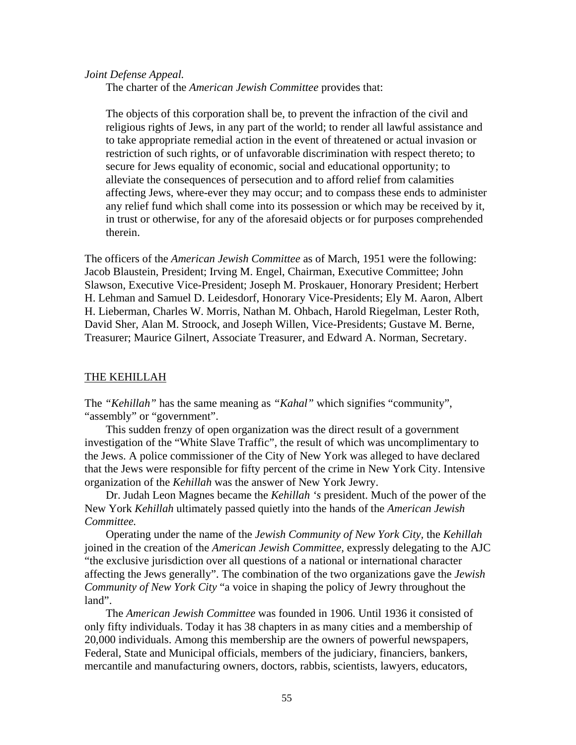*Joint Defense Appeal.*

The charter of the *American Jewish Committee* provides that:

> The objects of this corporation shall be, to prevent the infraction of the civil and religious rights of Jews, in any part of the world; to render all lawful assistance and to take appropriate remedial action in the event of threatened or actual invasion or restriction of such rights, or of unfavorable discrimination with respect thereto; to secure for Jews equality of economic, social and educational opportunity; to alleviate the consequences of persecution and to afford relief from calamities affecting Jews, where-ever they may occur; and to compass these ends to administer any relief fund which shall come into its possession or which may be received by it, in trust or otherwise, for any of the aforesaid objects or for purposes comprehended therein.

The officers of the *American Jewish Committee* as of March, 1951 were the following: Jacob Blaustein, President; Irving M. Engel, Chairman, Executive Committee; John Slawson, Executive Vice-President; Joseph M. Proskauer, Honorary President; Herbert H. Lehman and Samuel D. Leidesdorf, Honorary Vice-Presidents; Ely M. Aaron, Albert H. Lieberman, Charles W. Morris, Nathan M. Ohbach, Harold Riegelman, Lester Roth, David Sher, Alan M. Stroock, and Joseph Willen, Vice-Presidents; Gustave M. Berne, Treasurer; Maurice Gilnert, Associate Treasurer, and Edward A. Norman, Secretary.

## THE KEHILLAH

The *"Kehillah"* has the same meaning as *"Kahal"* which signifies "community", "assembly" or "government".

This sudden frenzy of open organization was the direct result of a government investigation of the "White Slave Traffic", the result of which was uncomplimentary to the Jews. A police commissioner of the City of New York was alleged to have declared that the Jews were responsible for fifty percent of the crime in New York City. Intensive organization of the *Kehillah* was the answer of New York Jewry.

Dr. Judah Leon Magnes became the *Kehillah 's* president. Much of the power of the New York *Kehillah* ultimately passed quietly into the hands of the *American Jewish Committee.*

Operating under the name of the *Jewish Community of New York City,* the *Kehillah* joined in the creation of the *American Jewish Committee,* expressly delegating to the AJC "the exclusive jurisdiction over all questions of a national or international character affecting the Jews generally". The combination of the two organizations gave the *Jewish Community of New York City* "a voice in shaping the policy of Jewry throughout the land".

The *American Jewish Committee* was founded in 1906. Until 1936 it consisted of only fifty individuals. Today it has 38 chapters in as many cities and a membership of 20,000 individuals. Among this membership are the owners of powerful newspapers, Federal, State and Municipal officials, members of the judiciary, financiers, bankers, mercantile and manufacturing owners, doctors, rabbis, scientists, lawyers, educators,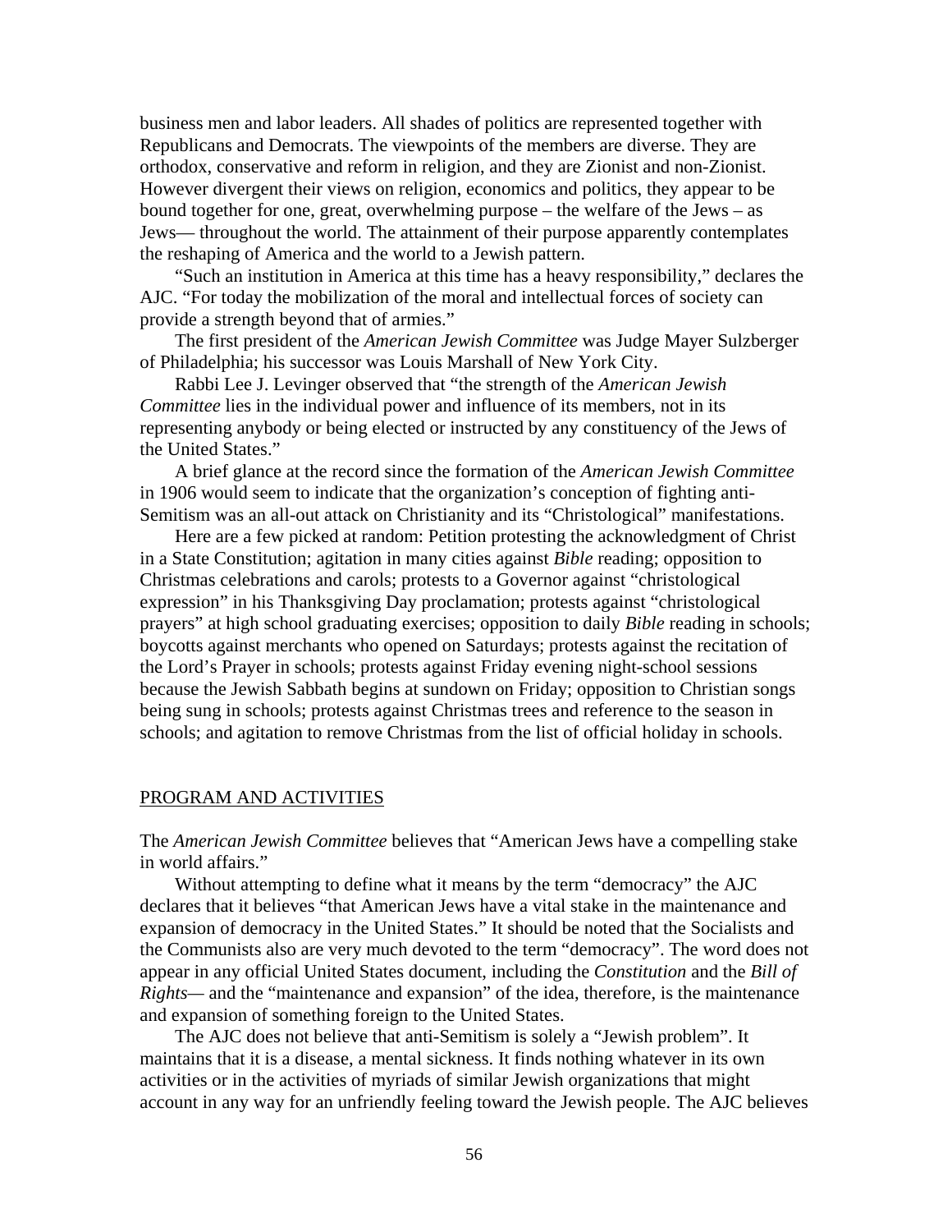business men and labor leaders. All shades of politics are represented together with Republicans and Democrats. The viewpoints of the members are diverse. They are orthodox, conservative and reform in religion, and they are Zionist and non-Zionist. However divergent their views on religion, economics and politics, they appear to be bound together for one, great, overwhelming purpose – the welfare of the Jews – as Jews— throughout the world. The attainment of their purpose apparently contemplates the reshaping of America and the world to a Jewish pattern.

"Such an institution in America at this time has a heavy responsibility," declares the AJC. "For today the mobilization of the moral and intellectual forces of society can provide a strength beyond that of armies."

The first president of the *American Jewish Committee* was Judge Mayer Sulzberger of Philadelphia; his successor was Louis Marshall of New York City.

Rabbi Lee J. Levinger observed that "the strength of the *American Jewish Committee* lies in the individual power and influence of its members, not in its representing anybody or being elected or instructed by any constituency of the Jews of the United States."

A brief glance at the record since the formation of the *American Jewish Committee* in 1906 would seem to indicate that the organization's conception of fighting anti-Semitism was an all-out attack on Christianity and its "Christological" manifestations.

Here are a few picked at random: Petition protesting the acknowledgment of Christ in a State Constitution; agitation in many cities against *Bible* reading; opposition to Christmas celebrations and carols; protests to a Governor against "christological expression" in his Thanksgiving Day proclamation; protests against "christological prayers" at high school graduating exercises; opposition to daily *Bible* reading in schools; boycotts against merchants who opened on Saturdays; protests against the recitation of the Lord's Prayer in schools; protests against Friday evening night-school sessions because the Jewish Sabbath begins at sundown on Friday; opposition to Christian songs being sung in schools; protests against Christmas trees and reference to the season in schools; and agitation to remove Christmas from the list of official holiday in schools.

## PROGRAM AND ACTIVITIES

The *American Jewish Committee* believes that "American Jews have a compelling stake in world affairs."

Without attempting to define what it means by the term "democracy" the AJC declares that it believes "that American Jews have a vital stake in the maintenance and expansion of democracy in the United States." It should be noted that the Socialists and the Communists also are very much devoted to the term "democracy". The word does not appear in any official United States document, including the *Constitution* and the *Bill of Rights*— and the "maintenance and expansion" of the idea, therefore, is the maintenance and expansion of something foreign to the United States.

The AJC does not believe that anti-Semitism is solely a "Jewish problem". It maintains that it is a disease, a mental sickness. It finds nothing whatever in its own activities or in the activities of myriads of similar Jewish organizations that might account in any way for an unfriendly feeling toward the Jewish people. The AJC believes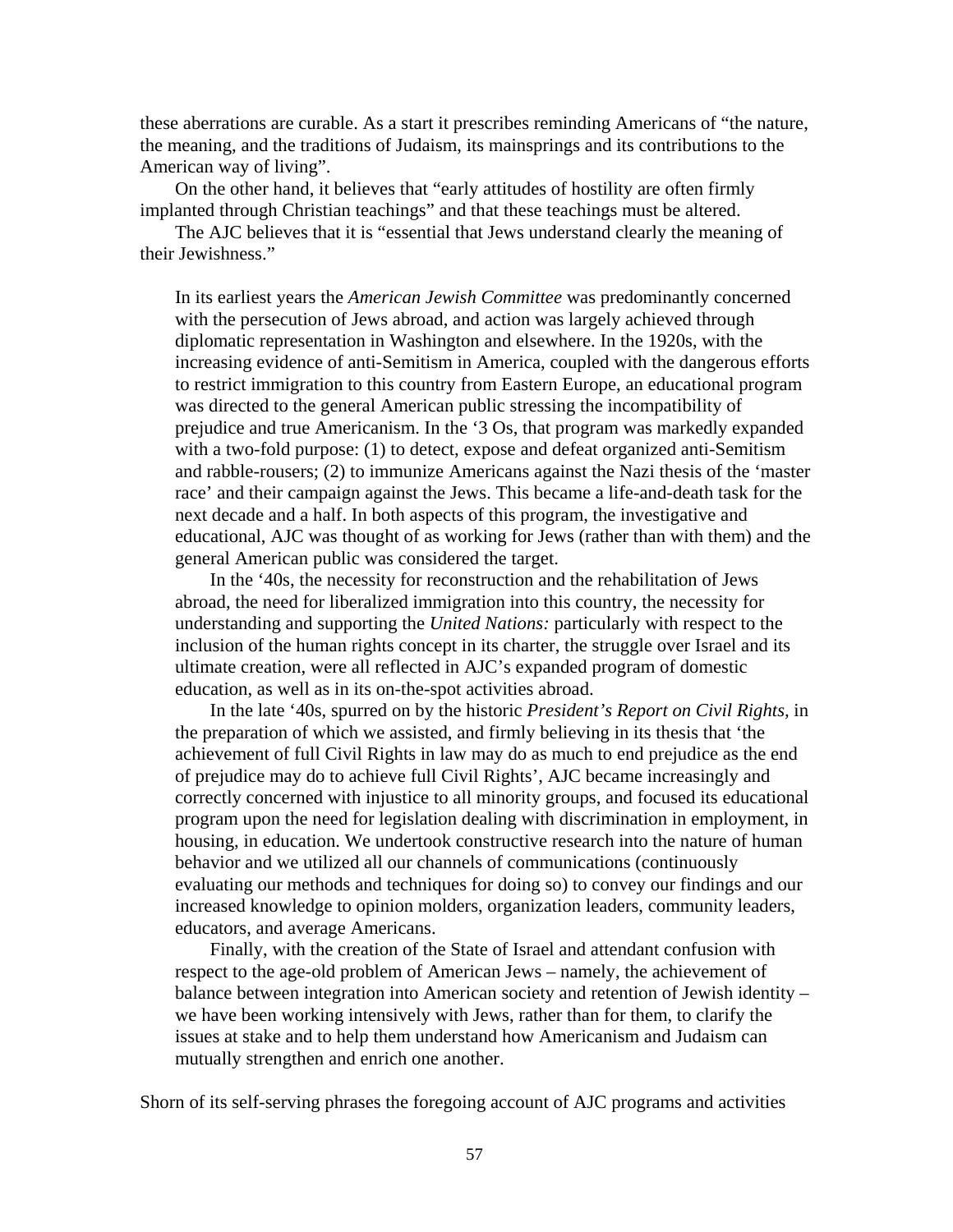these aberrations are curable. As a start it prescribes reminding Americans of "the nature, the meaning, and the traditions of Judaism, its mainsprings and its contributions to the American way of living".

On the other hand, it believes that "early attitudes of hostility are often firmly implanted through Christian teachings" and that these teachings must be altered.

The AJC believes that it is "essential that Jews understand clearly the meaning of their Jewishness."

> In its earliest years the *American Jewish Committee* was predominantly concerned with the persecution of Jews abroad, and action was largely achieved through diplomatic representation in Washington and elsewhere. In the 1920s, with the increasing evidence of anti-Semitism in America, coupled with the dangerous efforts to restrict immigration to this country from Eastern Europe, an educational program was directed to the general American public stressing the incompatibility of prejudice and true Americanism. In the '3 Os, that program was markedly expanded with a two-fold purpose: (1) to detect, expose and defeat organized anti-Semitism and rabble-rousers; (2) to immunize Americans against the Nazi thesis of the 'master race' and their campaign against the Jews. This became a life-and-death task for the next decade and a half. In both aspects of this program, the investigative and educational, AJC was thought of as working for Jews (rather than with them) and the general American public was considered the target.
>
> In the '40s, the necessity for reconstruction and the rehabilitation of Jews abroad, the need for liberalized immigration into this country, the necessity for understanding and supporting the *United Nations:* particularly with respect to the inclusion of the human rights concept in its charter, the struggle over Israel and its ultimate creation, were all reflected in AJC's expanded program of domestic education, as well as in its on-the-spot activities abroad.
>
> In the late '40s, spurred on by the historic *President's Report on Civil Rights,* in the preparation of which we assisted, and firmly believing in its thesis that 'the achievement of full Civil Rights in law may do as much to end prejudice as the end of prejudice may do to achieve full Civil Rights', AJC became increasingly and correctly concerned with injustice to all minority groups, and focused its educational program upon the need for legislation dealing with discrimination in employment, in housing, in education. We undertook constructive research into the nature of human behavior and we utilized all our channels of communications (continuously evaluating our methods and techniques for doing so) to convey our findings and our increased knowledge to opinion molders, organization leaders, community leaders, educators, and average Americans.
>
> Finally, with the creation of the State of Israel and attendant confusion with respect to the age-old problem of American Jews – namely, the achievement of balance between integration into American society and retention of Jewish identity – we have been working intensively with Jews, rather than for them, to clarify the issues at stake and to help them understand how Americanism and Judaism can mutually strengthen and enrich one another.

Shorn of its self-serving phrases the foregoing account of AJC programs and activities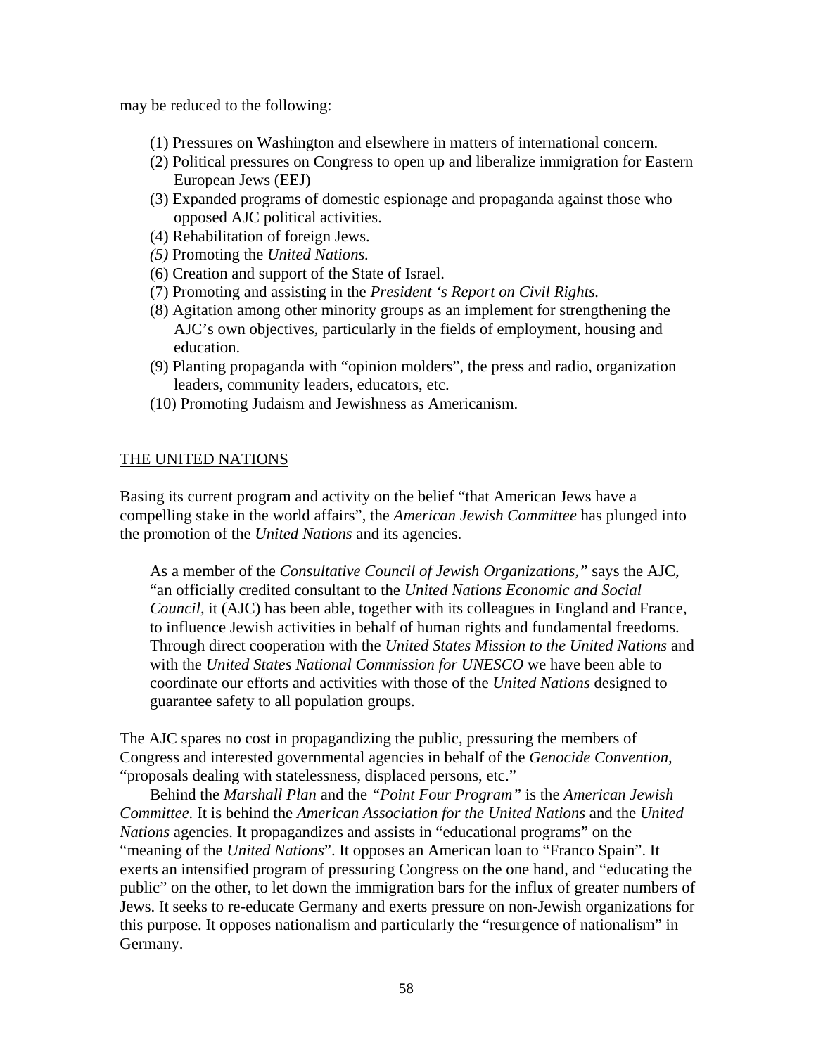may be reduced to the following:

(1) Pressures on Washington and elsewhere in matters of international concern.
(2) Political pressures on Congress to open up and liberalize immigration for Eastern European Jews (EEJ)
(3) Expanded programs of domestic espionage and propaganda against those who opposed AJC political activities.
(4) Rehabilitation of foreign Jews.
*(5)* Promoting the *United Nations.*
(6) Creation and support of the State of Israel.
(7) Promoting and assisting in the *President 's Report on Civil Rights.*
(8) Agitation among other minority groups as an implement for strengthening the AJC's own objectives, particularly in the fields of employment, housing and education.
(9) Planting propaganda with "opinion molders", the press and radio, organization leaders, community leaders, educators, etc.
(10) Promoting Judaism and Jewishness as Americanism.

## THE UNITED NATIONS

Basing its current program and activity on the belief "that American Jews have a compelling stake in the world affairs", the *American Jewish Committee* has plunged into the promotion of the *United Nations* and its agencies.

> As a member of the *Consultative Council of Jewish Organizations,"* says the AJC, "an officially credited consultant to the *United Nations Economic and Social Council,* it (AJC) has been able, together with its colleagues in England and France, to influence Jewish activities in behalf of human rights and fundamental freedoms. Through direct cooperation with the *United States Mission to the United Nations* and with the *United States National Commission for UNESCO* we have been able to coordinate our efforts and activities with those of the *United Nations* designed to guarantee safety to all population groups.

The AJC spares no cost in propagandizing the public, pressuring the members of Congress and interested governmental agencies in behalf of the *Genocide Convention,* "proposals dealing with statelessness, displaced persons, etc."

Behind the *Marshall Plan* and the *"Point Four Program"* is the *American Jewish Committee.* It is behind the *American Association for the United Nations* and the *United Nations* agencies. It propagandizes and assists in "educational programs" on the "meaning of the *United Nations*". It opposes an American loan to "Franco Spain". It exerts an intensified program of pressuring Congress on the one hand, and "educating the public" on the other, to let down the immigration bars for the influx of greater numbers of Jews. It seeks to re-educate Germany and exerts pressure on non-Jewish organizations for this purpose. It opposes nationalism and particularly the "resurgence of nationalism" in Germany.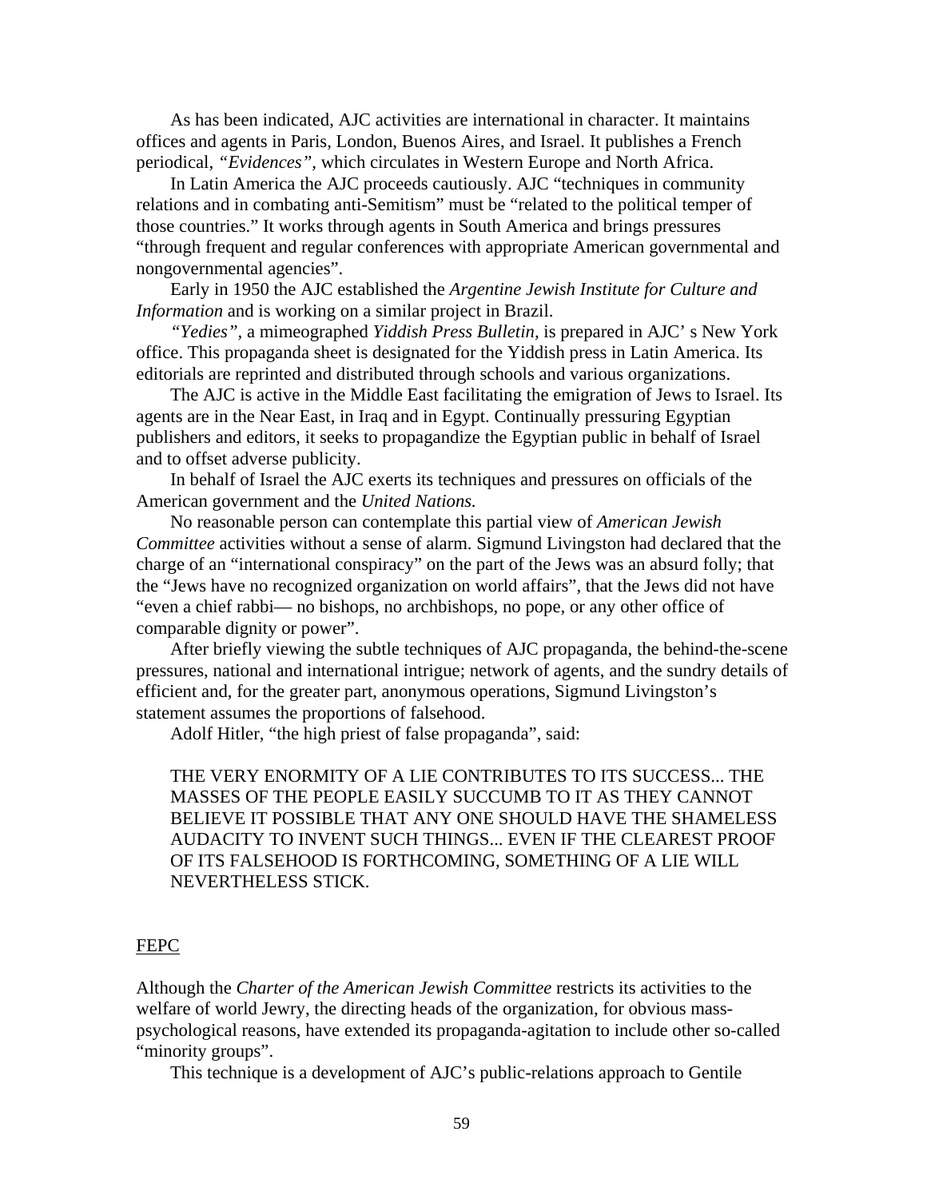As has been indicated, AJC activities are international in character. It maintains offices and agents in Paris, London, Buenos Aires, and Israel. It publishes a French periodical, *"Evidences"*, which circulates in Western Europe and North Africa.

In Latin America the AJC proceeds cautiously. AJC "techniques in community relations and in combating anti-Semitism" must be "related to the political temper of those countries." It works through agents in South America and brings pressures "through frequent and regular conferences with appropriate American governmental and nongovernmental agencies".

Early in 1950 the AJC established the *Argentine Jewish Institute for Culture and Information* and is working on a similar project in Brazil.

*"Yedies"*, a mimeographed *Yiddish Press Bulletin*, is prepared in AJC' s New York office. This propaganda sheet is designated for the Yiddish press in Latin America. Its editorials are reprinted and distributed through schools and various organizations.

The AJC is active in the Middle East facilitating the emigration of Jews to Israel. Its agents are in the Near East, in Iraq and in Egypt. Continually pressuring Egyptian publishers and editors, it seeks to propagandize the Egyptian public in behalf of Israel and to offset adverse publicity.

In behalf of Israel the AJC exerts its techniques and pressures on officials of the American government and the *United Nations.*

No reasonable person can contemplate this partial view of *American Jewish Committee* activities without a sense of alarm. Sigmund Livingston had declared that the charge of an "international conspiracy" on the part of the Jews was an absurd folly; that the "Jews have no recognized organization on world affairs", that the Jews did not have "even a chief rabbi— no bishops, no archbishops, no pope, or any other office of comparable dignity or power".

After briefly viewing the subtle techniques of AJC propaganda, the behind-the-scene pressures, national and international intrigue; network of agents, and the sundry details of efficient and, for the greater part, anonymous operations, Sigmund Livingston's statement assumes the proportions of falsehood.

Adolf Hitler, "the high priest of false propaganda", said:

> THE VERY ENORMITY OF A LIE CONTRIBUTES TO ITS SUCCESS... THE MASSES OF THE PEOPLE EASILY SUCCUMB TO IT AS THEY CANNOT BELIEVE IT POSSIBLE THAT ANY ONE SHOULD HAVE THE SHAMELESS AUDACITY TO INVENT SUCH THINGS... EVEN IF THE CLEAREST PROOF OF ITS FALSEHOOD IS FORTHCOMING, SOMETHING OF A LIE WILL NEVERTHELESS STICK.

## FEPC

Although the *Charter of the American Jewish Committee* restricts its activities to the welfare of world Jewry, the directing heads of the organization, for obvious mass-psychological reasons, have extended its propaganda-agitation to include other so-called "minority groups".

This technique is a development of AJC's public-relations approach to Gentile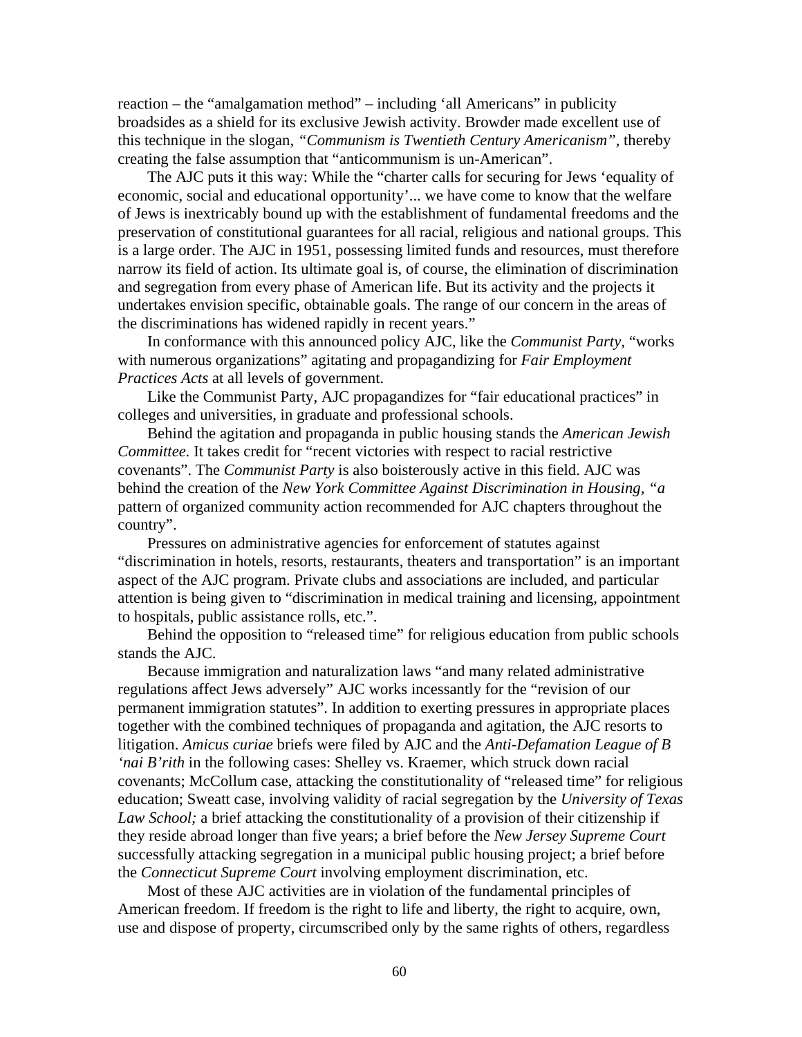reaction – the "amalgamation method" – including 'all Americans" in publicity broadsides as a shield for its exclusive Jewish activity. Browder made excellent use of this technique in the slogan, *"Communism is Twentieth Century Americanism"*, thereby creating the false assumption that "anticommunism is un-American".

The AJC puts it this way: While the "charter calls for securing for Jews 'equality of economic, social and educational opportunity'... we have come to know that the welfare of Jews is inextricably bound up with the establishment of fundamental freedoms and the preservation of constitutional guarantees for all racial, religious and national groups. This is a large order. The AJC in 1951, possessing limited funds and resources, must therefore narrow its field of action. Its ultimate goal is, of course, the elimination of discrimination and segregation from every phase of American life. But its activity and the projects it undertakes envision specific, obtainable goals. The range of our concern in the areas of the discriminations has widened rapidly in recent years."

In conformance with this announced policy AJC, like the *Communist Party*, "works with numerous organizations" agitating and propagandizing for *Fair Employment Practices Acts* at all levels of government.

Like the Communist Party, AJC propagandizes for "fair educational practices" in colleges and universities, in graduate and professional schools.

Behind the agitation and propaganda in public housing stands the *American Jewish Committee.* It takes credit for "recent victories with respect to racial restrictive covenants". The *Communist Party* is also boisterously active in this field. AJC was behind the creation of the *New York Committee Against Discrimination in Housing, "a* pattern of organized community action recommended for AJC chapters throughout the country".

Pressures on administrative agencies for enforcement of statutes against "discrimination in hotels, resorts, restaurants, theaters and transportation" is an important aspect of the AJC program. Private clubs and associations are included, and particular attention is being given to "discrimination in medical training and licensing, appointment to hospitals, public assistance rolls, etc.".

Behind the opposition to "released time" for religious education from public schools stands the AJC.

Because immigration and naturalization laws "and many related administrative regulations affect Jews adversely" AJC works incessantly for the "revision of our permanent immigration statutes". In addition to exerting pressures in appropriate places together with the combined techniques of propaganda and agitation, the AJC resorts to litigation. *Amicus curiae* briefs were filed by AJC and the *Anti-Defamation League of B 'nai B'rith* in the following cases: Shelley vs. Kraemer, which struck down racial covenants; McCollum case, attacking the constitutionality of "released time" for religious education; Sweatt case, involving validity of racial segregation by the *University of Texas Law School;* a brief attacking the constitutionality of a provision of their citizenship if they reside abroad longer than five years; a brief before the *New Jersey Supreme Court* successfully attacking segregation in a municipal public housing project; a brief before the *Connecticut Supreme Court* involving employment discrimination, etc.

Most of these AJC activities are in violation of the fundamental principles of American freedom. If freedom is the right to life and liberty, the right to acquire, own, use and dispose of property, circumscribed only by the same rights of others, regardless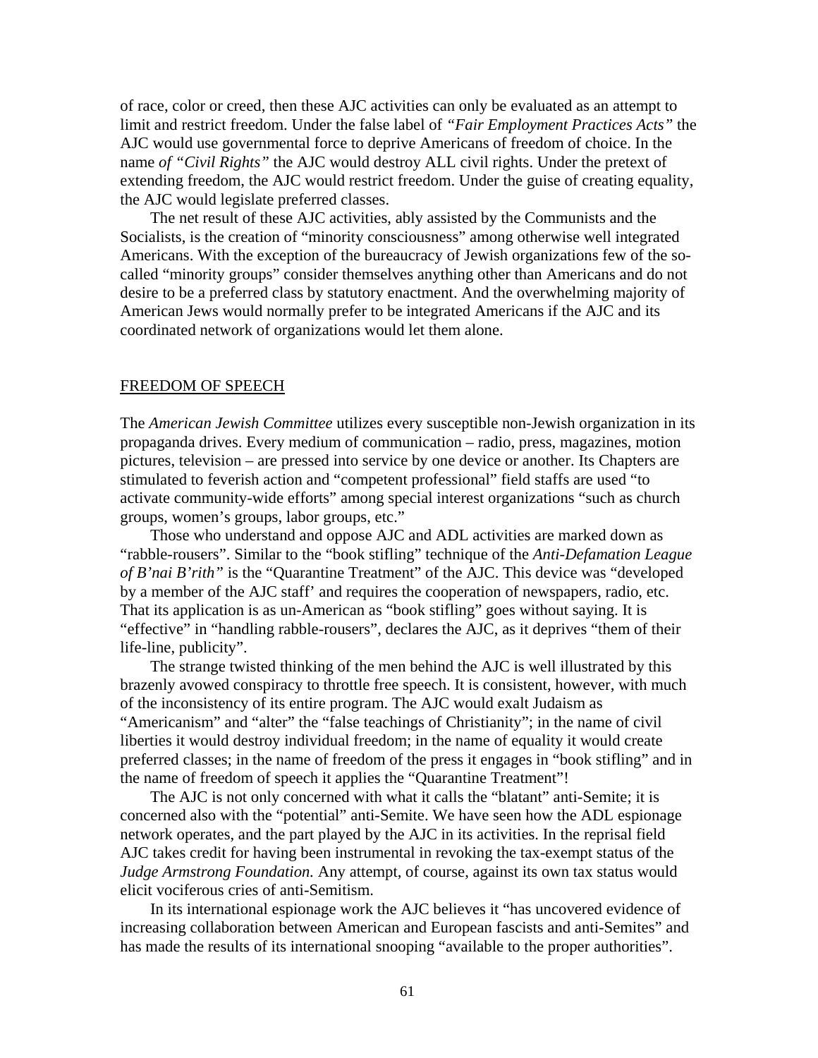of race, color or creed, then these AJC activities can only be evaluated as an attempt to limit and restrict freedom. Under the false label of *"Fair Employment Practices Acts"* the AJC would use governmental force to deprive Americans of freedom of choice. In the name *of "Civil Rights"* the AJC would destroy ALL civil rights. Under the pretext of extending freedom, the AJC would restrict freedom. Under the guise of creating equality, the AJC would legislate preferred classes.

The net result of these AJC activities, ably assisted by the Communists and the Socialists, is the creation of "minority consciousness" among otherwise well integrated Americans. With the exception of the bureaucracy of Jewish organizations few of the so-called "minority groups" consider themselves anything other than Americans and do not desire to be a preferred class by statutory enactment. And the overwhelming majority of American Jews would normally prefer to be integrated Americans if the AJC and its coordinated network of organizations would let them alone.

## FREEDOM OF SPEECH

The *American Jewish Committee* utilizes every susceptible non-Jewish organization in its propaganda drives. Every medium of communication – radio, press, magazines, motion pictures, television – are pressed into service by one device or another. Its Chapters are stimulated to feverish action and "competent professional" field staffs are used "to activate community-wide efforts" among special interest organizations "such as church groups, women's groups, labor groups, etc."

Those who understand and oppose AJC and ADL activities are marked down as "rabble-rousers". Similar to the "book stifling" technique of the *Anti-Defamation League of B'nai B'rith"* is the "Quarantine Treatment" of the AJC. This device was "developed by a member of the AJC staff' and requires the cooperation of newspapers, radio, etc. That its application is as un-American as "book stifling" goes without saying. It is "effective" in "handling rabble-rousers", declares the AJC, as it deprives "them of their life-line, publicity".

The strange twisted thinking of the men behind the AJC is well illustrated by this brazenly avowed conspiracy to throttle free speech. It is consistent, however, with much of the inconsistency of its entire program. The AJC would exalt Judaism as "Americanism" and "alter" the "false teachings of Christianity"; in the name of civil liberties it would destroy individual freedom; in the name of equality it would create preferred classes; in the name of freedom of the press it engages in "book stifling" and in the name of freedom of speech it applies the "Quarantine Treatment"!

The AJC is not only concerned with what it calls the "blatant" anti-Semite; it is concerned also with the "potential" anti-Semite. We have seen how the ADL espionage network operates, and the part played by the AJC in its activities. In the reprisal field AJC takes credit for having been instrumental in revoking the tax-exempt status of the *Judge Armstrong Foundation.* Any attempt, of course, against its own tax status would elicit vociferous cries of anti-Semitism.

In its international espionage work the AJC believes it "has uncovered evidence of increasing collaboration between American and European fascists and anti-Semites" and has made the results of its international snooping "available to the proper authorities".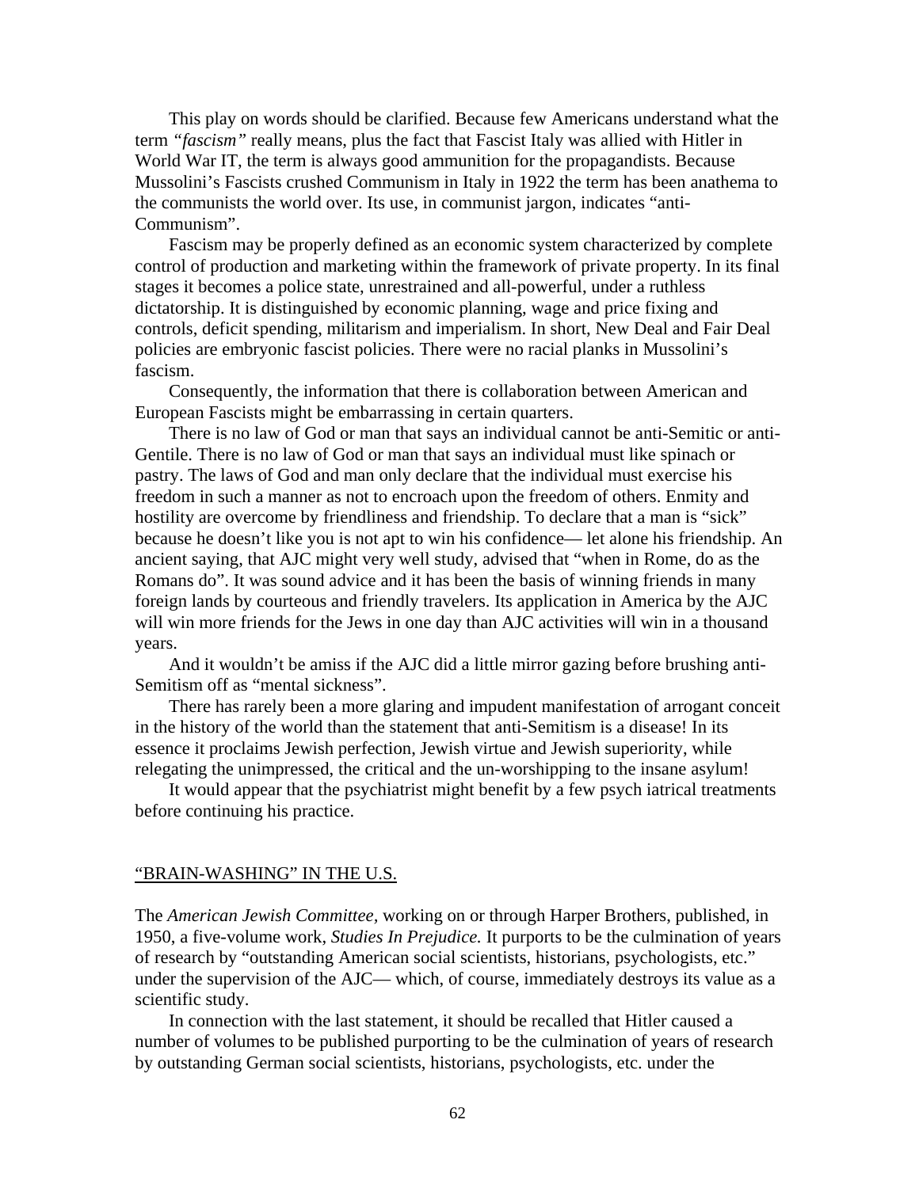This play on words should be clarified. Because few Americans understand what the term *"fascism"* really means, plus the fact that Fascist Italy was allied with Hitler in World War IT, the term is always good ammunition for the propagandists. Because Mussolini's Fascists crushed Communism in Italy in 1922 the term has been anathema to the communists the world over. Its use, in communist jargon, indicates "anti-Communism".

Fascism may be properly defined as an economic system characterized by complete control of production and marketing within the framework of private property. In its final stages it becomes a police state, unrestrained and all-powerful, under a ruthless dictatorship. It is distinguished by economic planning, wage and price fixing and controls, deficit spending, militarism and imperialism. In short, New Deal and Fair Deal policies are embryonic fascist policies. There were no racial planks in Mussolini's fascism.

Consequently, the information that there is collaboration between American and European Fascists might be embarrassing in certain quarters.

There is no law of God or man that says an individual cannot be anti-Semitic or anti-Gentile. There is no law of God or man that says an individual must like spinach or pastry. The laws of God and man only declare that the individual must exercise his freedom in such a manner as not to encroach upon the freedom of others. Enmity and hostility are overcome by friendliness and friendship. To declare that a man is "sick" because he doesn't like you is not apt to win his confidence— let alone his friendship. An ancient saying, that AJC might very well study, advised that "when in Rome, do as the Romans do". It was sound advice and it has been the basis of winning friends in many foreign lands by courteous and friendly travelers. Its application in America by the AJC will win more friends for the Jews in one day than AJC activities will win in a thousand years.

And it wouldn't be amiss if the AJC did a little mirror gazing before brushing anti-Semitism off as "mental sickness".

There has rarely been a more glaring and impudent manifestation of arrogant conceit in the history of the world than the statement that anti-Semitism is a disease! In its essence it proclaims Jewish perfection, Jewish virtue and Jewish superiority, while relegating the unimpressed, the critical and the un-worshipping to the insane asylum!

It would appear that the psychiatrist might benefit by a few psych iatrical treatments before continuing his practice.

## "BRAIN-WASHING" IN THE U.S.

The *American Jewish Committee*, working on or through Harper Brothers, published, in 1950, a five-volume work, *Studies In Prejudice.* It purports to be the culmination of years of research by "outstanding American social scientists, historians, psychologists, etc." under the supervision of the AJC— which, of course, immediately destroys its value as a scientific study.

In connection with the last statement, it should be recalled that Hitler caused a number of volumes to be published purporting to be the culmination of years of research by outstanding German social scientists, historians, psychologists, etc. under the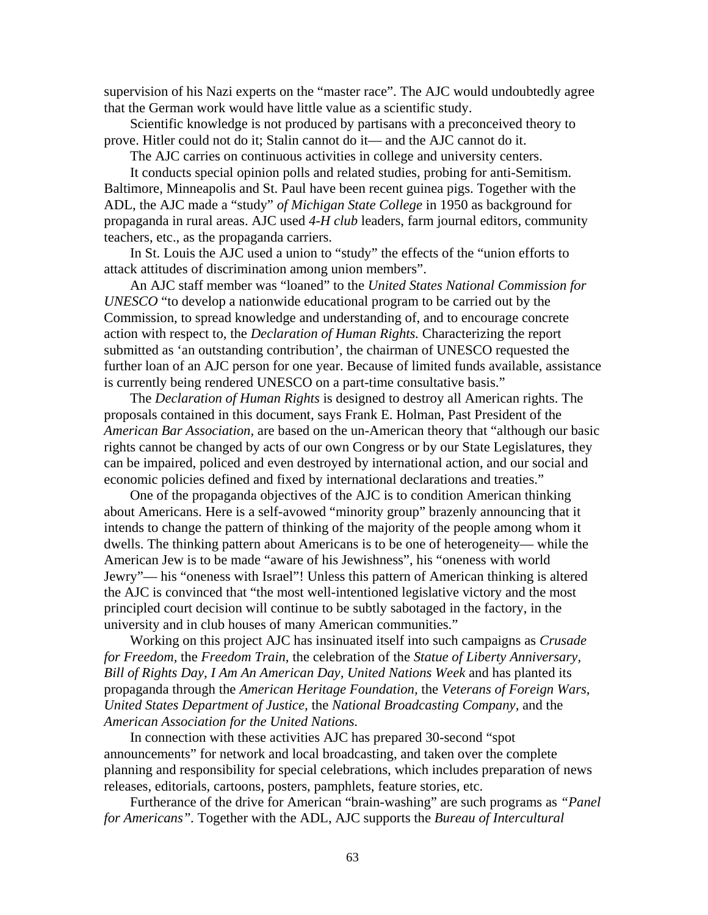supervision of his Nazi experts on the "master race". The AJC would undoubtedly agree that the German work would have little value as a scientific study.

Scientific knowledge is not produced by partisans with a preconceived theory to prove. Hitler could not do it; Stalin cannot do it— and the AJC cannot do it.

The AJC carries on continuous activities in college and university centers.

It conducts special opinion polls and related studies, probing for anti-Semitism. Baltimore, Minneapolis and St. Paul have been recent guinea pigs. Together with the ADL, the AJC made a "study" *of Michigan State College* in 1950 as background for propaganda in rural areas. AJC used *4-H club* leaders, farm journal editors, community teachers, etc., as the propaganda carriers.

In St. Louis the AJC used a union to "study" the effects of the "union efforts to attack attitudes of discrimination among union members".

An AJC staff member was "loaned" to the *United States National Commission for UNESCO* "to develop a nationwide educational program to be carried out by the Commission, to spread knowledge and understanding of, and to encourage concrete action with respect to, the *Declaration of Human Rights.* Characterizing the report submitted as 'an outstanding contribution', the chairman of UNESCO requested the further loan of an AJC person for one year. Because of limited funds available, assistance is currently being rendered UNESCO on a part-time consultative basis."

The *Declaration of Human Rights* is designed to destroy all American rights. The proposals contained in this document, says Frank E. Holman, Past President of the *American Bar Association,* are based on the un-American theory that "although our basic rights cannot be changed by acts of our own Congress or by our State Legislatures, they can be impaired, policed and even destroyed by international action, and our social and economic policies defined and fixed by international declarations and treaties."

One of the propaganda objectives of the AJC is to condition American thinking about Americans. Here is a self-avowed "minority group" brazenly announcing that it intends to change the pattern of thinking of the majority of the people among whom it dwells. The thinking pattern about Americans is to be one of heterogeneity— while the American Jew is to be made "aware of his Jewishness", his "oneness with world Jewry"— his "oneness with Israel"! Unless this pattern of American thinking is altered the AJC is convinced that "the most well-intentioned legislative victory and the most principled court decision will continue to be subtly sabotaged in the factory, in the university and in club houses of many American communities."

Working on this project AJC has insinuated itself into such campaigns as *Crusade for Freedom,* the *Freedom Train,* the celebration of the *Statue of Liberty Anniversary, Bill of Rights Day, I Am An American Day, United Nations Week* and has planted its propaganda through the *American Heritage Foundation,* the *Veterans of Foreign Wars, United States Department of Justice,* the *National Broadcasting Company,* and the *American Association for the United Nations.*

In connection with these activities AJC has prepared 30-second "spot announcements" for network and local broadcasting, and taken over the complete planning and responsibility for special celebrations, which includes preparation of news releases, editorials, cartoons, posters, pamphlets, feature stories, etc.

Furtherance of the drive for American "brain-washing" are such programs as *"Panel for Americans".* Together with the ADL, AJC supports the *Bureau of Intercultural*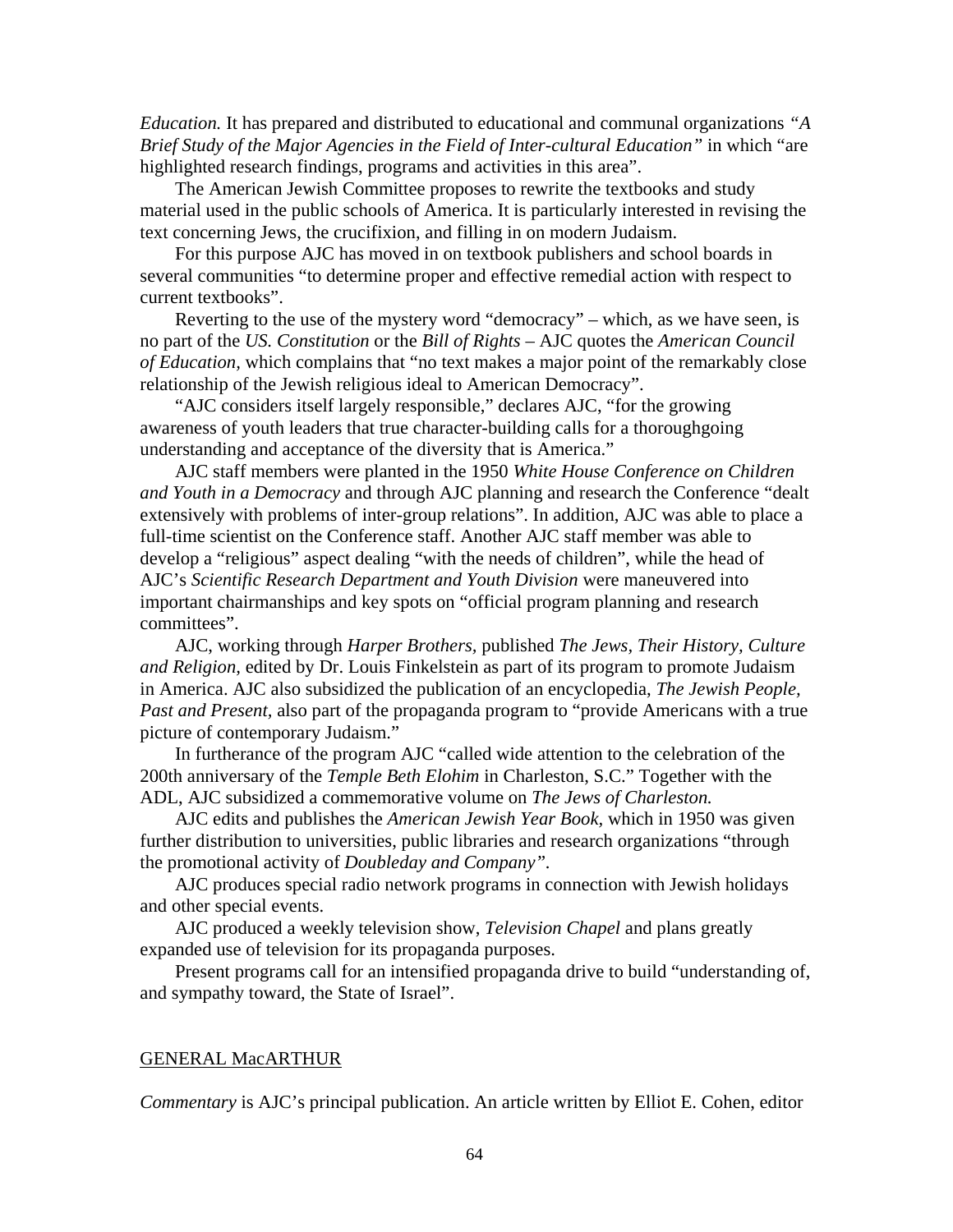*Education.* It has prepared and distributed to educational and communal organizations *"A Brief Study of the Major Agencies in the Field of Inter-cultural Education"* in which "are highlighted research findings, programs and activities in this area".

The American Jewish Committee proposes to rewrite the textbooks and study material used in the public schools of America. It is particularly interested in revising the text concerning Jews, the crucifixion, and filling in on modern Judaism.

For this purpose AJC has moved in on textbook publishers and school boards in several communities "to determine proper and effective remedial action with respect to current textbooks".

Reverting to the use of the mystery word "democracy" – which, as we have seen, is no part of the *US. Constitution* or the *Bill of Rights* – AJC quotes the *American Council of Education,* which complains that "no text makes a major point of the remarkably close relationship of the Jewish religious ideal to American Democracy".

"AJC considers itself largely responsible," declares AJC, "for the growing awareness of youth leaders that true character-building calls for a thoroughgoing understanding and acceptance of the diversity that is America."

AJC staff members were planted in the 1950 *White House Conference on Children and Youth in a Democracy* and through AJC planning and research the Conference "dealt extensively with problems of inter-group relations". In addition, AJC was able to place a full-time scientist on the Conference staff. Another AJC staff member was able to develop a "religious" aspect dealing "with the needs of children", while the head of AJC's *Scientific Research Department and Youth Division* were maneuvered into important chairmanships and key spots on "official program planning and research committees".

AJC, working through *Harper Brothers,* published *The Jews, Their History, Culture and Religion,* edited by Dr. Louis Finkelstein as part of its program to promote Judaism in America. AJC also subsidized the publication of an encyclopedia, *The Jewish People, Past and Present,* also part of the propaganda program to "provide Americans with a true picture of contemporary Judaism."

In furtherance of the program AJC "called wide attention to the celebration of the 200th anniversary of the *Temple Beth Elohim* in Charleston, S.C." Together with the ADL, AJC subsidized a commemorative volume on *The Jews of Charleston.*

AJC edits and publishes the *American Jewish Year Book,* which in 1950 was given further distribution to universities, public libraries and research organizations "through the promotional activity of *Doubleday and Company"*.

AJC produces special radio network programs in connection with Jewish holidays and other special events.

AJC produced a weekly television show, *Television Chapel* and plans greatly expanded use of television for its propaganda purposes.

Present programs call for an intensified propaganda drive to build "understanding of, and sympathy toward, the State of Israel".

## GENERAL MacARTHUR

*Commentary* is AJC's principal publication. An article written by Elliot E. Cohen, editor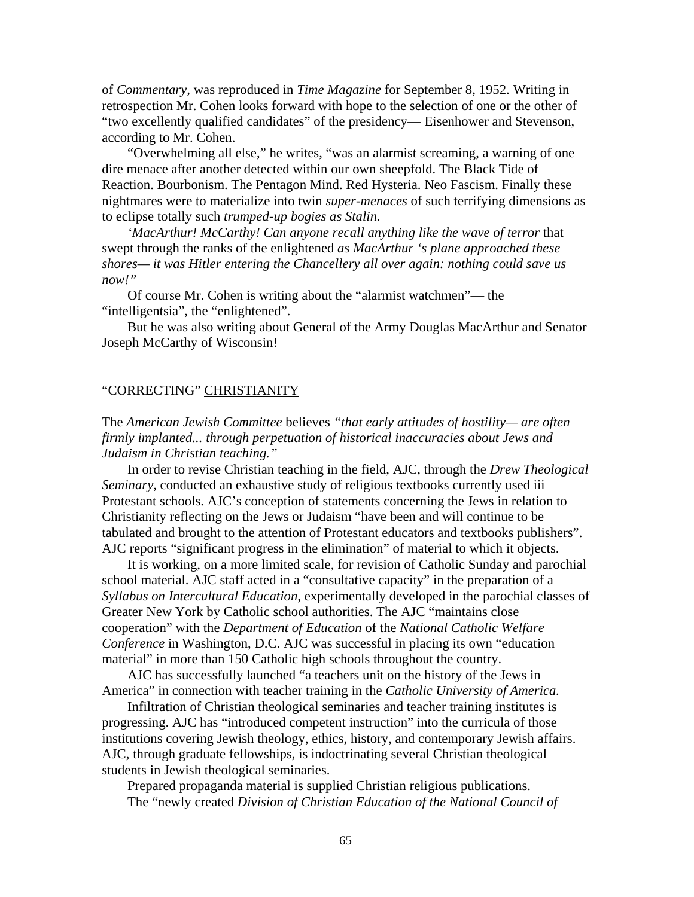of *Commentary,* was reproduced in *Time Magazine* for September 8, 1952. Writing in retrospection Mr. Cohen looks forward with hope to the selection of one or the other of "two excellently qualified candidates" of the presidency— Eisenhower and Stevenson, according to Mr. Cohen.

"Overwhelming all else," he writes, "was an alarmist screaming, a warning of one dire menace after another detected within our own sheepfold. The Black Tide of Reaction. Bourbonism. The Pentagon Mind. Red Hysteria. Neo Fascism. Finally these nightmares were to materialize into twin *super-menaces* of such terrifying dimensions as to eclipse totally such *trumped-up bogies as Stalin.*

*'MacArthur! McCarthy! Can anyone recall anything like the wave of terror* that swept through the ranks of the enlightened *as MacArthur 's plane approached these shores— it was Hitler entering the Chancellery all over again: nothing could save us now!"*

Of course Mr. Cohen is writing about the "alarmist watchmen"— the "intelligentsia", the "enlightened".

But he was also writing about General of the Army Douglas MacArthur and Senator Joseph McCarthy of Wisconsin!

## "CORRECTING" <u>CHRISTIANITY</u>

The *American Jewish Committee* believes *"that early attitudes of hostility— are often firmly implanted... through perpetuation of historical inaccuracies about Jews and Judaism in Christian teaching."*

In order to revise Christian teaching in the field, AJC, through the *Drew Theological Seminary,* conducted an exhaustive study of religious textbooks currently used iii Protestant schools. AJC's conception of statements concerning the Jews in relation to Christianity reflecting on the Jews or Judaism "have been and will continue to be tabulated and brought to the attention of Protestant educators and textbooks publishers". AJC reports "significant progress in the elimination" of material to which it objects.

It is working, on a more limited scale, for revision of Catholic Sunday and parochial school material. AJC staff acted in a "consultative capacity" in the preparation of a *Syllabus on Intercultural Education,* experimentally developed in the parochial classes of Greater New York by Catholic school authorities. The AJC "maintains close cooperation" with the *Department of Education* of the *National Catholic Welfare Conference* in Washington, D.C. AJC was successful in placing its own "education material" in more than 150 Catholic high schools throughout the country.

AJC has successfully launched "a teachers unit on the history of the Jews in America" in connection with teacher training in the *Catholic University of America.*

Infiltration of Christian theological seminaries and teacher training institutes is progressing. AJC has "introduced competent instruction" into the curricula of those institutions covering Jewish theology, ethics, history, and contemporary Jewish affairs. AJC, through graduate fellowships, is indoctrinating several Christian theological students in Jewish theological seminaries.

Prepared propaganda material is supplied Christian religious publications.

The "newly created *Division of Christian Education of the National Council of*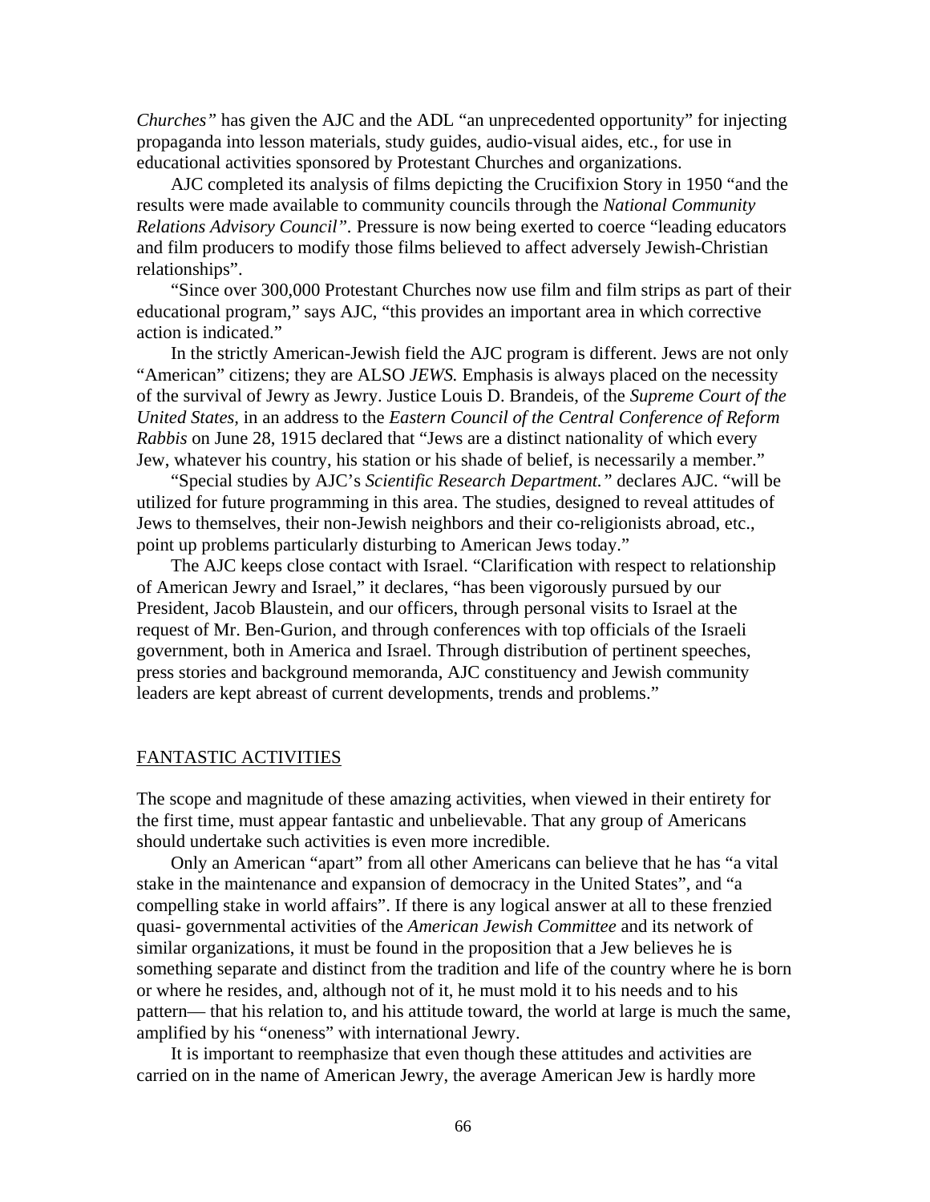*Churches"* has given the AJC and the ADL "an unprecedented opportunity" for injecting propaganda into lesson materials, study guides, audio-visual aides, etc., for use in educational activities sponsored by Protestant Churches and organizations.

AJC completed its analysis of films depicting the Crucifixion Story in 1950 "and the results were made available to community councils through the *National Community Relations Advisory Council"*. Pressure is now being exerted to coerce "leading educators and film producers to modify those films believed to affect adversely Jewish-Christian relationships".

"Since over 300,000 Protestant Churches now use film and film strips as part of their educational program," says AJC, "this provides an important area in which corrective action is indicated."

In the strictly American-Jewish field the AJC program is different. Jews are not only "American" citizens; they are ALSO *JEWS.* Emphasis is always placed on the necessity of the survival of Jewry as Jewry. Justice Louis D. Brandeis, of the *Supreme Court of the United States,* in an address to the *Eastern Council of the Central Conference of Reform Rabbis* on June 28, 1915 declared that "Jews are a distinct nationality of which every Jew, whatever his country, his station or his shade of belief, is necessarily a member."

"Special studies by AJC's *Scientific Research Department."* declares AJC. "will be utilized for future programming in this area. The studies, designed to reveal attitudes of Jews to themselves, their non-Jewish neighbors and their co-religionists abroad, etc., point up problems particularly disturbing to American Jews today."

The AJC keeps close contact with Israel. "Clarification with respect to relationship of American Jewry and Israel," it declares, "has been vigorously pursued by our President, Jacob Blaustein, and our officers, through personal visits to Israel at the request of Mr. Ben-Gurion, and through conferences with top officials of the Israeli government, both in America and Israel. Through distribution of pertinent speeches, press stories and background memoranda, AJC constituency and Jewish community leaders are kept abreast of current developments, trends and problems."

## FANTASTIC ACTIVITIES

The scope and magnitude of these amazing activities, when viewed in their entirety for the first time, must appear fantastic and unbelievable. That any group of Americans should undertake such activities is even more incredible.

Only an American "apart" from all other Americans can believe that he has "a vital stake in the maintenance and expansion of democracy in the United States", and "a compelling stake in world affairs". If there is any logical answer at all to these frenzied quasi- governmental activities of the *American Jewish Committee* and its network of similar organizations, it must be found in the proposition that a Jew believes he is something separate and distinct from the tradition and life of the country where he is born or where he resides, and, although not of it, he must mold it to his needs and to his pattern— that his relation to, and his attitude toward, the world at large is much the same, amplified by his "oneness" with international Jewry.

It is important to reemphasize that even though these attitudes and activities are carried on in the name of American Jewry, the average American Jew is hardly more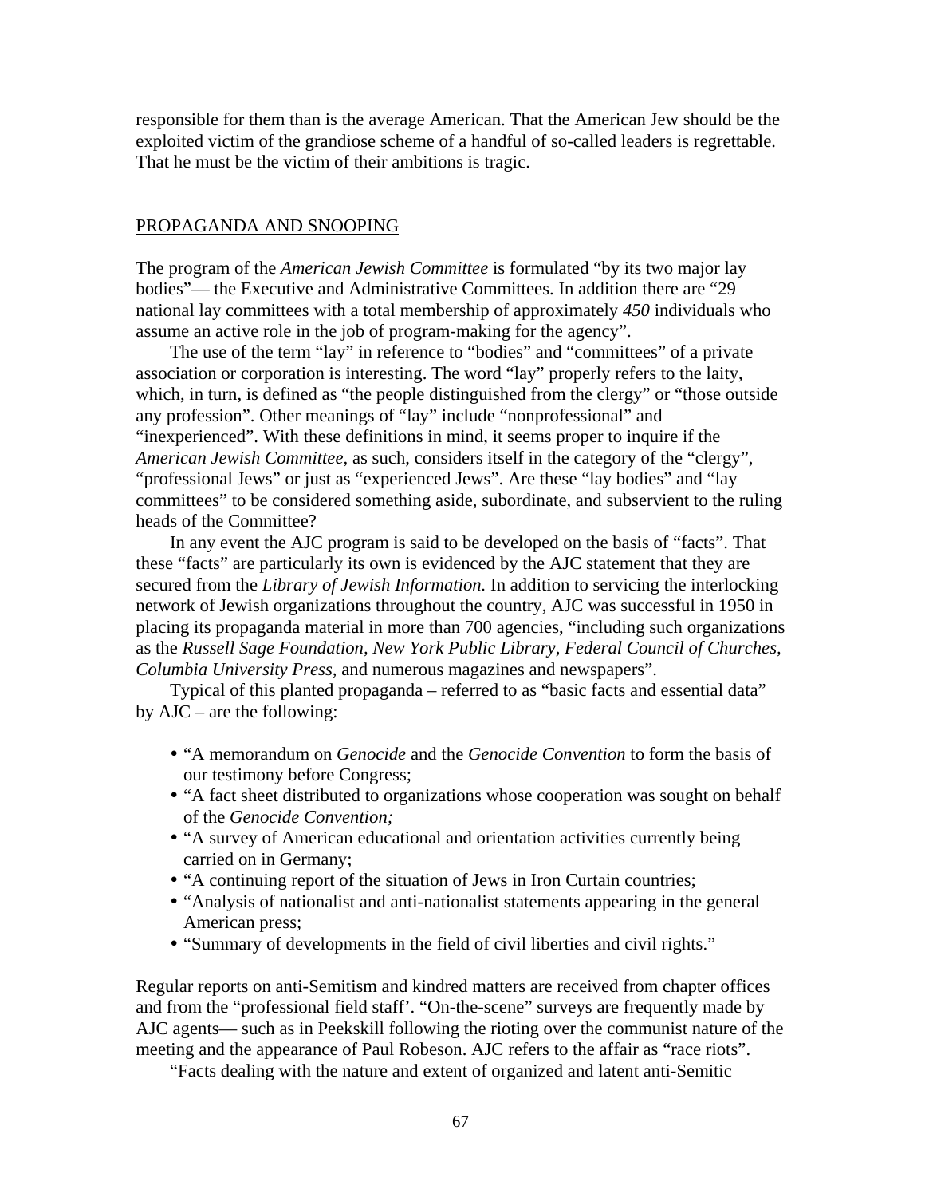responsible for them than is the average American. That the American Jew should be the exploited victim of the grandiose scheme of a handful of so-called leaders is regrettable. That he must be the victim of their ambitions is tragic.

## PROPAGANDA AND SNOOPING

The program of the *American Jewish Committee* is formulated "by its two major lay bodies"— the Executive and Administrative Committees. In addition there are "29 national lay committees with a total membership of approximately *450* individuals who assume an active role in the job of program-making for the agency".

The use of the term "lay" in reference to "bodies" and "committees" of a private association or corporation is interesting. The word "lay" properly refers to the laity, which, in turn, is defined as "the people distinguished from the clergy" or "those outside any profession". Other meanings of "lay" include "nonprofessional" and "inexperienced". With these definitions in mind, it seems proper to inquire if the *American Jewish Committee*, as such, considers itself in the category of the "clergy", "professional Jews" or just as "experienced Jews". Are these "lay bodies" and "lay committees" to be considered something aside, subordinate, and subservient to the ruling heads of the Committee?

In any event the AJC program is said to be developed on the basis of "facts". That these "facts" are particularly its own is evidenced by the AJC statement that they are secured from the *Library of Jewish Information.* In addition to servicing the interlocking network of Jewish organizations throughout the country, AJC was successful in 1950 in placing its propaganda material in more than 700 agencies, "including such organizations as the *Russell Sage Foundation, New York Public Library, Federal Council of Churches, Columbia University Press,* and numerous magazines and newspapers".

Typical of this planted propaganda – referred to as "basic facts and essential data" by AJC – are the following:

- "A memorandum on *Genocide* and the *Genocide Convention* to form the basis of our testimony before Congress;
- "A fact sheet distributed to organizations whose cooperation was sought on behalf of the *Genocide Convention;*
- "A survey of American educational and orientation activities currently being carried on in Germany;
- "A continuing report of the situation of Jews in Iron Curtain countries;
- "Analysis of nationalist and anti-nationalist statements appearing in the general American press;
- "Summary of developments in the field of civil liberties and civil rights."

Regular reports on anti-Semitism and kindred matters are received from chapter offices and from the "professional field staff'. "On-the-scene" surveys are frequently made by AJC agents— such as in Peekskill following the rioting over the communist nature of the meeting and the appearance of Paul Robeson. AJC refers to the affair as "race riots".

"Facts dealing with the nature and extent of organized and latent anti-Semitic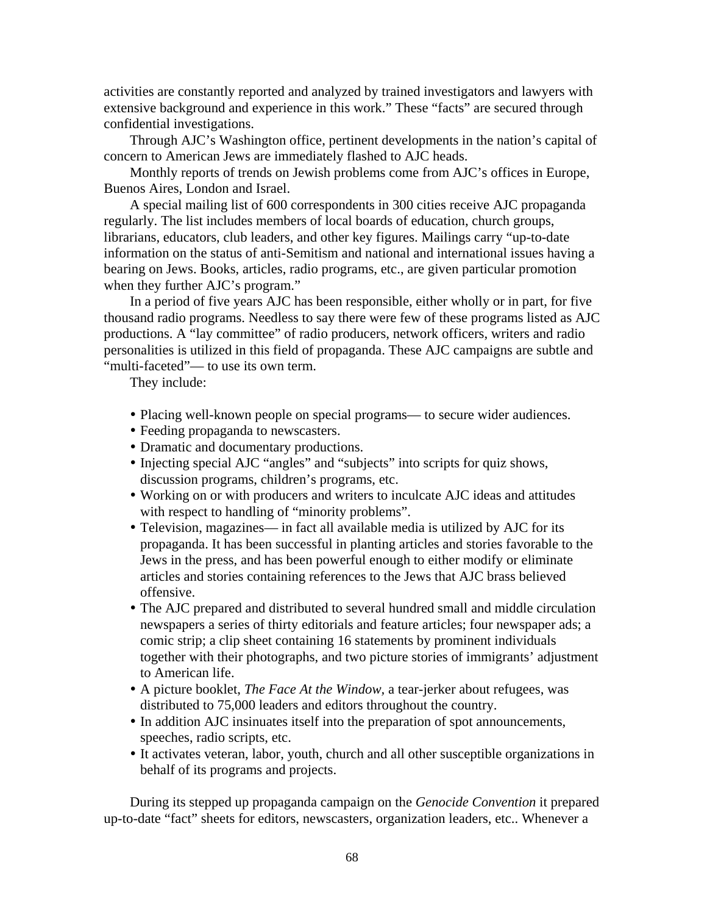activities are constantly reported and analyzed by trained investigators and lawyers with extensive background and experience in this work." These "facts" are secured through confidential investigations.

Through AJC's Washington office, pertinent developments in the nation's capital of concern to American Jews are immediately flashed to AJC heads.

Monthly reports of trends on Jewish problems come from AJC's offices in Europe, Buenos Aires, London and Israel.

A special mailing list of 600 correspondents in 300 cities receive AJC propaganda regularly. The list includes members of local boards of education, church groups, librarians, educators, club leaders, and other key figures. Mailings carry "up-to-date information on the status of anti-Semitism and national and international issues having a bearing on Jews. Books, articles, radio programs, etc., are given particular promotion when they further AJC's program."

In a period of five years AJC has been responsible, either wholly or in part, for five thousand radio programs. Needless to say there were few of these programs listed as AJC productions. A "lay committee" of radio producers, network officers, writers and radio personalities is utilized in this field of propaganda. These AJC campaigns are subtle and "multi-faceted"— to use its own term.

They include:

- Placing well-known people on special programs— to secure wider audiences.
- Feeding propaganda to newscasters.
- Dramatic and documentary productions.
- Injecting special AJC "angles" and "subjects" into scripts for quiz shows, discussion programs, children's programs, etc.
- Working on or with producers and writers to inculcate AJC ideas and attitudes with respect to handling of "minority problems".
- Television, magazines— in fact all available media is utilized by AJC for its propaganda. It has been successful in planting articles and stories favorable to the Jews in the press, and has been powerful enough to either modify or eliminate articles and stories containing references to the Jews that AJC brass believed offensive.
- The AJC prepared and distributed to several hundred small and middle circulation newspapers a series of thirty editorials and feature articles; four newspaper ads; a comic strip; a clip sheet containing 16 statements by prominent individuals together with their photographs, and two picture stories of immigrants' adjustment to American life.
- A picture booklet, *The Face At the Window*, a tear-jerker about refugees, was distributed to 75,000 leaders and editors throughout the country.
- In addition AJC insinuates itself into the preparation of spot announcements, speeches, radio scripts, etc.
- It activates veteran, labor, youth, church and all other susceptible organizations in behalf of its programs and projects.

During its stepped up propaganda campaign on the *Genocide Convention* it prepared up-to-date "fact" sheets for editors, newscasters, organization leaders, etc.. Whenever a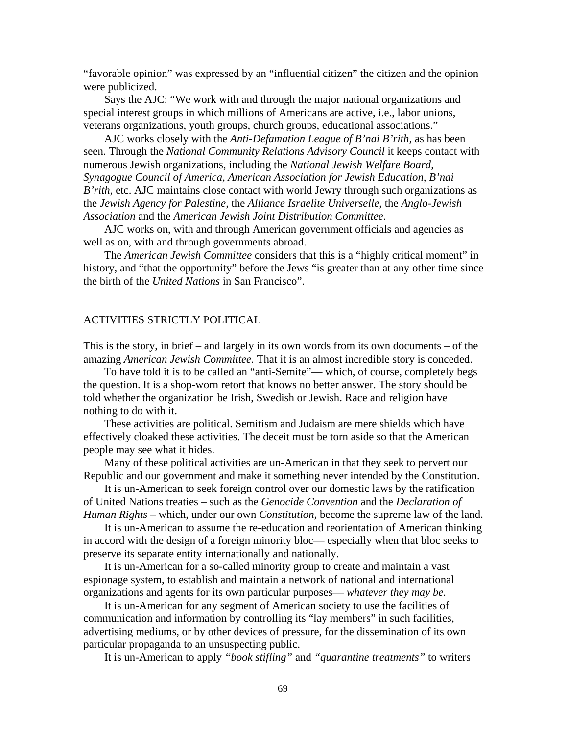"favorable opinion" was expressed by an "influential citizen" the citizen and the opinion were publicized.

Says the AJC: "We work with and through the major national organizations and special interest groups in which millions of Americans are active, i.e., labor unions, veterans organizations, youth groups, church groups, educational associations."

AJC works closely with the *Anti-Defamation League of B'nai B'rith,* as has been seen. Through the *National Community Relations Advisory Council* it keeps contact with numerous Jewish organizations, including the *National Jewish Welfare Board, Synagogue Council of America, American Association for Jewish Education, B'nai B'rith,* etc. AJC maintains close contact with world Jewry through such organizations as the *Jewish Agency for Palestine,* the *Alliance Israelite Universelle,* the *Anglo-Jewish Association* and the *American Jewish Joint Distribution Committee.*

AJC works on, with and through American government officials and agencies as well as on, with and through governments abroad.

The *American Jewish Committee* considers that this is a "highly critical moment" in history, and "that the opportunity" before the Jews "is greater than at any other time since the birth of the *United Nations* in San Francisco".

## ACTIVITIES STRICTLY POLITICAL

This is the story, in brief – and largely in its own words from its own documents – of the amazing *American Jewish Committee.* That it is an almost incredible story is conceded.

To have told it is to be called an "anti-Semite"— which, of course, completely begs the question. It is a shop-worn retort that knows no better answer. The story should be told whether the organization be Irish, Swedish or Jewish. Race and religion have nothing to do with it.

These activities are political. Semitism and Judaism are mere shields which have effectively cloaked these activities. The deceit must be torn aside so that the American people may see what it hides.

Many of these political activities are un-American in that they seek to pervert our Republic and our government and make it something never intended by the Constitution.

It is un-American to seek foreign control over our domestic laws by the ratification of United Nations treaties – such as the *Genocide Convention* and the *Declaration of Human Rights* – which, under our own *Constitution,* become the supreme law of the land.

It is un-American to assume the re-education and reorientation of American thinking in accord with the design of a foreign minority bloc— especially when that bloc seeks to preserve its separate entity internationally and nationally.

It is un-American for a so-called minority group to create and maintain a vast espionage system, to establish and maintain a network of national and international organizations and agents for its own particular purposes— *whatever they may be.*

It is un-American for any segment of American society to use the facilities of communication and information by controlling its "lay members" in such facilities, advertising mediums, or by other devices of pressure, for the dissemination of its own particular propaganda to an unsuspecting public.

It is un-American to apply *"book stifling"* and *"quarantine treatments"* to writers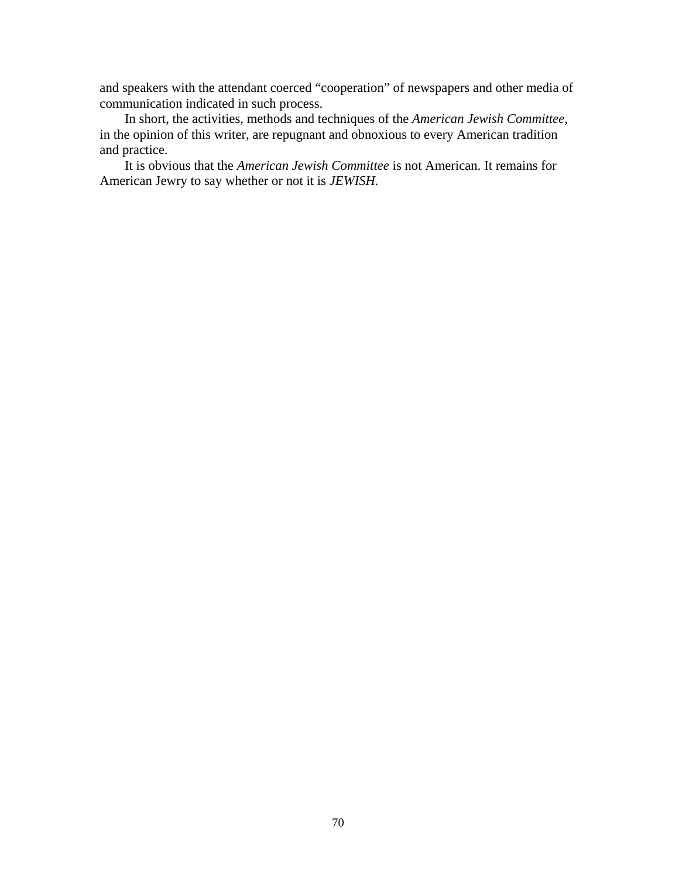and speakers with the attendant coerced "cooperation" of newspapers and other media of communication indicated in such process.

In short, the activities, methods and techniques of the *American Jewish Committee*, in the opinion of this writer, are repugnant and obnoxious to every American tradition and practice.

It is obvious that the *American Jewish Committee* is not American. It remains for American Jewry to say whether or not it is *JEWISH.*